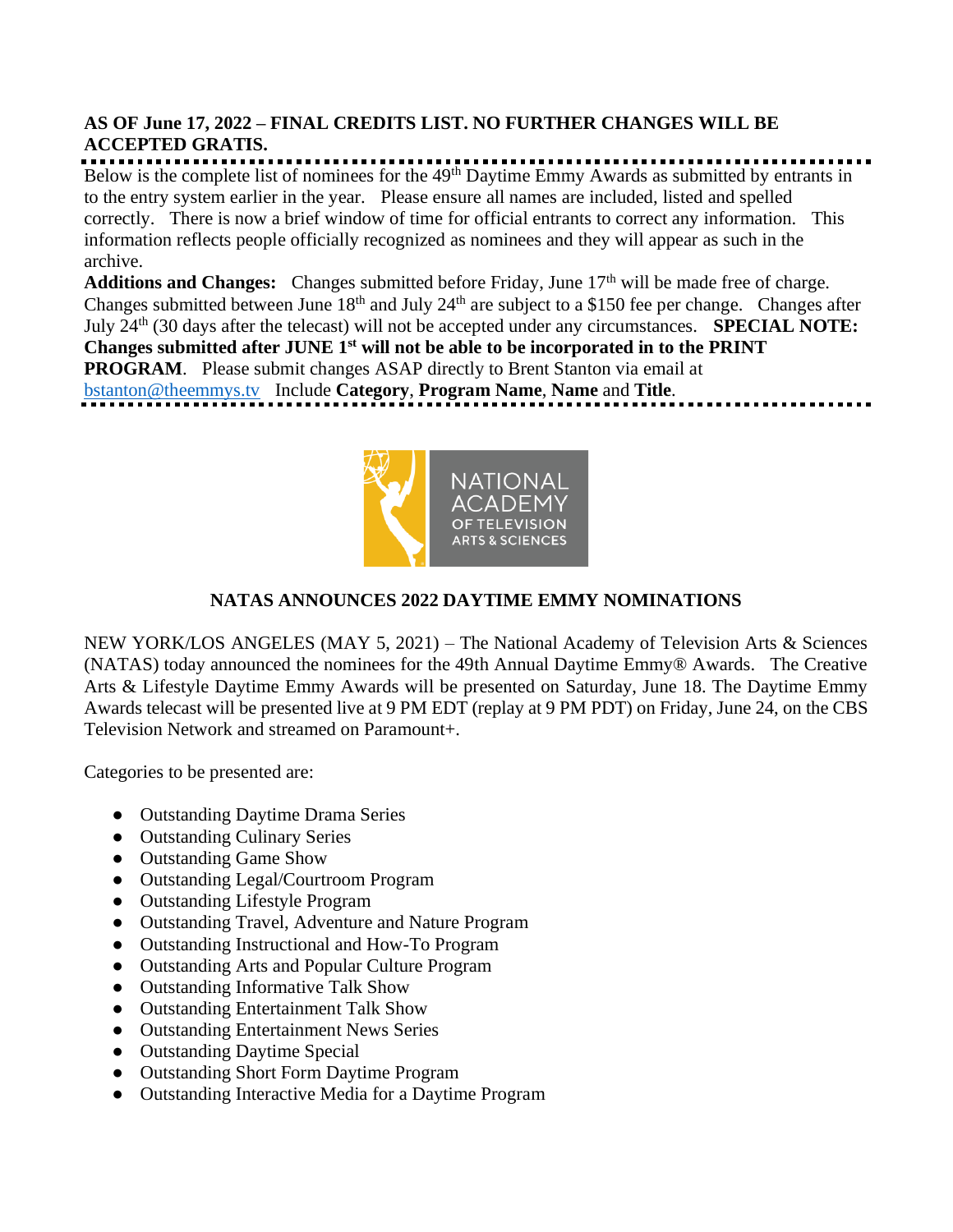**AS OF June 17, 2022 – FINAL CREDITS LIST. NO FURTHER CHANGES WILL BE ACCEPTED GRATIS.**

Below is the complete list of nominees for the 49th Daytime Emmy Awards as submitted by entrants in to the entry system earlier in the year. Please ensure all names are included, listed and spelled correctly. There is now a brief window of time for official entrants to correct any information. This information reflects people officially recognized as nominees and they will appear as such in the archive.

**Additions and Changes:** Changes submitted before Friday, June 17th will be made free of charge. Changes submitted between June 18th and July 24th are subject to a $150 fee per change. Changes after July 24th (30 days after the telecast) will not be accepted under any circumstances. **SPECIAL NOTE: Changes submitted after JUNE 1st will not be able to be incorporated in to the PRINT PROGRAM**. Please submit changes ASAP directly to Brent Stanton via email at bstanton@theemmys.tv Include **Category**, **Program Name**, **Name** and **Title**.

NATIONAL ACADEMY OF TELEVISION ARTS & SCIENCES

## NATAS ANNOUNCES 2022 DAYTIME EMMY NOMINATIONS

NEW YORK/LOS ANGELES (MAY 5, 2021) – The National Academy of Television Arts & Sciences (NATAS) today announced the nominees for the 49th Annual Daytime Emmy® Awards. The Creative Arts & Lifestyle Daytime Emmy Awards will be presented on Saturday, June 18. The Daytime Emmy Awards telecast will be presented live at 9 PM EDT (replay at 9 PM PDT) on Friday, June 24, on the CBS Television Network and streamed on Paramount+.

Categories to be presented are:

- Outstanding Daytime Drama Series
- Outstanding Culinary Series
- Outstanding Game Show
- Outstanding Legal/Courtroom Program
- Outstanding Lifestyle Program
- Outstanding Travel, Adventure and Nature Program
- Outstanding Instructional and How-To Program
- Outstanding Arts and Popular Culture Program
- Outstanding Informative Talk Show
- Outstanding Entertainment Talk Show
- Outstanding Entertainment News Series
- Outstanding Daytime Special
- Outstanding Short Form Daytime Program
- Outstanding Interactive Media for a Daytime Program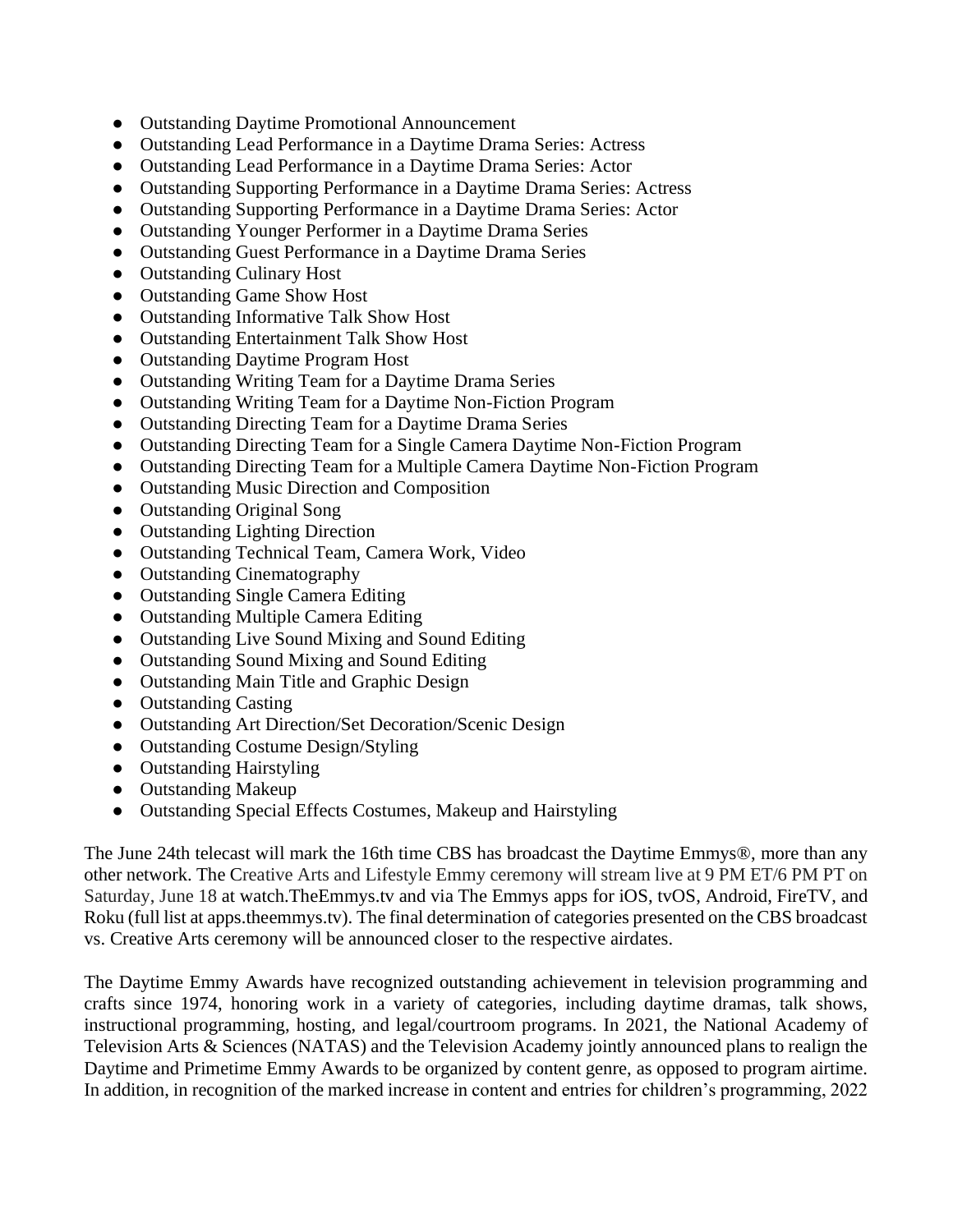- Outstanding Daytime Promotional Announcement
- Outstanding Lead Performance in a Daytime Drama Series: Actress
- Outstanding Lead Performance in a Daytime Drama Series: Actor
- Outstanding Supporting Performance in a Daytime Drama Series: Actress
- Outstanding Supporting Performance in a Daytime Drama Series: Actor
- Outstanding Younger Performer in a Daytime Drama Series
- Outstanding Guest Performance in a Daytime Drama Series
- Outstanding Culinary Host
- Outstanding Game Show Host
- Outstanding Informative Talk Show Host
- Outstanding Entertainment Talk Show Host
- Outstanding Daytime Program Host
- Outstanding Writing Team for a Daytime Drama Series
- Outstanding Writing Team for a Daytime Non-Fiction Program
- Outstanding Directing Team for a Daytime Drama Series
- Outstanding Directing Team for a Single Camera Daytime Non-Fiction Program
- Outstanding Directing Team for a Multiple Camera Daytime Non-Fiction Program
- Outstanding Music Direction and Composition
- Outstanding Original Song
- Outstanding Lighting Direction
- Outstanding Technical Team, Camera Work, Video
- Outstanding Cinematography
- Outstanding Single Camera Editing
- Outstanding Multiple Camera Editing
- Outstanding Live Sound Mixing and Sound Editing
- Outstanding Sound Mixing and Sound Editing
- Outstanding Main Title and Graphic Design
- Outstanding Casting
- Outstanding Art Direction/Set Decoration/Scenic Design
- Outstanding Costume Design/Styling
- Outstanding Hairstyling
- Outstanding Makeup
- Outstanding Special Effects Costumes, Makeup and Hairstyling

The June 24th telecast will mark the 16th time CBS has broadcast the Daytime Emmys®, more than any other network. The Creative Arts and Lifestyle Emmy ceremony will stream live at 9 PM ET/6 PM PT on Saturday, June 18 at watch.TheEmmys.tv and via The Emmys apps for iOS, tvOS, Android, FireTV, and Roku (full list at apps.theemmys.tv). The final determination of categories presented on the CBS broadcast vs. Creative Arts ceremony will be announced closer to the respective airdates.

The Daytime Emmy Awards have recognized outstanding achievement in television programming and crafts since 1974, honoring work in a variety of categories, including daytime dramas, talk shows, instructional programming, hosting, and legal/courtroom programs. In 2021, the National Academy of Television Arts & Sciences (NATAS) and the Television Academy jointly announced plans to realign the Daytime and Primetime Emmy Awards to be organized by content genre, as opposed to program airtime. In addition, in recognition of the marked increase in content and entries for children's programming, 2022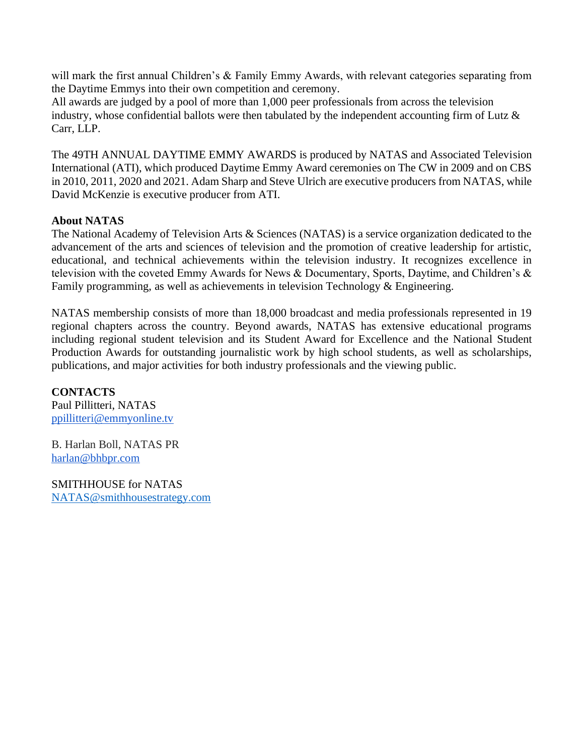will mark the first annual Children's & Family Emmy Awards, with relevant categories separating from the Daytime Emmys into their own competition and ceremony.
All awards are judged by a pool of more than 1,000 peer professionals from across the television industry, whose confidential ballots were then tabulated by the independent accounting firm of Lutz & Carr, LLP.

The 49TH ANNUAL DAYTIME EMMY AWARDS is produced by NATAS and Associated Television International (ATI), which produced Daytime Emmy Award ceremonies on The CW in 2009 and on CBS in 2010, 2011, 2020 and 2021. Adam Sharp and Steve Ulrich are executive producers from NATAS, while David McKenzie is executive producer from ATI.

**About NATAS**
The National Academy of Television Arts & Sciences (NATAS) is a service organization dedicated to the advancement of the arts and sciences of television and the promotion of creative leadership for artistic, educational, and technical achievements within the television industry. It recognizes excellence in television with the coveted Emmy Awards for News & Documentary, Sports, Daytime, and Children's & Family programming, as well as achievements in television Technology & Engineering.

NATAS membership consists of more than 18,000 broadcast and media professionals represented in 19 regional chapters across the country. Beyond awards, NATAS has extensive educational programs including regional student television and its Student Award for Excellence and the National Student Production Awards for outstanding journalistic work by high school students, as well as scholarships, publications, and major activities for both industry professionals and the viewing public.

**CONTACTS**
Paul Pillitteri, NATAS
ppillitteri@emmyonline.tv

B. Harlan Boll, NATAS PR
harlan@bhbpr.com

SMITHHOUSE for NATAS
NATAS@smithhousestrategy.com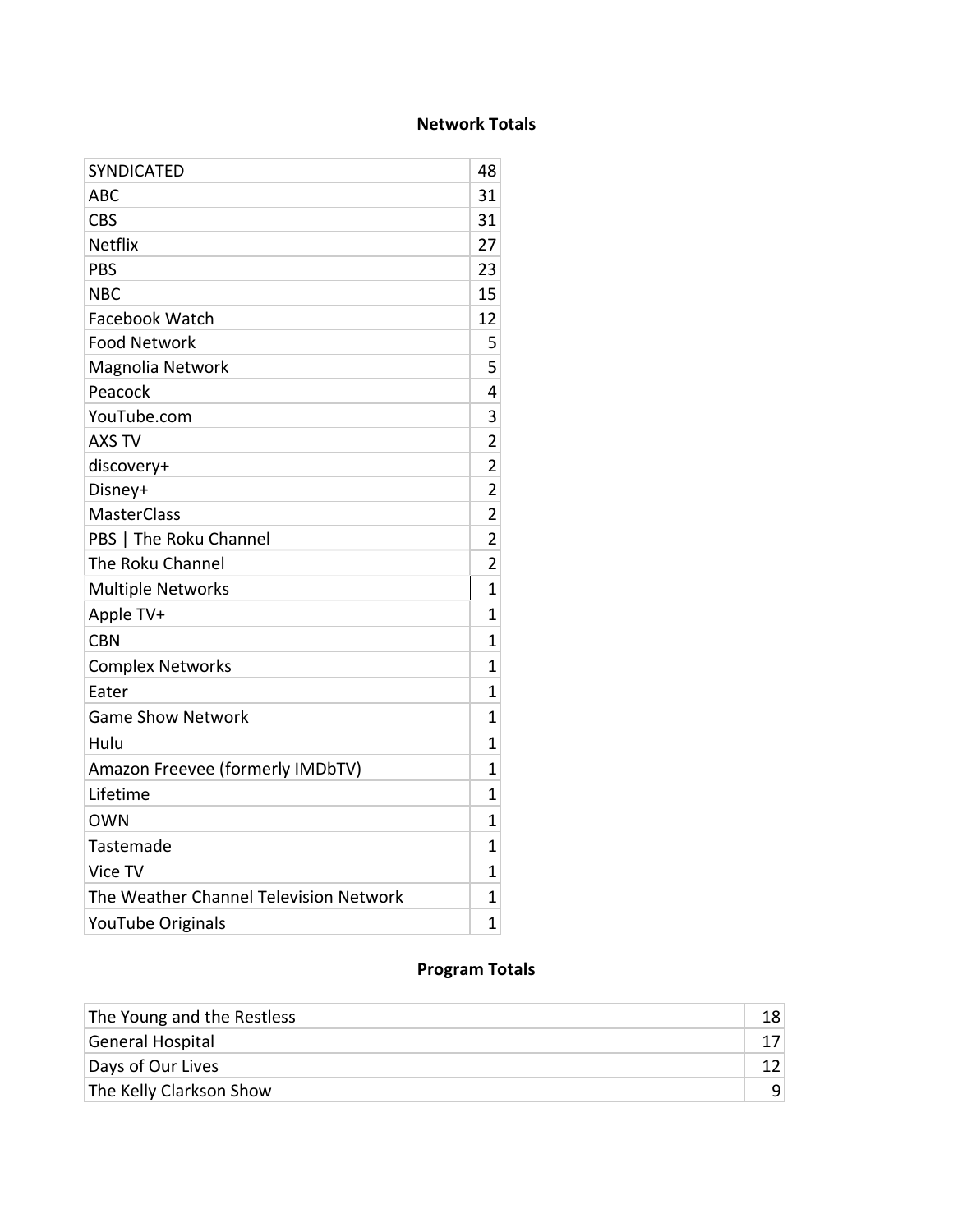**Network Totals**

| Network | Total |
|---|---|
| SYNDICATED | 48 |
| ABC | 31 |
| CBS | 31 |
| Netflix | 27 |
| PBS | 23 |
| NBC | 15 |
| Facebook Watch | 12 |
| Food Network | 5 |
| Magnolia Network | 5 |
| Peacock | 4 |
| YouTube.com | 3 |
| AXS TV | 2 |
| discovery+ | 2 |
| Disney+ | 2 |
| MasterClass | 2 |
| PBS \| The Roku Channel | 2 |
| The Roku Channel | 2 |
| Multiple Networks | 1 |
| Apple TV+ | 1 |
| CBN | 1 |
| Complex Networks | 1 |
| Eater | 1 |
| Game Show Network | 1 |
| Hulu | 1 |
| Amazon Freevee (formerly IMDbTV) | 1 |
| Lifetime | 1 |
| OWN | 1 |
| Tastemade | 1 |
| Vice TV | 1 |
| The Weather Channel Television Network | 1 |
| YouTube Originals | 1 |

**Program Totals**

| Program | Total |
|---|---|
| The Young and the Restless | 18 |
| General Hospital | 17 |
| Days of Our Lives | 12 |
| The Kelly Clarkson Show | 9 |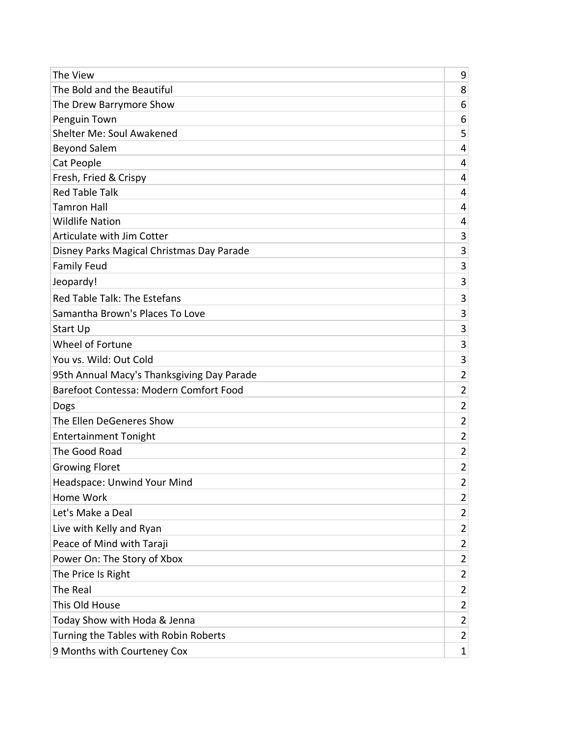| | |
|---|---|
| The View | 9 |
| The Bold and the Beautiful | 8 |
| The Drew Barrymore Show | 6 |
| Penguin Town | 6 |
| Shelter Me: Soul Awakened | 5 |
| Beyond Salem | 4 |
| Cat People | 4 |
| Fresh, Fried & Crispy | 4 |
| Red Table Talk | 4 |
| Tamron Hall | 4 |
| Wildlife Nation | 4 |
| Articulate with Jim Cotter | 3 |
| Disney Parks Magical Christmas Day Parade | 3 |
| Family Feud | 3 |
| Jeopardy! | 3 |
| Red Table Talk: The Estefans | 3 |
| Samantha Brown's Places To Love | 3 |
| Start Up | 3 |
| Wheel of Fortune | 3 |
| You vs. Wild: Out Cold | 3 |
| 95th Annual Macy's Thanksgiving Day Parade | 2 |
| Barefoot Contessa: Modern Comfort Food | 2 |
| Dogs | 2 |
| The Ellen DeGeneres Show | 2 |
| Entertainment Tonight | 2 |
| The Good Road | 2 |
| Growing Floret | 2 |
| Headspace: Unwind Your Mind | 2 |
| Home Work | 2 |
| Let's Make a Deal | 2 |
| Live with Kelly and Ryan | 2 |
| Peace of Mind with Taraji | 2 |
| Power On: The Story of Xbox | 2 |
| The Price Is Right | 2 |
| The Real | 2 |
| This Old House | 2 |
| Today Show with Hoda & Jenna | 2 |
| Turning the Tables with Robin Roberts | 2 |
| 9 Months with Courteney Cox | 1 |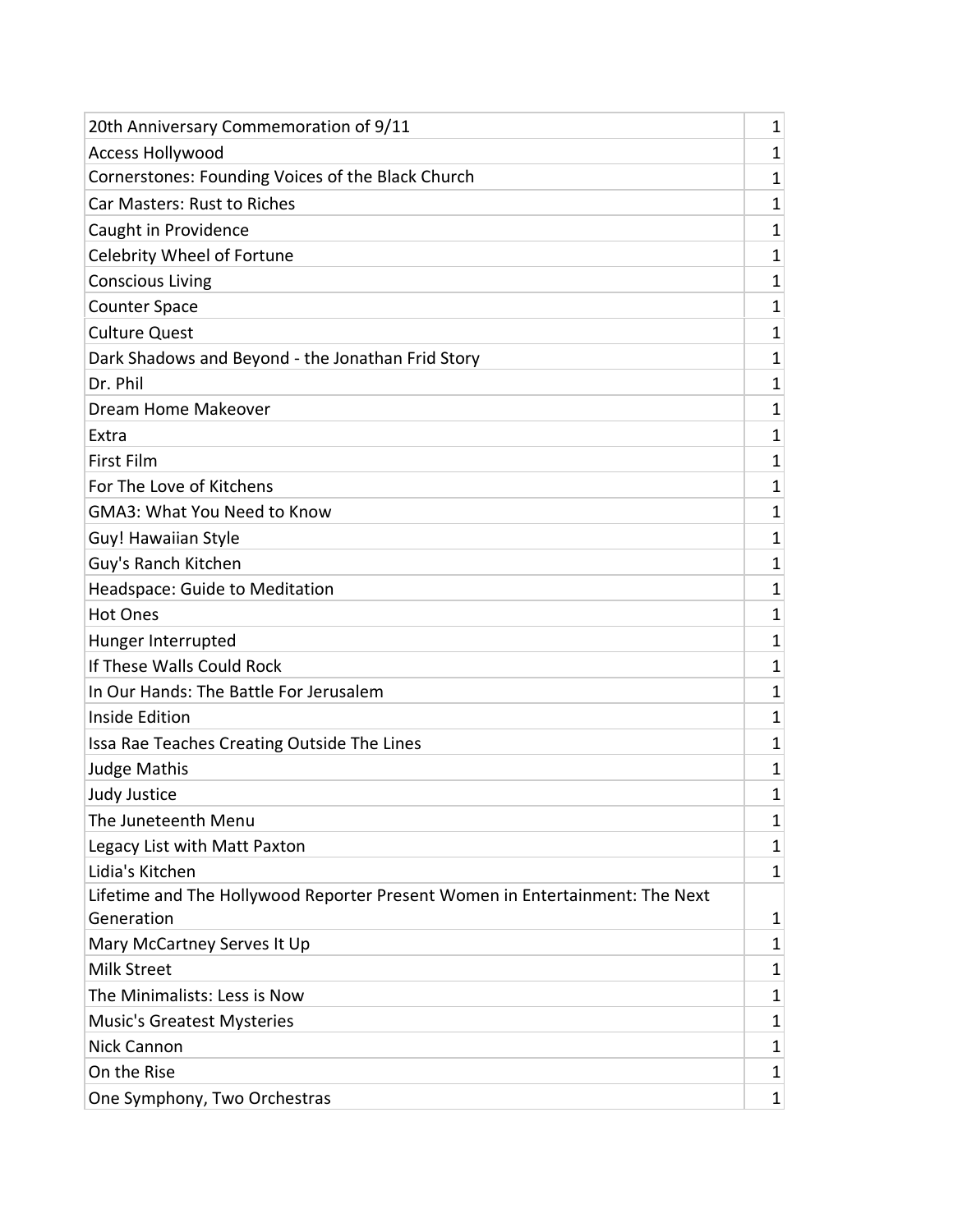| | |
|---|---|
| 20th Anniversary Commemoration of 9/11 | 1 |
| Access Hollywood | 1 |
| Cornerstones: Founding Voices of the Black Church | 1 |
| Car Masters: Rust to Riches | 1 |
| Caught in Providence | 1 |
| Celebrity Wheel of Fortune | 1 |
| Conscious Living | 1 |
| Counter Space | 1 |
| Culture Quest | 1 |
| Dark Shadows and Beyond - the Jonathan Frid Story | 1 |
| Dr. Phil | 1 |
| Dream Home Makeover | 1 |
| Extra | 1 |
| First Film | 1 |
| For The Love of Kitchens | 1 |
| GMA3: What You Need to Know | 1 |
| Guy! Hawaiian Style | 1 |
| Guy's Ranch Kitchen | 1 |
| Headspace: Guide to Meditation | 1 |
| Hot Ones | 1 |
| Hunger Interrupted | 1 |
| If These Walls Could Rock | 1 |
| In Our Hands: The Battle For Jerusalem | 1 |
| Inside Edition | 1 |
| Issa Rae Teaches Creating Outside The Lines | 1 |
| Judge Mathis | 1 |
| Judy Justice | 1 |
| The Juneteenth Menu | 1 |
| Legacy List with Matt Paxton | 1 |
| Lidia's Kitchen | 1 |
| Lifetime and The Hollywood Reporter Present Women in Entertainment: The Next Generation | 1 |
| Mary McCartney Serves It Up | 1 |
| Milk Street | 1 |
| The Minimalists: Less is Now | 1 |
| Music's Greatest Mysteries | 1 |
| Nick Cannon | 1 |
| On the Rise | 1 |
| One Symphony, Two Orchestras | 1 |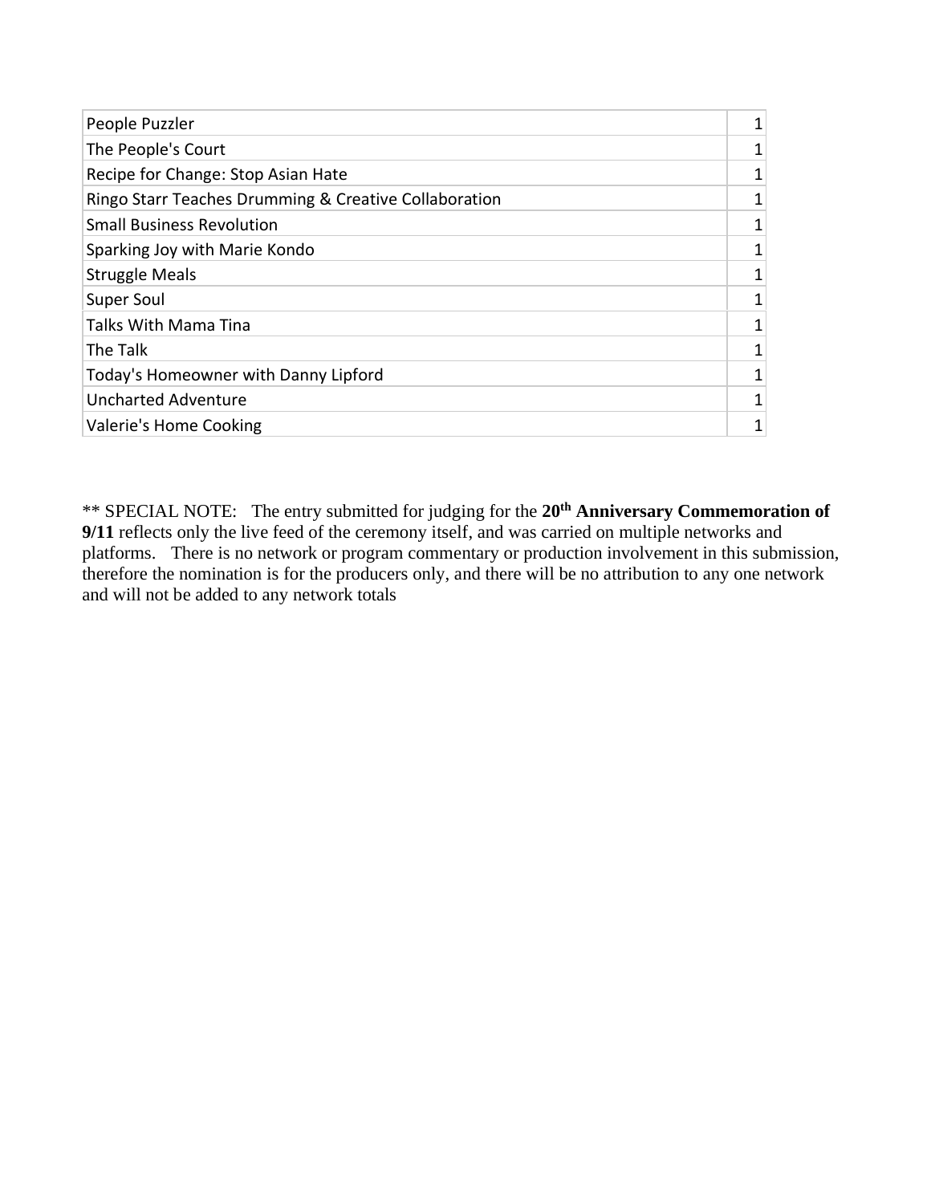| | |
|---|---|
| People Puzzler | 1 |
| The People's Court | 1 |
| Recipe for Change: Stop Asian Hate | 1 |
| Ringo Starr Teaches Drumming & Creative Collaboration | 1 |
| Small Business Revolution | 1 |
| Sparking Joy with Marie Kondo | 1 |
| Struggle Meals | 1 |
| Super Soul | 1 |
| Talks With Mama Tina | 1 |
| The Talk | 1 |
| Today's Homeowner with Danny Lipford | 1 |
| Uncharted Adventure | 1 |
| Valerie's Home Cooking | 1 |

** SPECIAL NOTE: The entry submitted for judging for the **20th Anniversary Commemoration of 9/11** reflects only the live feed of the ceremony itself, and was carried on multiple networks and platforms. There is no network or program commentary or production involvement in this submission, therefore the nomination is for the producers only, and there will be no attribution to any one network and will not be added to any network totals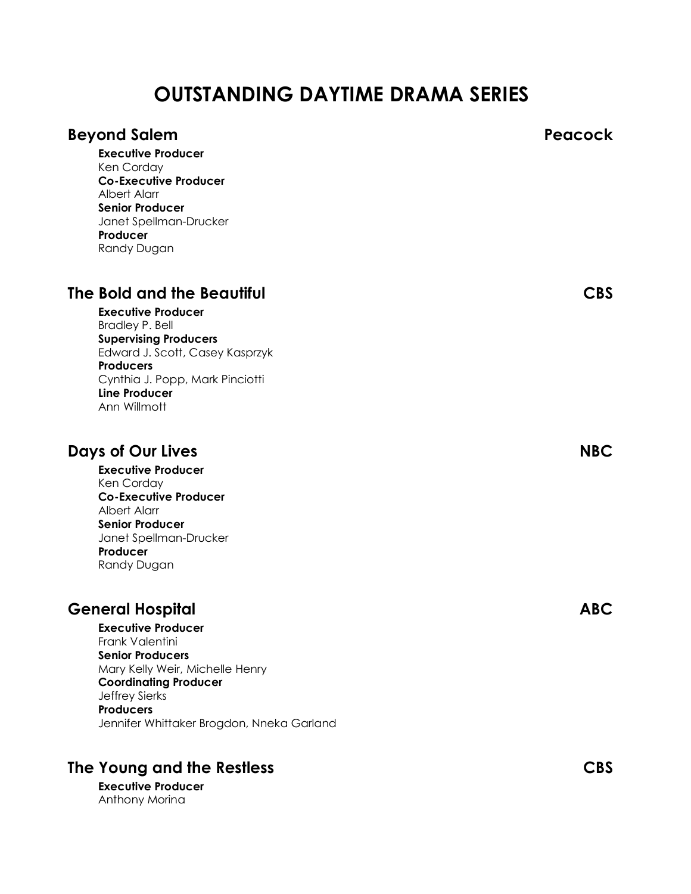# OUTSTANDING DAYTIME DRAMA SERIES

## Beyond Salem — Peacock

**Executive Producer**
Ken Corday
**Co-Executive Producer**
Albert Alarr
**Senior Producer**
Janet Spellman-Drucker
**Producer**
Randy Dugan

## The Bold and the Beautiful — CBS

**Executive Producer**
Bradley P. Bell
**Supervising Producers**
Edward J. Scott, Casey Kasprzyk
**Producers**
Cynthia J. Popp, Mark Pinciotti
**Line Producer**
Ann Willmott

## Days of Our Lives — NBC

**Executive Producer**
Ken Corday
**Co-Executive Producer**
Albert Alarr
**Senior Producer**
Janet Spellman-Drucker
**Producer**
Randy Dugan

## General Hospital — ABC

**Executive Producer**
Frank Valentini
**Senior Producers**
Mary Kelly Weir, Michelle Henry
**Coordinating Producer**
Jeffrey Sierks
**Producers**
Jennifer Whittaker Brogdon, Nneka Garland

## The Young and the Restless — CBS

**Executive Producer**
Anthony Morina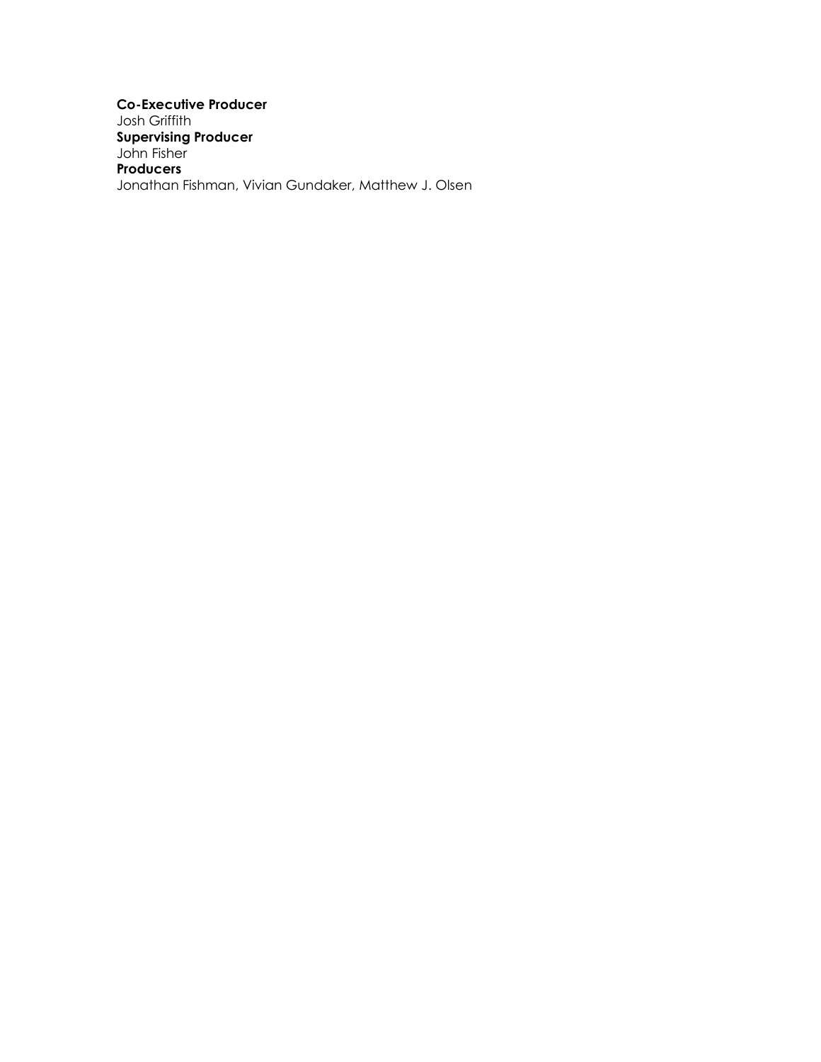**Co-Executive Producer**
Josh Griffith
**Supervising Producer**
John Fisher
**Producers**
Jonathan Fishman, Vivian Gundaker, Matthew J. Olsen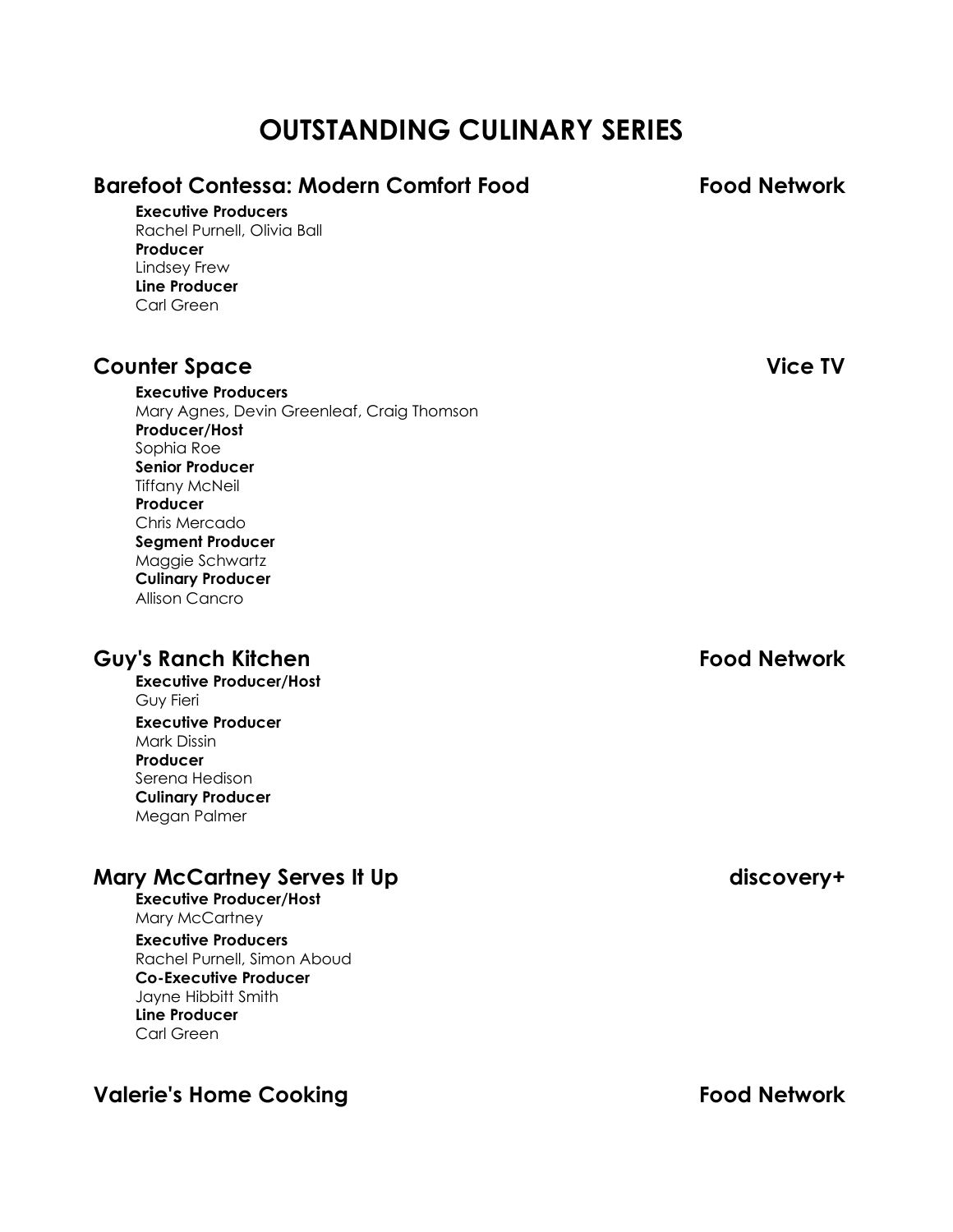# OUTSTANDING CULINARY SERIES

## Barefoot Contessa: Modern Comfort Food — Food Network

**Executive Producers**
Rachel Purnell, Olivia Ball
**Producer**
Lindsey Frew
**Line Producer**
Carl Green

## Counter Space — Vice TV

**Executive Producers**
Mary Agnes, Devin Greenleaf, Craig Thomson
**Producer/Host**
Sophia Roe
**Senior Producer**
Tiffany McNeil
**Producer**
Chris Mercado
**Segment Producer**
Maggie Schwartz
**Culinary Producer**
Allison Cancro

## Guy's Ranch Kitchen — Food Network

**Executive Producer/Host**
Guy Fieri
**Executive Producer**
Mark Dissin
**Producer**
Serena Hedison
**Culinary Producer**
Megan Palmer

## Mary McCartney Serves It Up — discovery+

**Executive Producer/Host**
Mary McCartney
**Executive Producers**
Rachel Purnell, Simon Aboud
**Co-Executive Producer**
Jayne Hibbitt Smith
**Line Producer**
Carl Green

## Valerie's Home Cooking — Food Network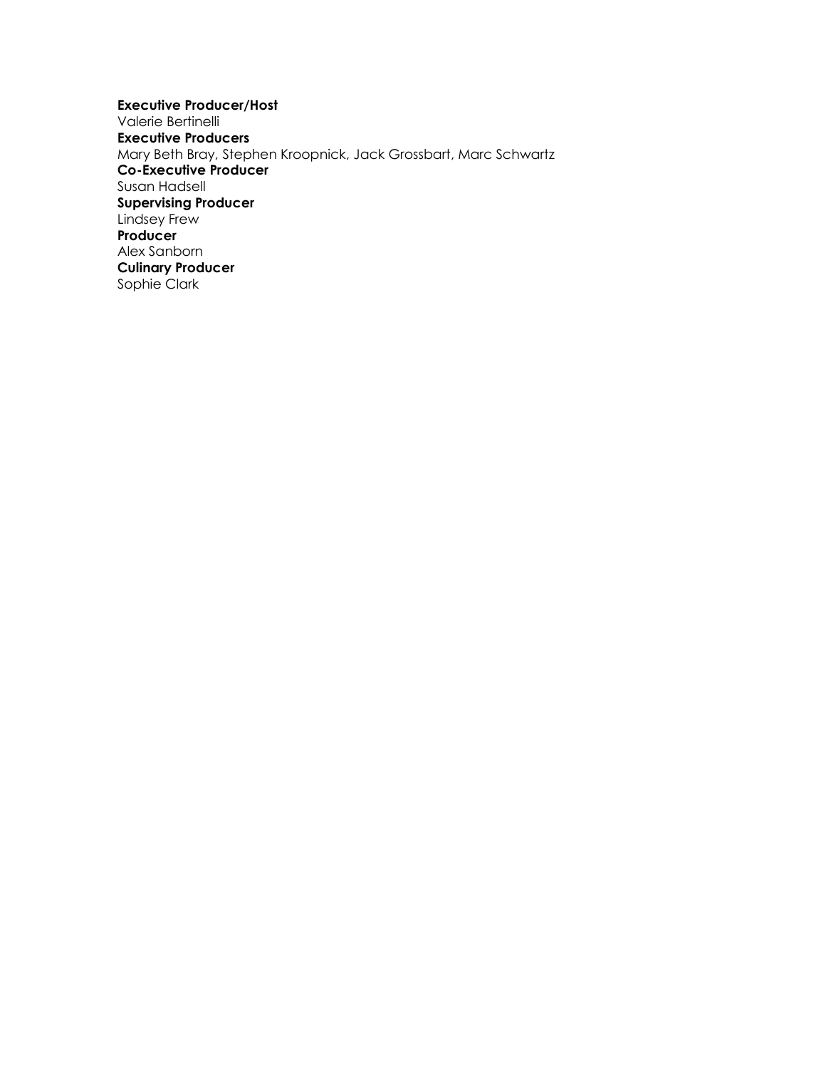**Executive Producer/Host**
Valerie Bertinelli
**Executive Producers**
Mary Beth Bray, Stephen Kroopnick, Jack Grossbart, Marc Schwartz
**Co-Executive Producer**
Susan Hadsell
**Supervising Producer**
Lindsey Frew
**Producer**
Alex Sanborn
**Culinary Producer**
Sophie Clark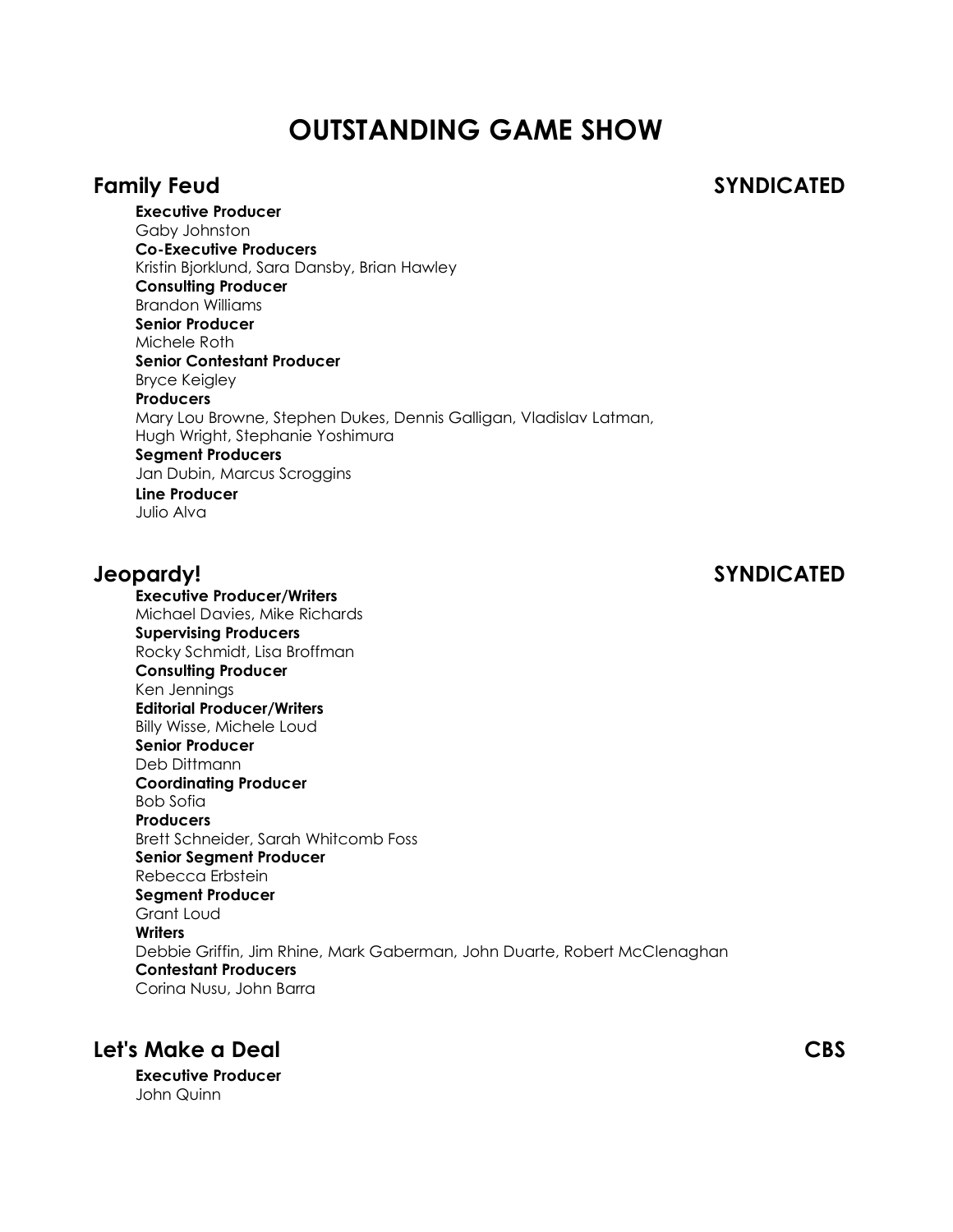# OUTSTANDING GAME SHOW

## Family Feud — SYNDICATED

**Executive Producer**
Gaby Johnston
**Co-Executive Producers**
Kristin Bjorklund, Sara Dansby, Brian Hawley
**Consulting Producer**
Brandon Williams
**Senior Producer**
Michele Roth
**Senior Contestant Producer**
Bryce Keigley
**Producers**
Mary Lou Browne, Stephen Dukes, Dennis Galligan, Vladislav Latman, Hugh Wright, Stephanie Yoshimura
**Segment Producers**
Jan Dubin, Marcus Scroggins
**Line Producer**
Julio Alva

## Jeopardy! — SYNDICATED

**Executive Producer/Writers**
Michael Davies, Mike Richards
**Supervising Producers**
Rocky Schmidt, Lisa Broffman
**Consulting Producer**
Ken Jennings
**Editorial Producer/Writers**
Billy Wisse, Michele Loud
**Senior Producer**
Deb Dittmann
**Coordinating Producer**
Bob Sofia
**Producers**
Brett Schneider, Sarah Whitcomb Foss
**Senior Segment Producer**
Rebecca Erbstein
**Segment Producer**
Grant Loud
**Writers**
Debbie Griffin, Jim Rhine, Mark Gaberman, John Duarte, Robert McClenaghan
**Contestant Producers**
Corina Nusu, John Barra

## Let's Make a Deal — CBS

**Executive Producer**
John Quinn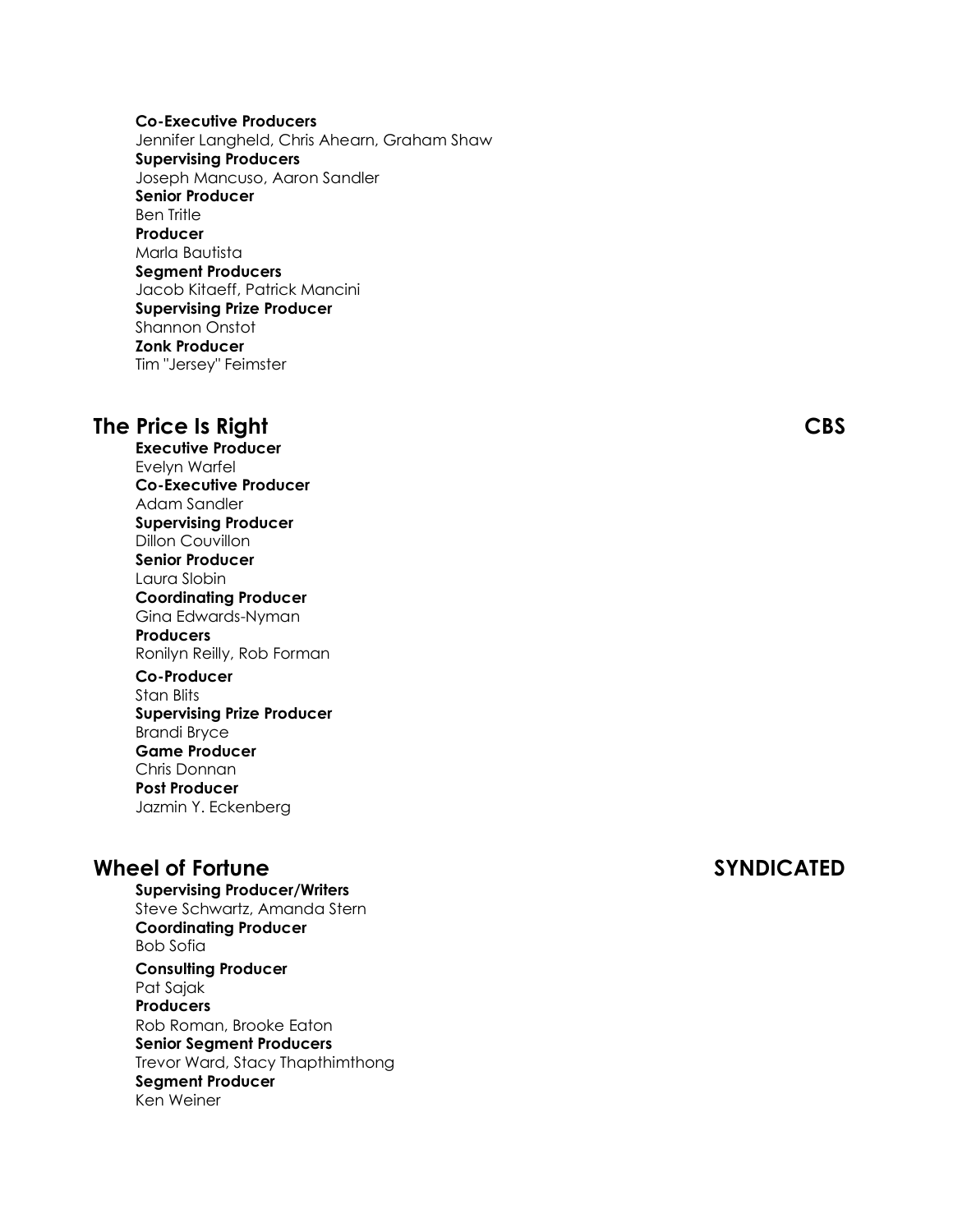**Co-Executive Producers**
Jennifer Langheld, Chris Ahearn, Graham Shaw
**Supervising Producers**
Joseph Mancuso, Aaron Sandler
**Senior Producer**
Ben Tritle
**Producer**
Marla Bautista
**Segment Producers**
Jacob Kitaeff, Patrick Mancini
**Supervising Prize Producer**
Shannon Onstot
**Zonk Producer**
Tim "Jersey" Feimster

## The Price Is Right — CBS

**Executive Producer**
Evelyn Warfel
**Co-Executive Producer**
Adam Sandler
**Supervising Producer**
Dillon Couvillon
**Senior Producer**
Laura Slobin
**Coordinating Producer**
Gina Edwards-Nyman
**Producers**
Ronilyn Reilly, Rob Forman
**Co-Producer**
Stan Blits
**Supervising Prize Producer**
Brandi Bryce
**Game Producer**
Chris Donnan
**Post Producer**
Jazmin Y. Eckenberg

## Wheel of Fortune — SYNDICATED

**Supervising Producer/Writers**
Steve Schwartz, Amanda Stern
**Coordinating Producer**
Bob Sofia
**Consulting Producer**
Pat Sajak
**Producers**
Rob Roman, Brooke Eaton
**Senior Segment Producers**
Trevor Ward, Stacy Thapthimthong
**Segment Producer**
Ken Weiner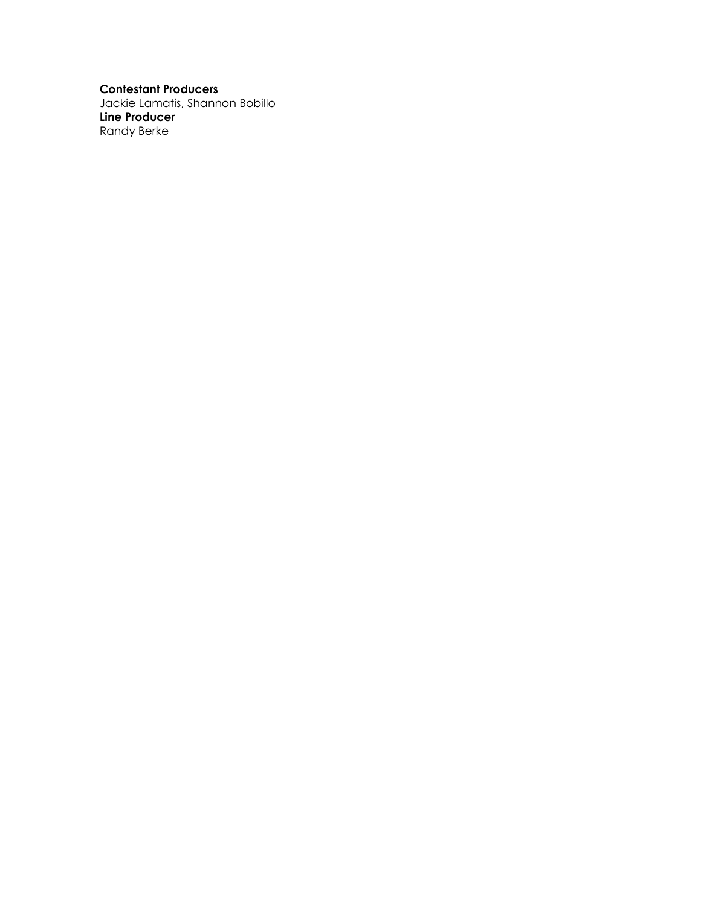**Contestant Producers**
Jackie Lamatis, Shannon Bobillo
**Line Producer**
Randy Berke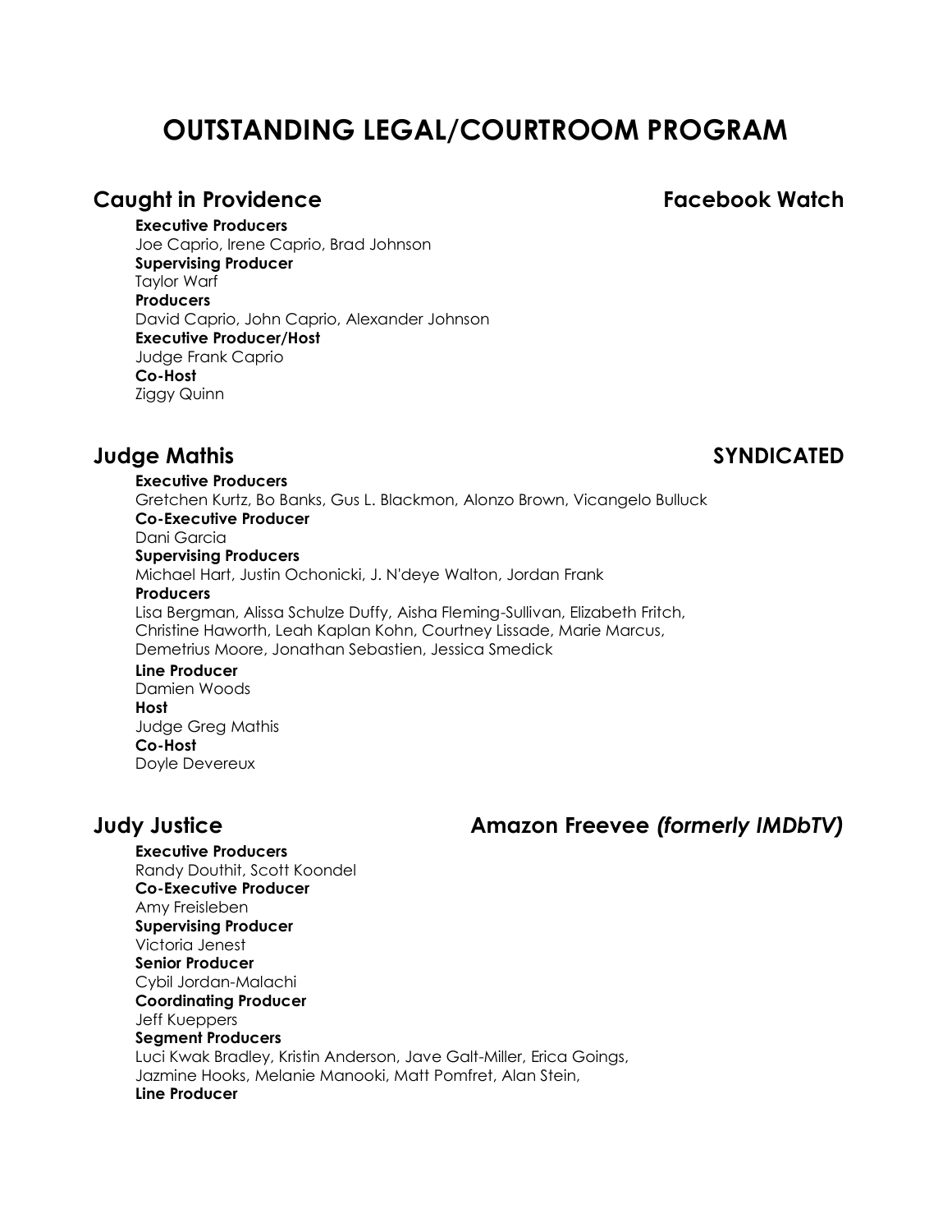# OUTSTANDING LEGAL/COURTROOM PROGRAM

## Caught in Providence — Facebook Watch

**Executive Producers**
Joe Caprio, Irene Caprio, Brad Johnson
**Supervising Producer**
Taylor Warf
**Producers**
David Caprio, John Caprio, Alexander Johnson
**Executive Producer/Host**
Judge Frank Caprio
**Co-Host**
Ziggy Quinn

## Judge Mathis — SYNDICATED

**Executive Producers**
Gretchen Kurtz, Bo Banks, Gus L. Blackmon, Alonzo Brown, Vicangelo Bulluck
**Co-Executive Producer**
Dani Garcia
**Supervising Producers**
Michael Hart, Justin Ochonicki, J. N'deye Walton, Jordan Frank
**Producers**
Lisa Bergman, Alissa Schulze Duffy, Aisha Fleming-Sullivan, Elizabeth Fritch, Christine Haworth, Leah Kaplan Kohn, Courtney Lissade, Marie Marcus, Demetrius Moore, Jonathan Sebastien, Jessica Smedick
**Line Producer**
Damien Woods
**Host**
Judge Greg Mathis
**Co-Host**
Doyle Devereux

## Judy Justice — Amazon Freevee *(formerly IMDbTV)*

**Executive Producers**
Randy Douthit, Scott Koondel
**Co-Executive Producer**
Amy Freisleben
**Supervising Producer**
Victoria Jenest
**Senior Producer**
Cybil Jordan-Malachi
**Coordinating Producer**
Jeff Kueppers
**Segment Producers**
Luci Kwak Bradley, Kristin Anderson, Jave Galt-Miller, Erica Goings, Jazmine Hooks, Melanie Manooki, Matt Pomfret, Alan Stein,
**Line Producer**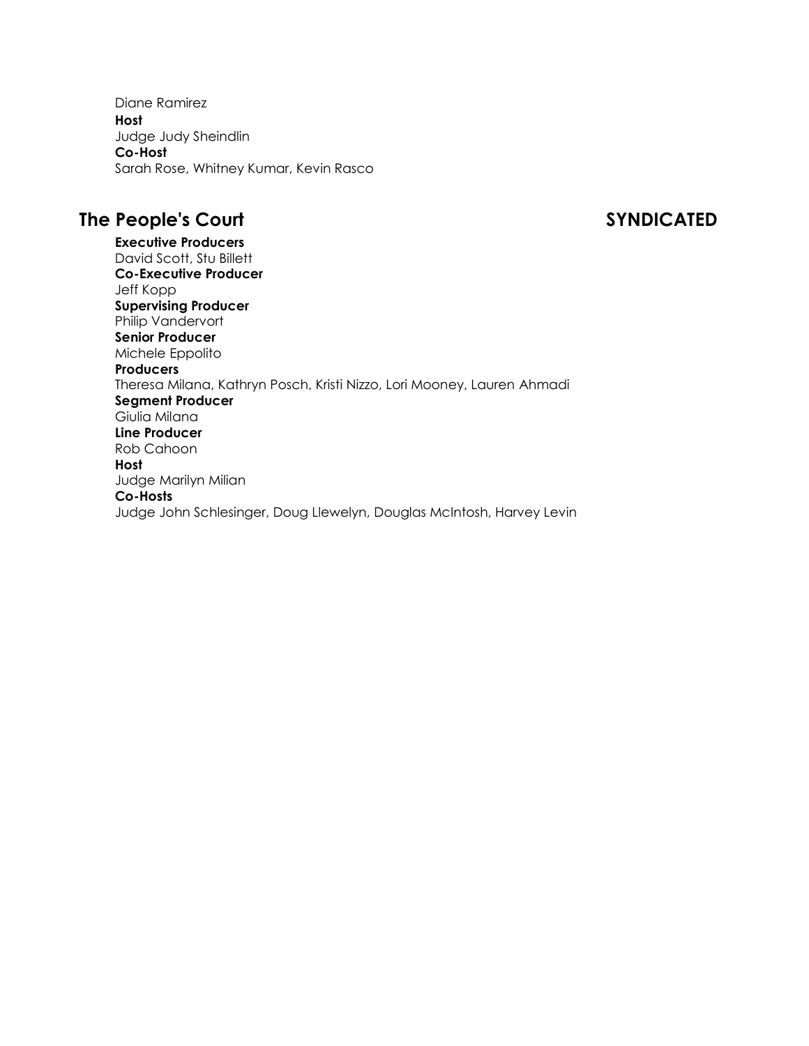Diane Ramirez

**Host**

Judge Judy Sheindlin

**Co-Host**

Sarah Rose, Whitney Kumar, Kevin Rasco

## The People's Court SYNDICATED

**Executive Producers**

David Scott, Stu Billett

**Co-Executive Producer**

Jeff Kopp

**Supervising Producer**

Philip Vandervort

**Senior Producer**

Michele Eppolito

**Producers**

Theresa Milana, Kathryn Posch, Kristi Nizzo, Lori Mooney, Lauren Ahmadi

**Segment Producer**

Giulia Milana

**Line Producer**

Rob Cahoon

**Host**

Judge Marilyn Milian

**Co-Hosts**

Judge John Schlesinger, Doug Llewelyn, Douglas McIntosh, Harvey Levin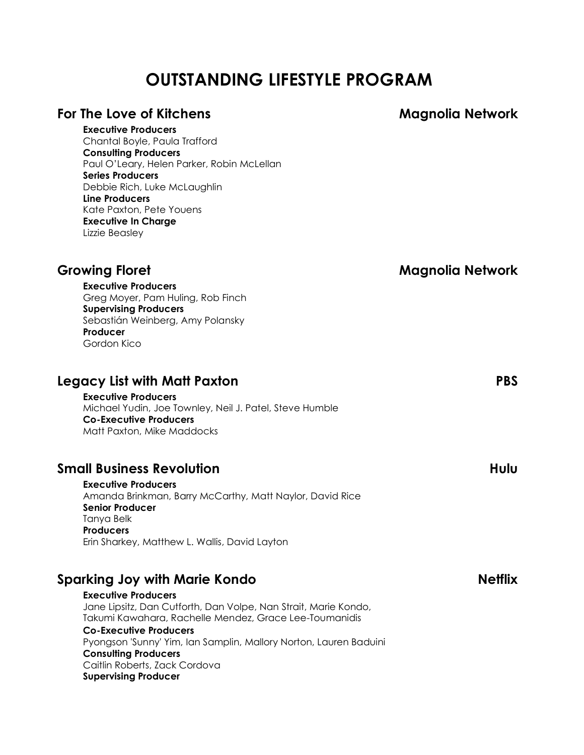# OUTSTANDING LIFESTYLE PROGRAM

## For The Love of Kitchens — Magnolia Network

**Executive Producers**
Chantal Boyle, Paula Trafford
**Consulting Producers**
Paul O'Leary, Helen Parker, Robin McLellan
**Series Producers**
Debbie Rich, Luke McLaughlin
**Line Producers**
Kate Paxton, Pete Youens
**Executive In Charge**
Lizzie Beasley

## Growing Floret — Magnolia Network

**Executive Producers**
Greg Moyer, Pam Huling, Rob Finch
**Supervising Producers**
Sebastián Weinberg, Amy Polansky
**Producer**
Gordon Kico

## Legacy List with Matt Paxton — PBS

**Executive Producers**
Michael Yudin, Joe Townley, Neil J. Patel, Steve Humble
**Co-Executive Producers**
Matt Paxton, Mike Maddocks

## Small Business Revolution — Hulu

**Executive Producers**
Amanda Brinkman, Barry McCarthy, Matt Naylor, David Rice
**Senior Producer**
Tanya Belk
**Producers**
Erin Sharkey, Matthew L. Wallis, David Layton

## Sparking Joy with Marie Kondo — Netflix

**Executive Producers**
Jane Lipsitz, Dan Cutforth, Dan Volpe, Nan Strait, Marie Kondo, Takumi Kawahara, Rachelle Mendez, Grace Lee-Toumanidis
**Co-Executive Producers**
Pyongson 'Sunny' Yim, Ian Samplin, Mallory Norton, Lauren Baduini
**Consulting Producers**
Caitlin Roberts, Zack Cordova
**Supervising Producer**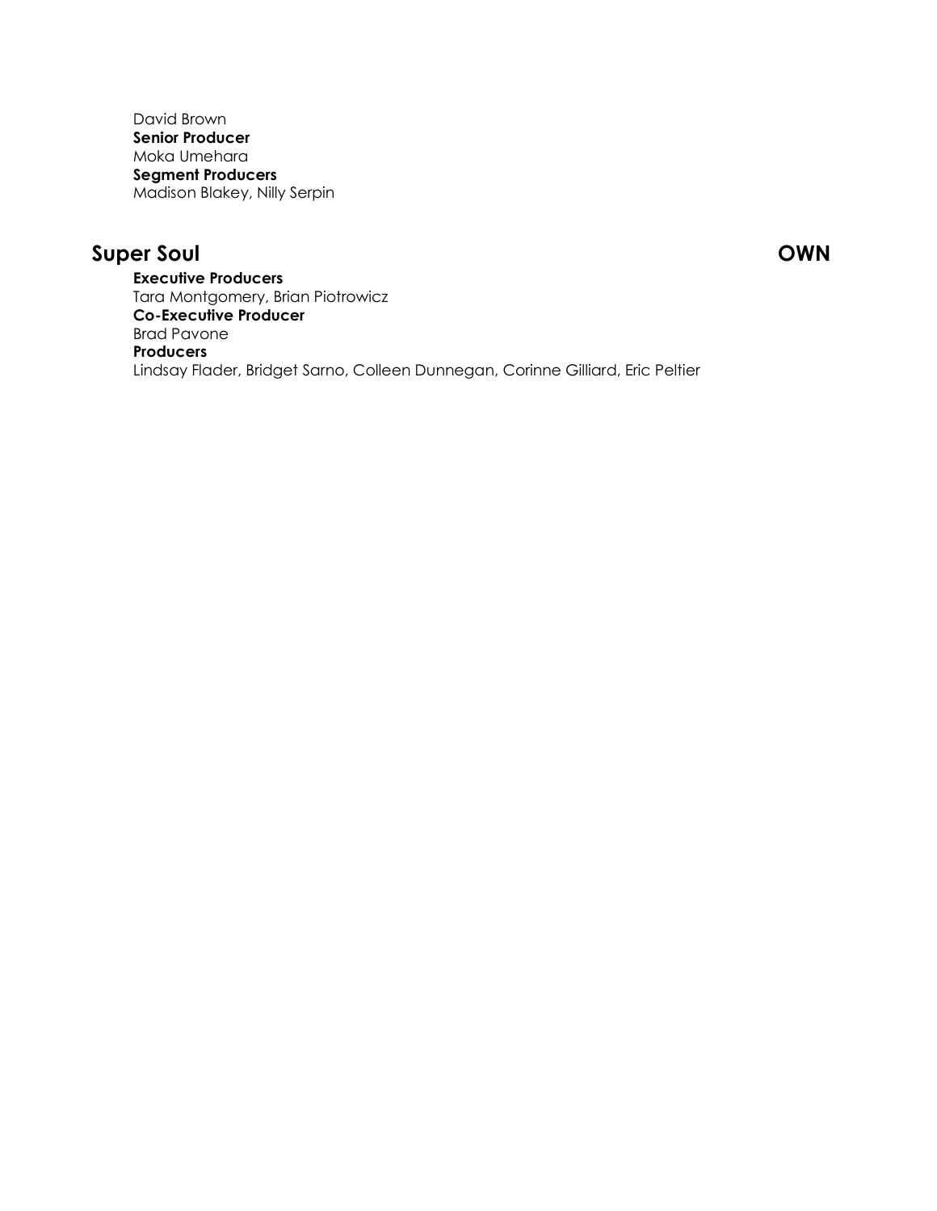David Brown
**Senior Producer**
Moka Umehara
**Segment Producers**
Madison Blakey, Nilly Serpin

## Super Soul — OWN

**Executive Producers**
Tara Montgomery, Brian Piotrowicz
**Co-Executive Producer**
Brad Pavone
**Producers**
Lindsay Flader, Bridget Sarno, Colleen Dunnegan, Corinne Gilliard, Eric Peltier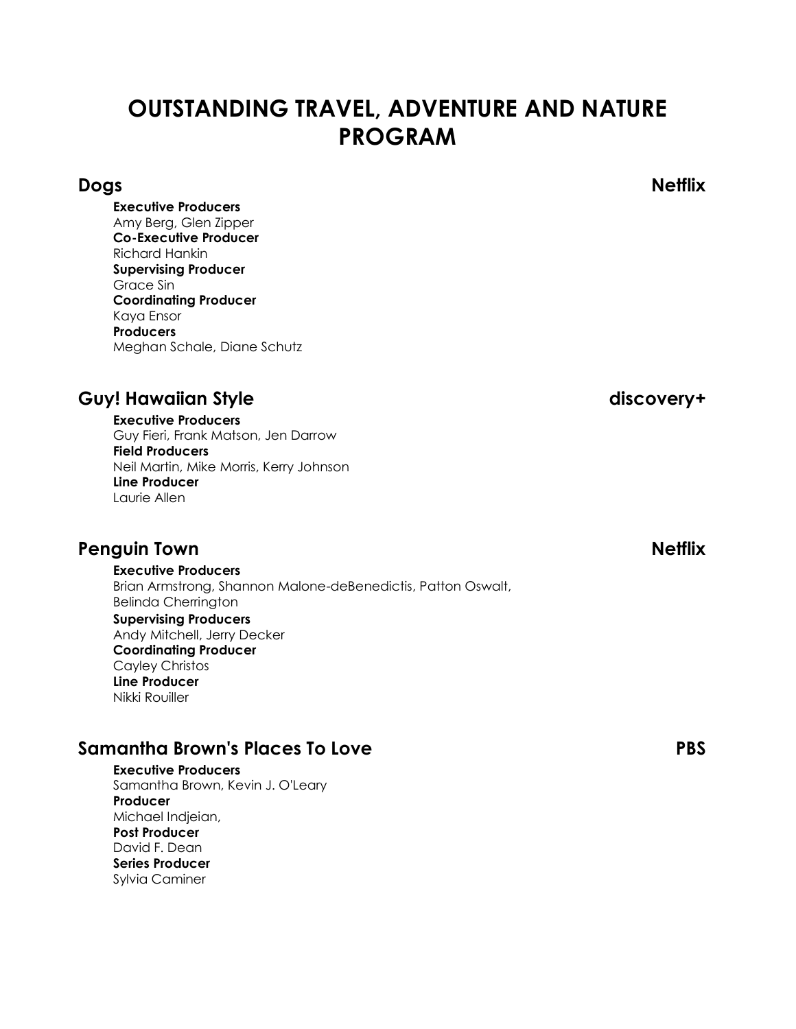# OUTSTANDING TRAVEL, ADVENTURE AND NATURE PROGRAM

## Dogs — Netflix

**Executive Producers**
Amy Berg, Glen Zipper
**Co-Executive Producer**
Richard Hankin
**Supervising Producer**
Grace Sin
**Coordinating Producer**
Kaya Ensor
**Producers**
Meghan Schale, Diane Schutz

## Guy! Hawaiian Style — discovery+

**Executive Producers**
Guy Fieri, Frank Matson, Jen Darrow
**Field Producers**
Neil Martin, Mike Morris, Kerry Johnson
**Line Producer**
Laurie Allen

## Penguin Town — Netflix

**Executive Producers**
Brian Armstrong, Shannon Malone-deBenedictis, Patton Oswalt, Belinda Cherrington
**Supervising Producers**
Andy Mitchell, Jerry Decker
**Coordinating Producer**
Cayley Christos
**Line Producer**
Nikki Rouiller

## Samantha Brown's Places To Love — PBS

**Executive Producers**
Samantha Brown, Kevin J. O'Leary
**Producer**
Michael Indjeian,
**Post Producer**
David F. Dean
**Series Producer**
Sylvia Caminer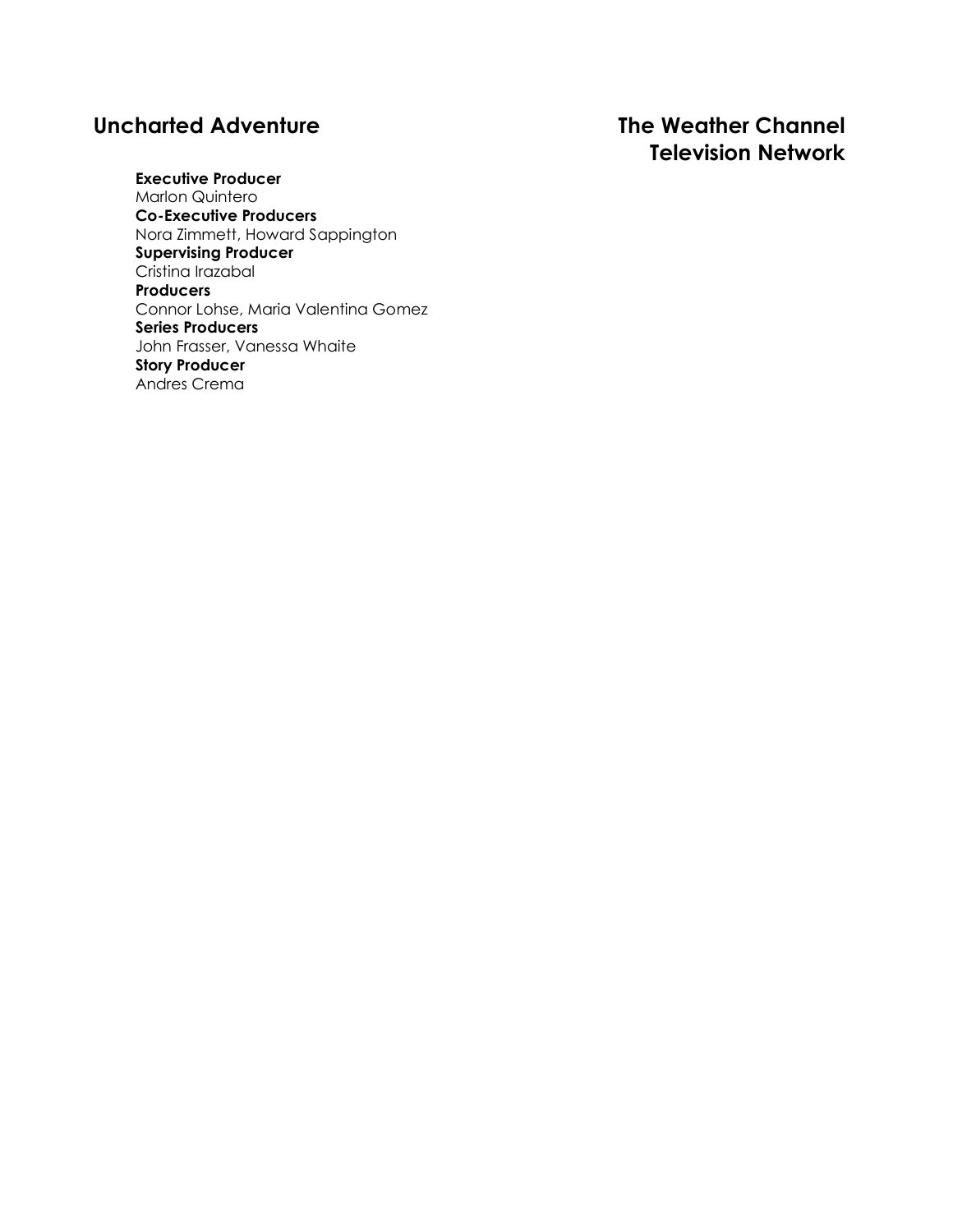**Uncharted Adventure** **The Weather Channel Television Network**

**Executive Producer**
Marlon Quintero
**Co-Executive Producers**
Nora Zimmett, Howard Sappington
**Supervising Producer**
Cristina Irazabal
**Producers**
Connor Lohse, Maria Valentina Gomez
**Series Producers**
John Frasser, Vanessa Whaite
**Story Producer**
Andres Crema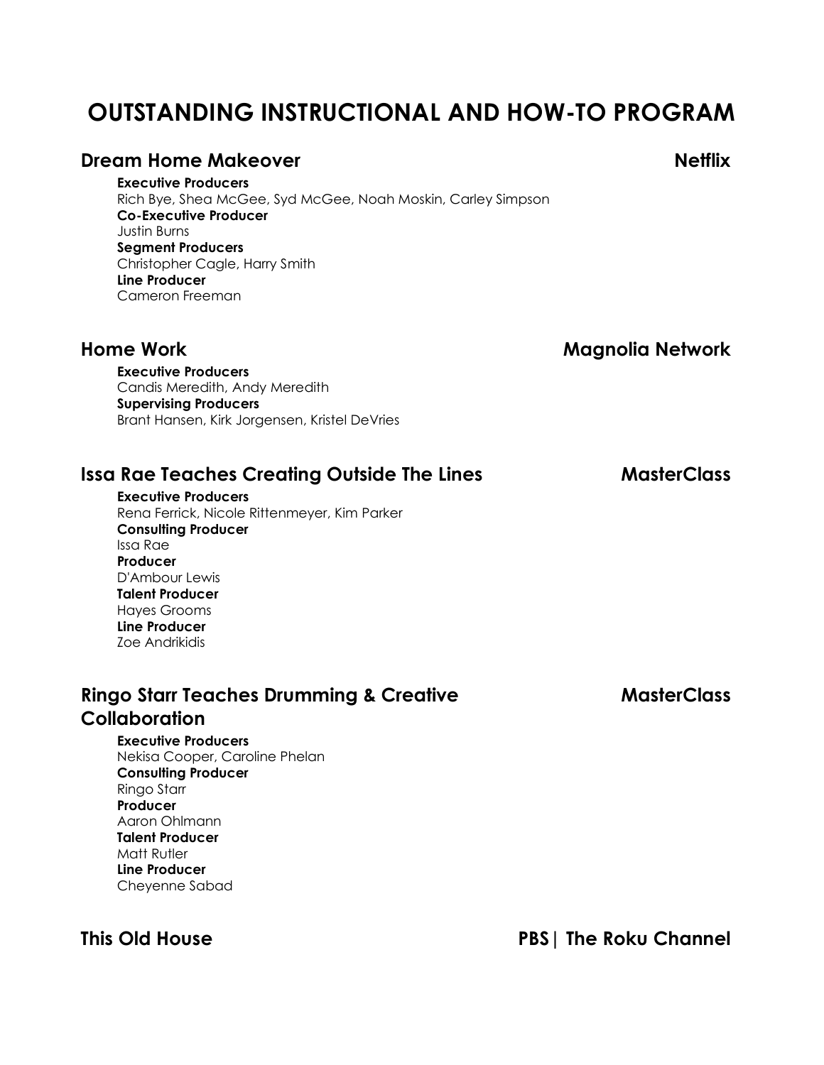# OUTSTANDING INSTRUCTIONAL AND HOW-TO PROGRAM

## Dream Home Makeover — Netflix

**Executive Producers**
Rich Bye, Shea McGee, Syd McGee, Noah Moskin, Carley Simpson
**Co-Executive Producer**
Justin Burns
**Segment Producers**
Christopher Cagle, Harry Smith
**Line Producer**
Cameron Freeman

## Home Work — Magnolia Network

**Executive Producers**
Candis Meredith, Andy Meredith
**Supervising Producers**
Brant Hansen, Kirk Jorgensen, Kristel DeVries

## Issa Rae Teaches Creating Outside The Lines — MasterClass

**Executive Producers**
Rena Ferrick, Nicole Rittenmeyer, Kim Parker
**Consulting Producer**
Issa Rae
**Producer**
D'Ambour Lewis
**Talent Producer**
Hayes Grooms
**Line Producer**
Zoe Andrikidis

## Ringo Starr Teaches Drumming & Creative Collaboration — MasterClass

**Executive Producers**
Nekisa Cooper, Caroline Phelan
**Consulting Producer**
Ringo Starr
**Producer**
Aaron Ohlmann
**Talent Producer**
Matt Rutler
**Line Producer**
Cheyenne Sabad

## This Old House — PBS| The Roku Channel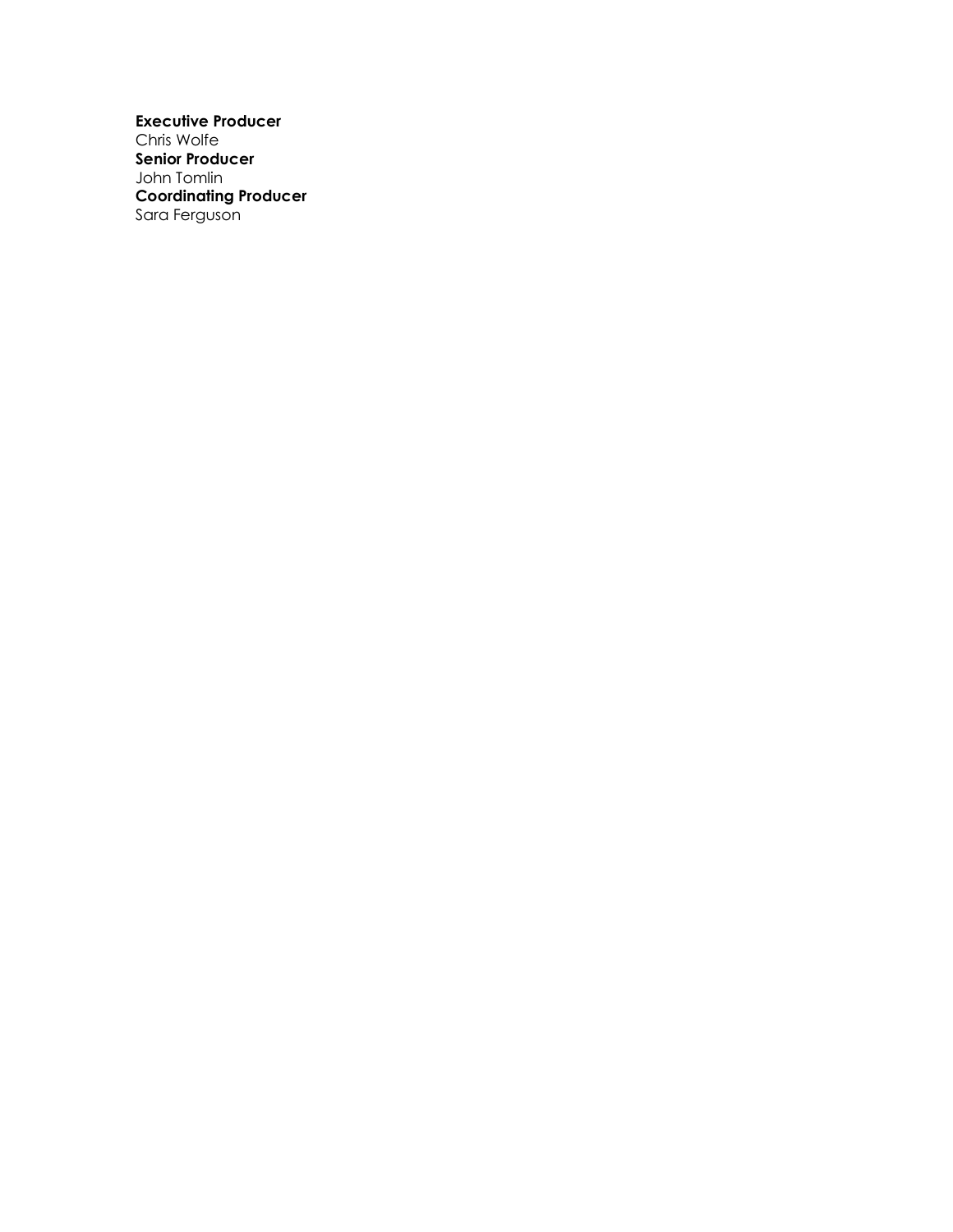**Executive Producer**
Chris Wolfe
**Senior Producer**
John Tomlin
**Coordinating Producer**
Sara Ferguson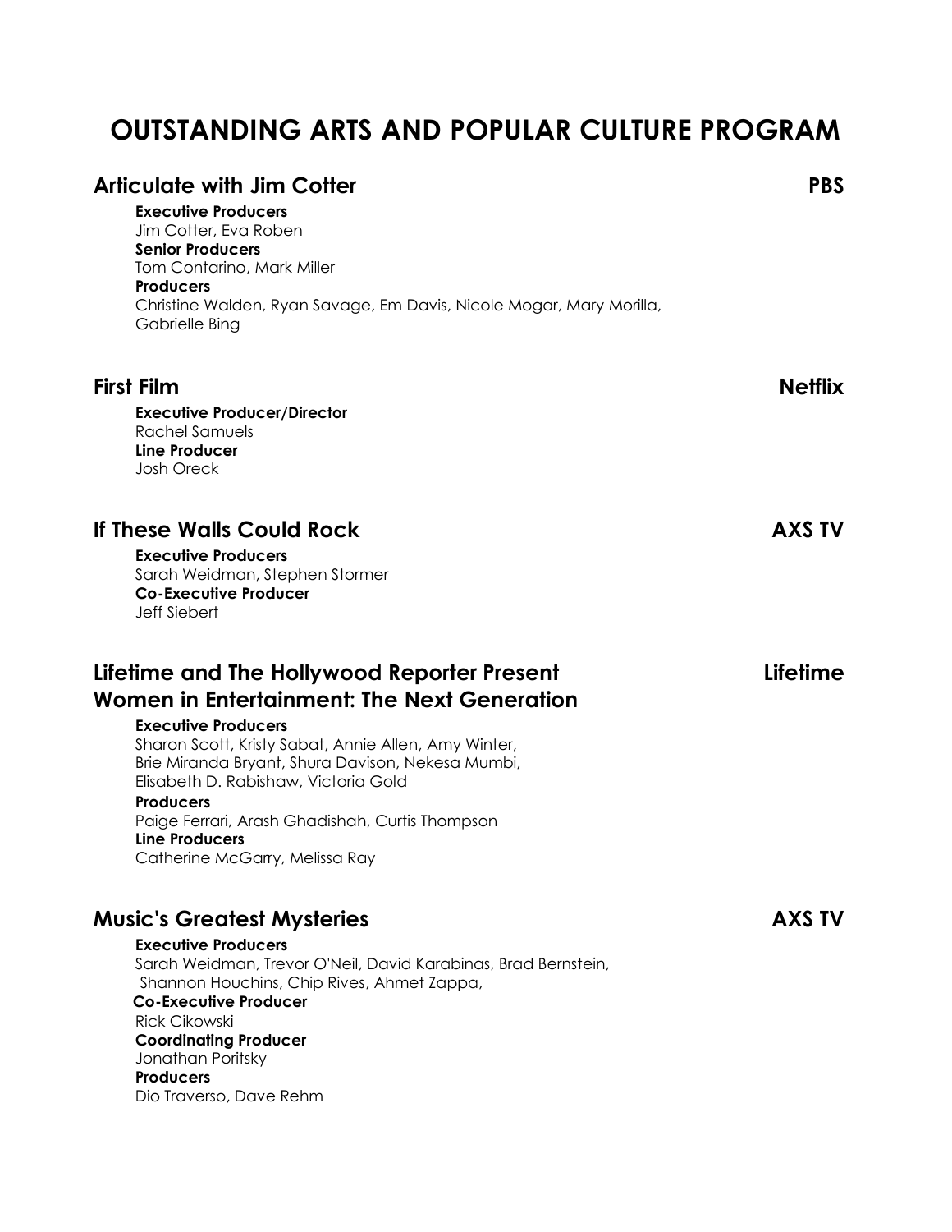# OUTSTANDING ARTS AND POPULAR CULTURE PROGRAM

## Articulate with Jim Cotter — PBS

**Executive Producers**
Jim Cotter, Eva Roben
**Senior Producers**
Tom Contarino, Mark Miller
**Producers**
Christine Walden, Ryan Savage, Em Davis, Nicole Mogar, Mary Morilla, Gabrielle Bing

## First Film — Netflix

**Executive Producer/Director**
Rachel Samuels
**Line Producer**
Josh Oreck

## If These Walls Could Rock — AXS TV

**Executive Producers**
Sarah Weidman, Stephen Stormer
**Co-Executive Producer**
Jeff Siebert

## Lifetime and The Hollywood Reporter Present Women in Entertainment: The Next Generation — Lifetime

**Executive Producers**
Sharon Scott, Kristy Sabat, Annie Allen, Amy Winter, Brie Miranda Bryant, Shura Davison, Nekesa Mumbi, Elisabeth D. Rabishaw, Victoria Gold
**Producers**
Paige Ferrari, Arash Ghadishah, Curtis Thompson
**Line Producers**
Catherine McGarry, Melissa Ray

## Music's Greatest Mysteries — AXS TV

**Executive Producers**
Sarah Weidman, Trevor O'Neil, David Karabinas, Brad Bernstein, Shannon Houchins, Chip Rives, Ahmet Zappa,
**Co-Executive Producer**
Rick Cikowski
**Coordinating Producer**
Jonathan Poritsky
**Producers**
Dio Traverso, Dave Rehm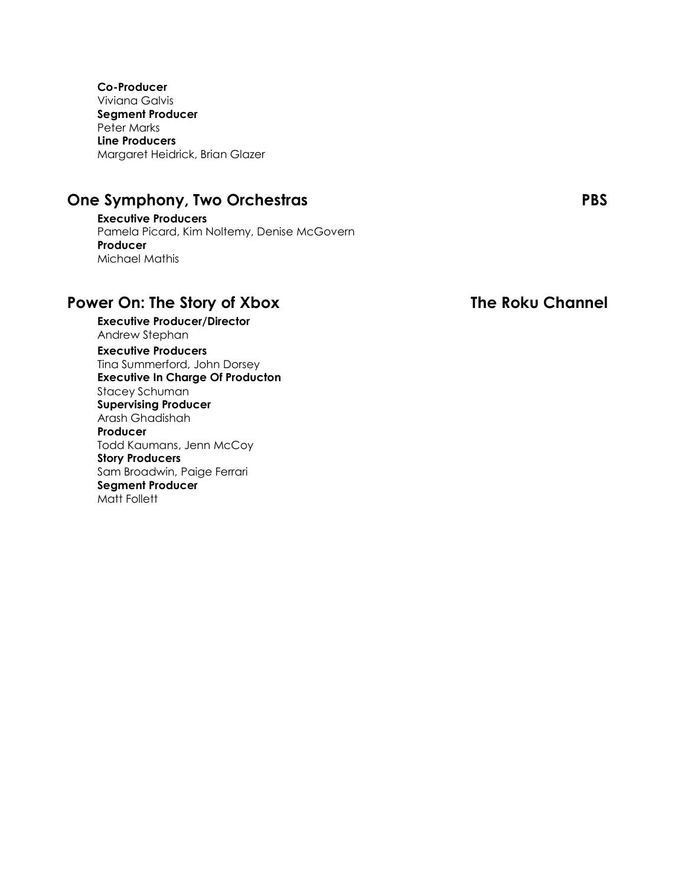**Co-Producer**
Viviana Galvis
**Segment Producer**
Peter Marks
**Line Producers**
Margaret Heidrick, Brian Glazer

## One Symphony, Two Orchestras — PBS

**Executive Producers**
Pamela Picard, Kim Noltemy, Denise McGovern
**Producer**
Michael Mathis

## Power On: The Story of Xbox — The Roku Channel

**Executive Producer/Director**
Andrew Stephan
**Executive Producers**
Tina Summerford, John Dorsey
**Executive In Charge Of Producton**
Stacey Schuman
**Supervising Producer**
Arash Ghadishah
**Producer**
Todd Kaumans, Jenn McCoy
**Story Producers**
Sam Broadwin, Paige Ferrari
**Segment Producer**
Matt Follett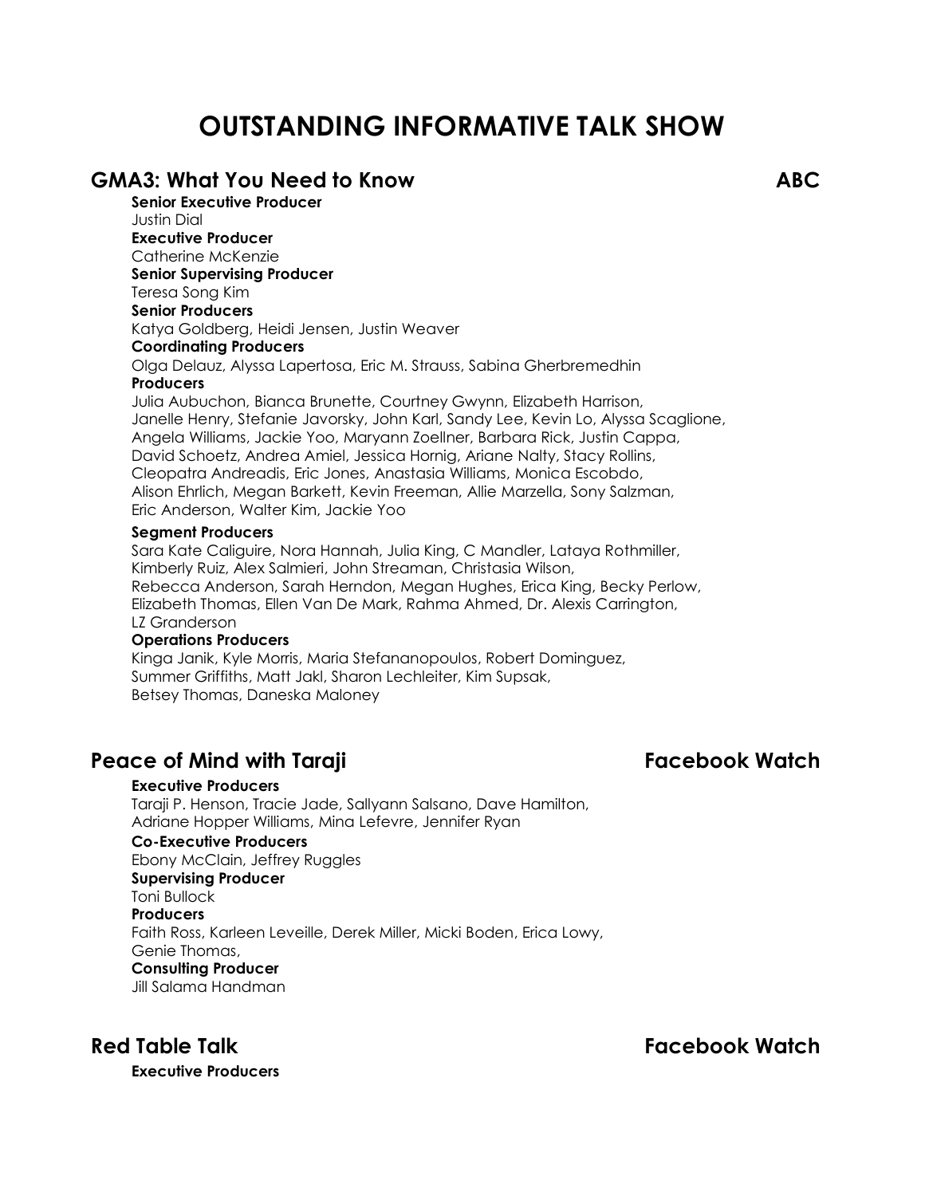# OUTSTANDING INFORMATIVE TALK SHOW

## GMA3: What You Need to Know — ABC

**Senior Executive Producer**
Justin Dial
**Executive Producer**
Catherine McKenzie
**Senior Supervising Producer**
Teresa Song Kim
**Senior Producers**
Katya Goldberg, Heidi Jensen, Justin Weaver
**Coordinating Producers**
Olga Delauz, Alyssa Lapertosa, Eric M. Strauss, Sabina Gherbremedhin
**Producers**
Julia Aubuchon, Bianca Brunette, Courtney Gwynn, Elizabeth Harrison, Janelle Henry, Stefanie Javorsky, John Karl, Sandy Lee, Kevin Lo, Alyssa Scaglione, Angela Williams, Jackie Yoo, Maryann Zoellner, Barbara Rick, Justin Cappa, David Schoetz, Andrea Amiel, Jessica Hornig, Ariane Nalty, Stacy Rollins, Cleopatra Andreadis, Eric Jones, Anastasia Williams, Monica Escobdo, Alison Ehrlich, Megan Barkett, Kevin Freeman, Allie Marzella, Sony Salzman, Eric Anderson, Walter Kim, Jackie Yoo
**Segment Producers**
Sara Kate Caliguire, Nora Hannah, Julia King, C Mandler, Lataya Rothmiller, Kimberly Ruiz, Alex Salmieri, John Streaman, Christasia Wilson, Rebecca Anderson, Sarah Herndon, Megan Hughes, Erica King, Becky Perlow, Elizabeth Thomas, Ellen Van De Mark, Rahma Ahmed, Dr. Alexis Carrington, LZ Granderson
**Operations Producers**
Kinga Janik, Kyle Morris, Maria Stefananopoulos, Robert Dominguez, Summer Griffiths, Matt Jakl, Sharon Lechleiter, Kim Supsak, Betsey Thomas, Daneska Maloney

## Peace of Mind with Taraji — Facebook Watch

**Executive Producers**
Taraji P. Henson, Tracie Jade, Sallyann Salsano, Dave Hamilton, Adriane Hopper Williams, Mina Lefevre, Jennifer Ryan
**Co-Executive Producers**
Ebony McClain, Jeffrey Ruggles
**Supervising Producer**
Toni Bullock
**Producers**
Faith Ross, Karleen Leveille, Derek Miller, Micki Boden, Erica Lowy, Genie Thomas,
**Consulting Producer**
Jill Salama Handman

## Red Table Talk — Facebook Watch

**Executive Producers**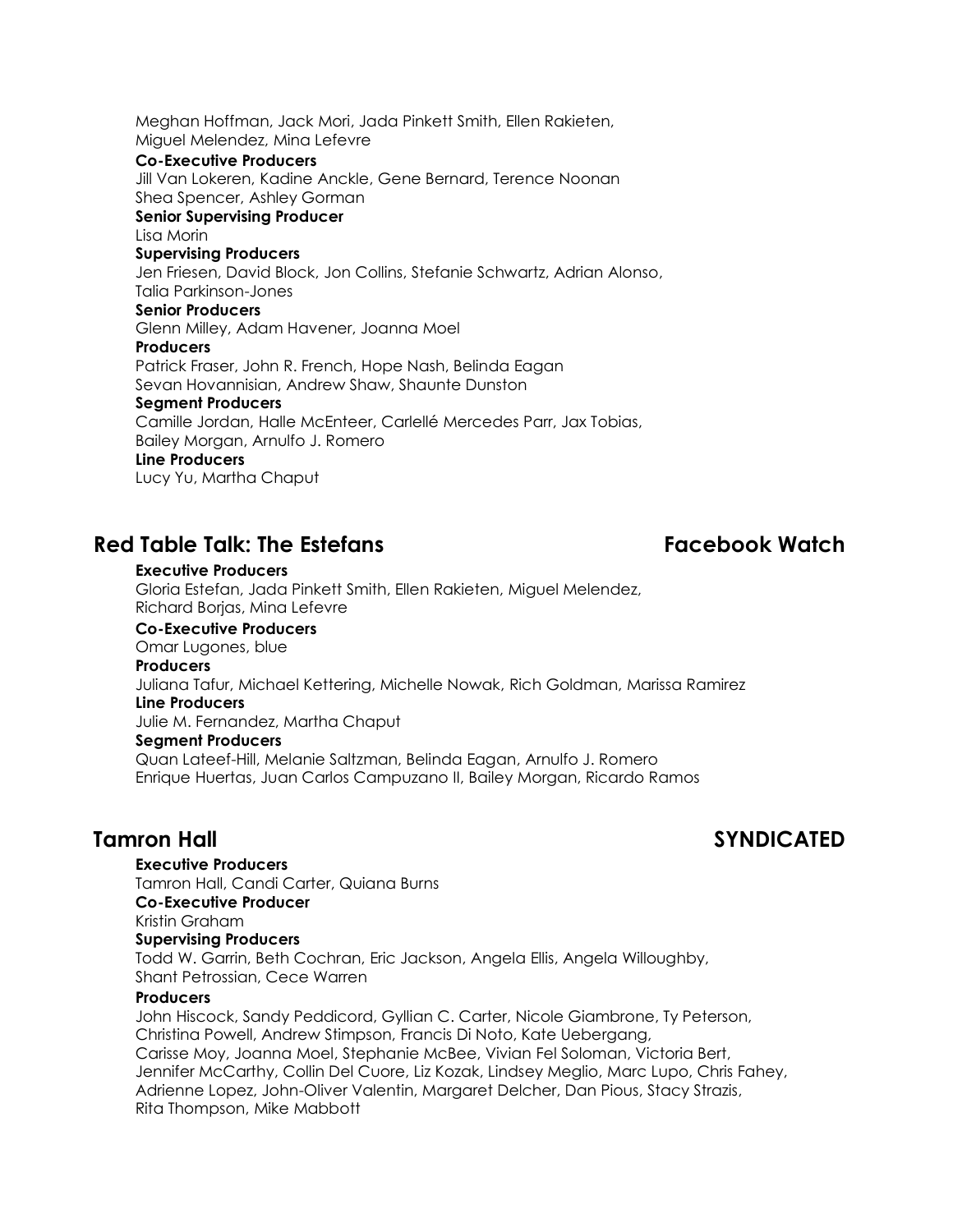Meghan Hoffman, Jack Mori, Jada Pinkett Smith, Ellen Rakieten, Miguel Melendez, Mina Lefevre

**Co-Executive Producers**
Jill Van Lokeren, Kadine Anckle, Gene Bernard, Terence Noonan
Shea Spencer, Ashley Gorman

**Senior Supervising Producer**
Lisa Morin

**Supervising Producers**
Jen Friesen, David Block, Jon Collins, Stefanie Schwartz, Adrian Alonso, Talia Parkinson-Jones

**Senior Producers**
Glenn Milley, Adam Havener, Joanna Moel

**Producers**
Patrick Fraser, John R. French, Hope Nash, Belinda Eagan
Sevan Hovannisian, Andrew Shaw, Shaunte Dunston

**Segment Producers**
Camille Jordan, Halle McEnteer, Carlellé Mercedes Parr, Jax Tobias, Bailey Morgan, Arnulfo J. Romero

**Line Producers**
Lucy Yu, Martha Chaput

## Red Table Talk: The Estefans — Facebook Watch

**Executive Producers**
Gloria Estefan, Jada Pinkett Smith, Ellen Rakieten, Miguel Melendez, Richard Borjas, Mina Lefevre

**Co-Executive Producers**
Omar Lugones, blue

**Producers**
Juliana Tafur, Michael Kettering, Michelle Nowak, Rich Goldman, Marissa Ramirez

**Line Producers**
Julie M. Fernandez, Martha Chaput

**Segment Producers**
Quan Lateef-Hill, Melanie Saltzman, Belinda Eagan, Arnulfo J. Romero
Enrique Huertas, Juan Carlos Campuzano II, Bailey Morgan, Ricardo Ramos

## Tamron Hall — SYNDICATED

**Executive Producers**
Tamron Hall, Candi Carter, Quiana Burns

**Co-Executive Producer**
Kristin Graham

**Supervising Producers**
Todd W. Garrin, Beth Cochran, Eric Jackson, Angela Ellis, Angela Willoughby, Shant Petrossian, Cece Warren

**Producers**
John Hiscock, Sandy Peddicord, Gyllian C. Carter, Nicole Giambrone, Ty Peterson, Christina Powell, Andrew Stimpson, Francis Di Noto, Kate Uebergang, Carisse Moy, Joanna Moel, Stephanie McBee, Vivian Fel Soloman, Victoria Bert, Jennifer McCarthy, Collin Del Cuore, Liz Kozak, Lindsey Meglio, Marc Lupo, Chris Fahey, Adrienne Lopez, John-Oliver Valentin, Margaret Delcher, Dan Pious, Stacy Strazis, Rita Thompson, Mike Mabbott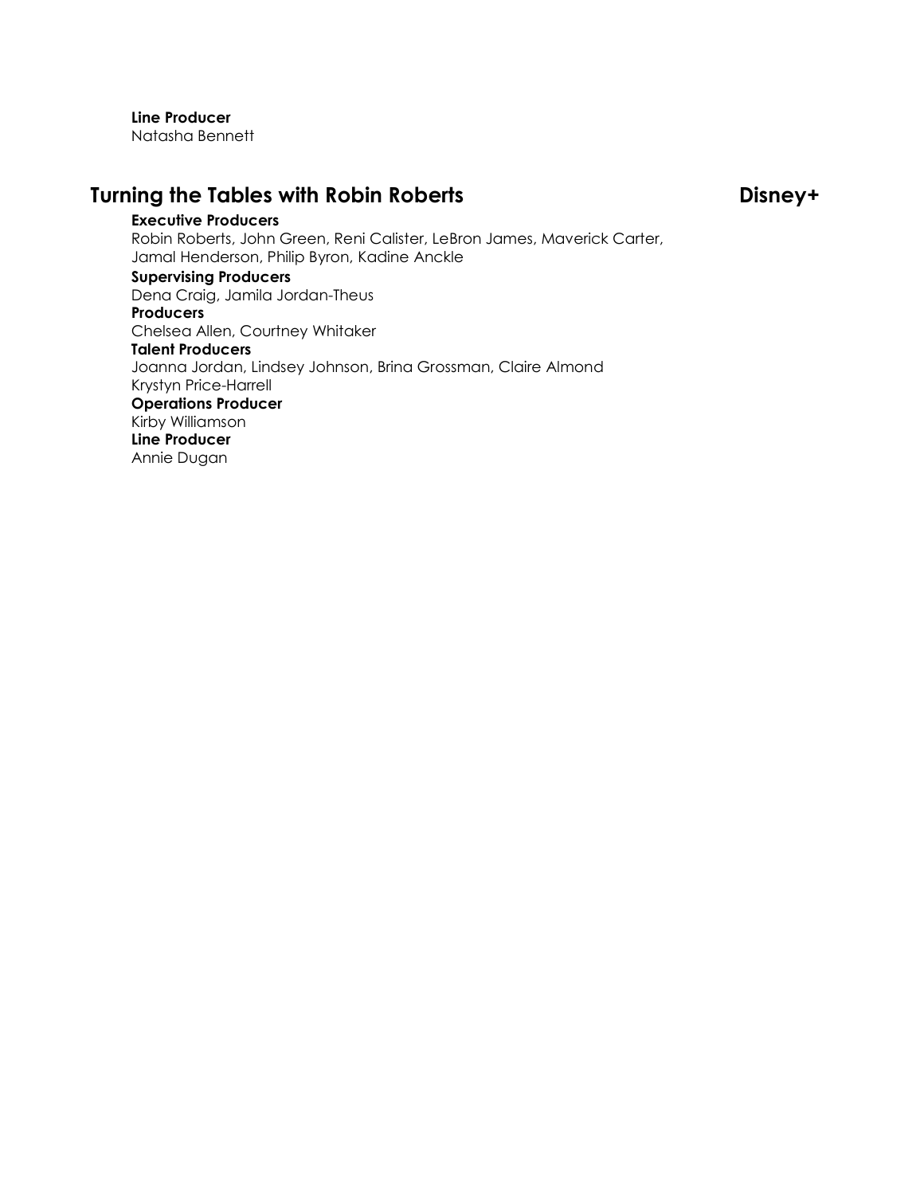**Line Producer**
Natasha Bennett

## Turning the Tables with Robin Roberts — Disney+

**Executive Producers**
Robin Roberts, John Green, Reni Calister, LeBron James, Maverick Carter, Jamal Henderson, Philip Byron, Kadine Anckle
**Supervising Producers**
Dena Craig, Jamila Jordan-Theus
**Producers**
Chelsea Allen, Courtney Whitaker
**Talent Producers**
Joanna Jordan, Lindsey Johnson, Brina Grossman, Claire Almond
Krystyn Price-Harrell
**Operations Producer**
Kirby Williamson
**Line Producer**
Annie Dugan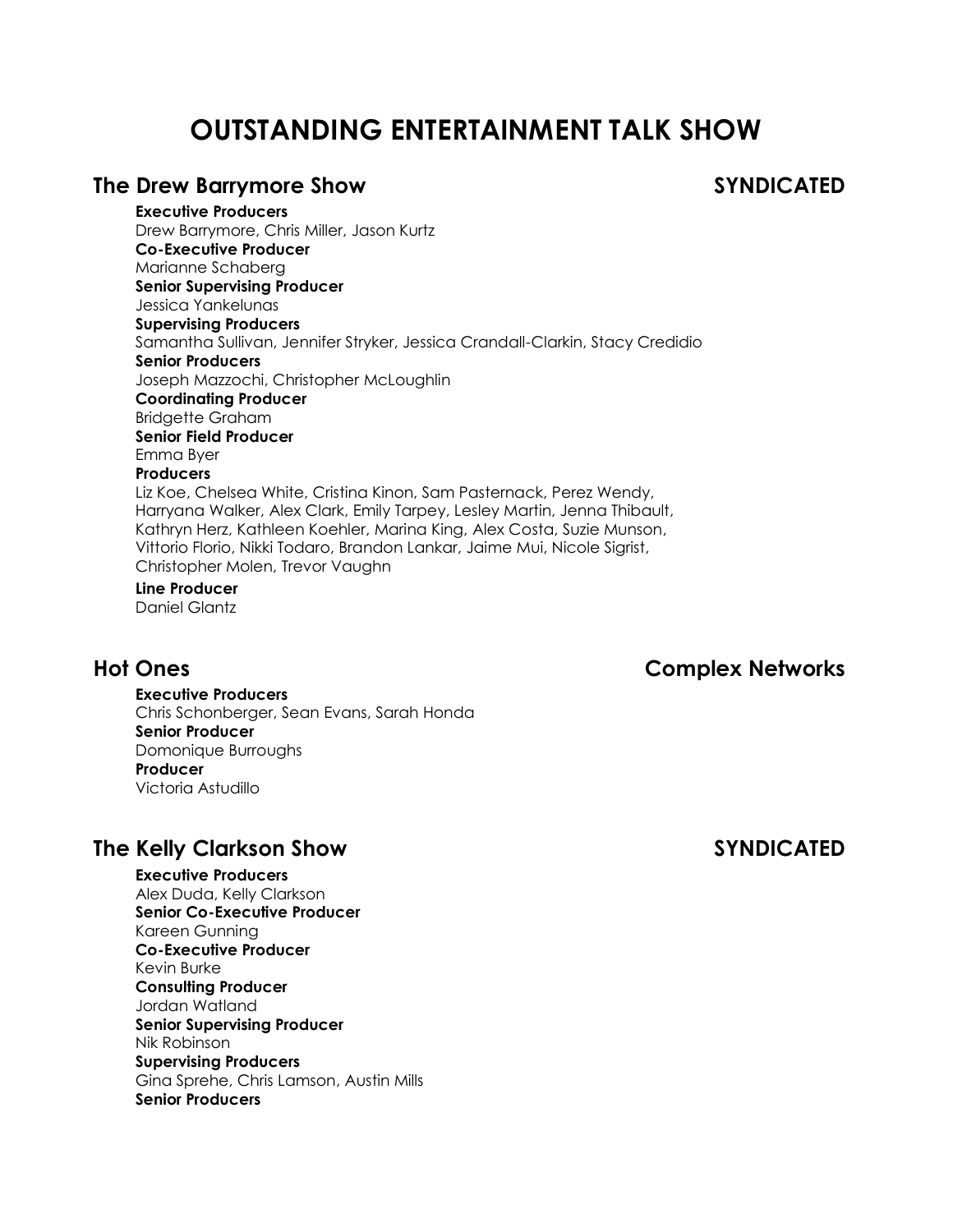# OUTSTANDING ENTERTAINMENT TALK SHOW

## The Drew Barrymore Show — SYNDICATED

**Executive Producers**
Drew Barrymore, Chris Miller, Jason Kurtz
**Co-Executive Producer**
Marianne Schaberg
**Senior Supervising Producer**
Jessica Yankelunas
**Supervising Producers**
Samantha Sullivan, Jennifer Stryker, Jessica Crandall-Clarkin, Stacy Credidio
**Senior Producers**
Joseph Mazzochi, Christopher McLoughlin
**Coordinating Producer**
Bridgette Graham
**Senior Field Producer**
Emma Byer
**Producers**
Liz Koe, Chelsea White, Cristina Kinon, Sam Pasternack, Perez Wendy, Harryana Walker, Alex Clark, Emily Tarpey, Lesley Martin, Jenna Thibault, Kathryn Herz, Kathleen Koehler, Marina King, Alex Costa, Suzie Munson, Vittorio Florio, Nikki Todaro, Brandon Lankar, Jaime Mui, Nicole Sigrist, Christopher Molen, Trevor Vaughn
**Line Producer**
Daniel Glantz

## Hot Ones — Complex Networks

**Executive Producers**
Chris Schonberger, Sean Evans, Sarah Honda
**Senior Producer**
Domonique Burroughs
**Producer**
Victoria Astudillo

## The Kelly Clarkson Show — SYNDICATED

**Executive Producers**
Alex Duda, Kelly Clarkson
**Senior Co-Executive Producer**
Kareen Gunning
**Co-Executive Producer**
Kevin Burke
**Consulting Producer**
Jordan Watland
**Senior Supervising Producer**
Nik Robinson
**Supervising Producers**
Gina Sprehe, Chris Lamson, Austin Mills
**Senior Producers**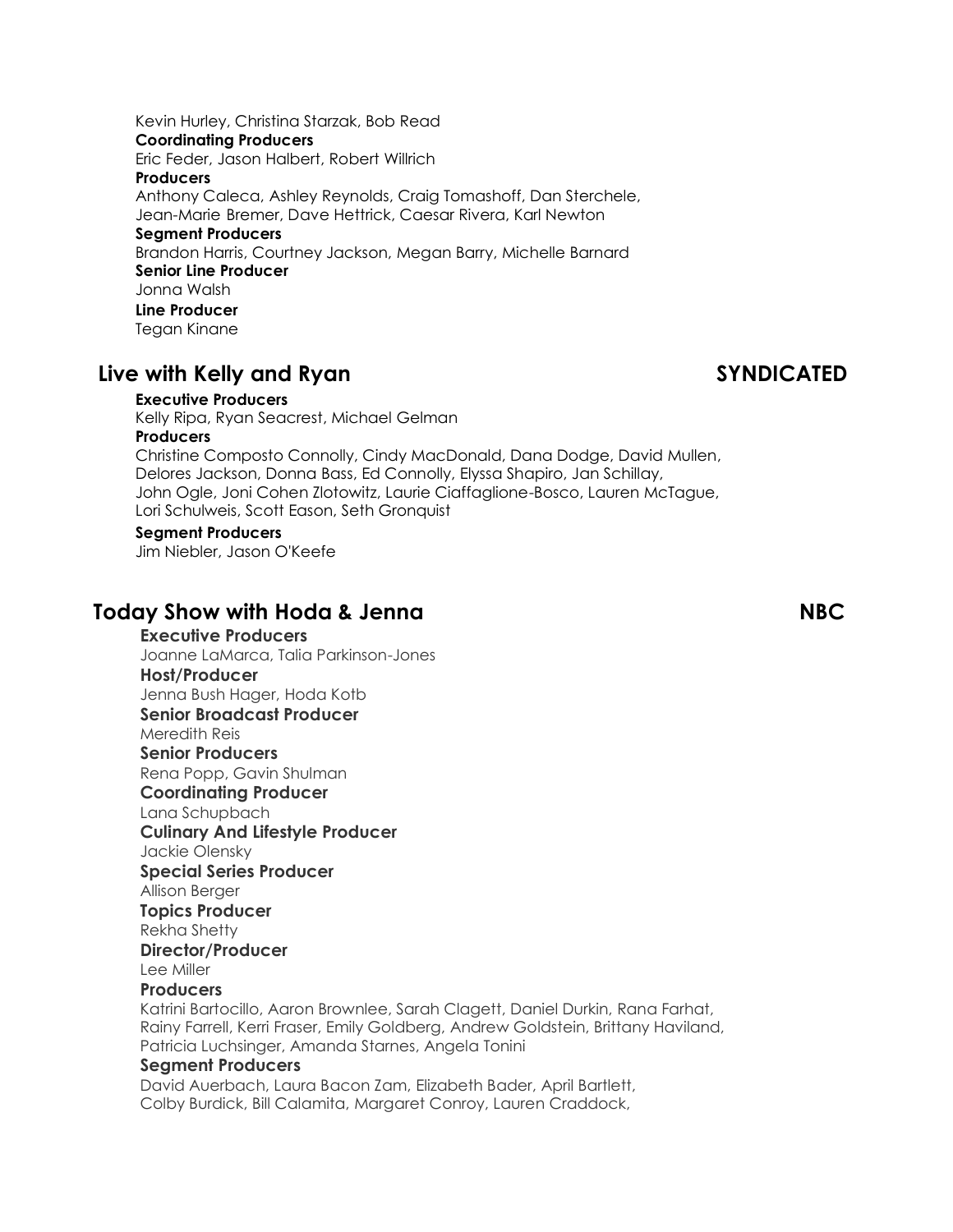Kevin Hurley, Christina Starzak, Bob Read

**Coordinating Producers**
Eric Feder, Jason Halbert, Robert Willrich

**Producers**
Anthony Caleca, Ashley Reynolds, Craig Tomashoff, Dan Sterchele, Jean-Marie Bremer, Dave Hettrick, Caesar Rivera, Karl Newton

**Segment Producers**
Brandon Harris, Courtney Jackson, Megan Barry, Michelle Barnard

**Senior Line Producer**
Jonna Walsh

**Line Producer**
Tegan Kinane

## Live with Kelly and Ryan — SYNDICATED

**Executive Producers**
Kelly Ripa, Ryan Seacrest, Michael Gelman

**Producers**
Christine Composto Connolly, Cindy MacDonald, Dana Dodge, David Mullen, Delores Jackson, Donna Bass, Ed Connolly, Elyssa Shapiro, Jan Schillay, John Ogle, Joni Cohen Zlotowitz, Laurie Ciaffaglione-Bosco, Lauren McTague, Lori Schulweis, Scott Eason, Seth Gronquist

**Segment Producers**
Jim Niebler, Jason O'Keefe

## Today Show with Hoda & Jenna — NBC

**Executive Producers**
Joanne LaMarca, Talia Parkinson-Jones

**Host/Producer**
Jenna Bush Hager, Hoda Kotb

**Senior Broadcast Producer**
Meredith Reis

**Senior Producers**
Rena Popp, Gavin Shulman

**Coordinating Producer**
Lana Schupbach

**Culinary And Lifestyle Producer**
Jackie Olensky

**Special Series Producer**
Allison Berger

**Topics Producer**
Rekha Shetty

**Director/Producer**
Lee Miller

**Producers**
Katrini Bartocillo, Aaron Brownlee, Sarah Clagett, Daniel Durkin, Rana Farhat, Rainy Farrell, Kerri Fraser, Emily Goldberg, Andrew Goldstein, Brittany Haviland, Patricia Luchsinger, Amanda Starnes, Angela Tonini

**Segment Producers**
David Auerbach, Laura Bacon Zam, Elizabeth Bader, April Bartlett, Colby Burdick, Bill Calamita, Margaret Conroy, Lauren Craddock,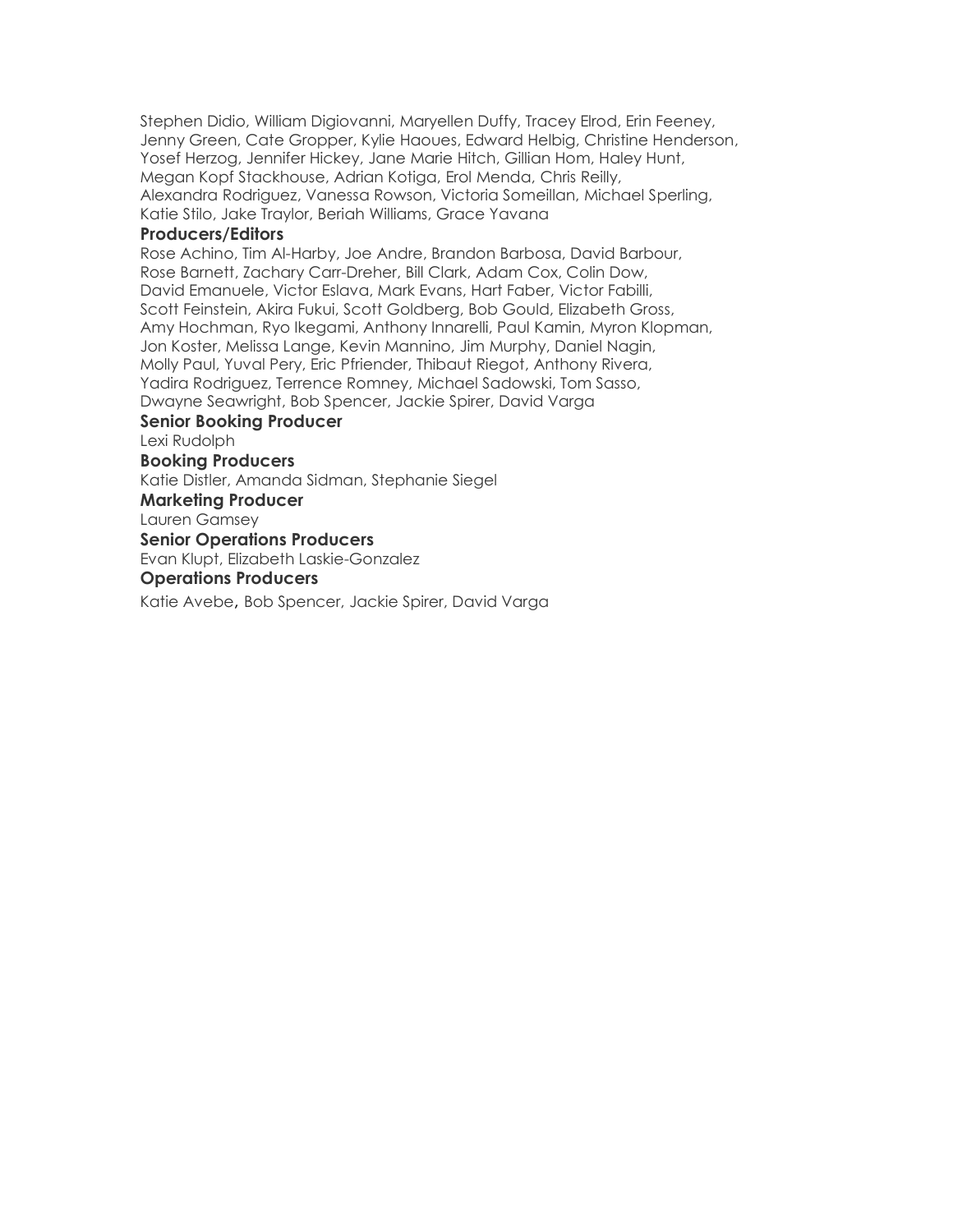Stephen Didio, William Digiovanni, Maryellen Duffy, Tracey Elrod, Erin Feeney, Jenny Green, Cate Gropper, Kylie Haoues, Edward Helbig, Christine Henderson, Yosef Herzog, Jennifer Hickey, Jane Marie Hitch, Gillian Hom, Haley Hunt, Megan Kopf Stackhouse, Adrian Kotiga, Erol Menda, Chris Reilly, Alexandra Rodriguez, Vanessa Rowson, Victoria Someillan, Michael Sperling, Katie Stilo, Jake Traylor, Beriah Williams, Grace Yavana

**Producers/Editors**

Rose Achino, Tim Al-Harby, Joe Andre, Brandon Barbosa, David Barbour, Rose Barnett, Zachary Carr-Dreher, Bill Clark, Adam Cox, Colin Dow, David Emanuele, Victor Eslava, Mark Evans, Hart Faber, Victor Fabilli, Scott Feinstein, Akira Fukui, Scott Goldberg, Bob Gould, Elizabeth Gross, Amy Hochman, Ryo Ikegami, Anthony Innarelli, Paul Kamin, Myron Klopman, Jon Koster, Melissa Lange, Kevin Mannino, Jim Murphy, Daniel Nagin, Molly Paul, Yuval Pery, Eric Pfriender, Thibaut Riegot, Anthony Rivera, Yadira Rodriguez, Terrence Romney, Michael Sadowski, Tom Sasso, Dwayne Seawright, Bob Spencer, Jackie Spirer, David Varga

**Senior Booking Producer**

Lexi Rudolph

**Booking Producers**

Katie Distler, Amanda Sidman, Stephanie Siegel

**Marketing Producer**

Lauren Gamsey

**Senior Operations Producers**

Evan Klupt, Elizabeth Laskie-Gonzalez

**Operations Producers**

Katie Avebe**,** Bob Spencer, Jackie Spirer, David Varga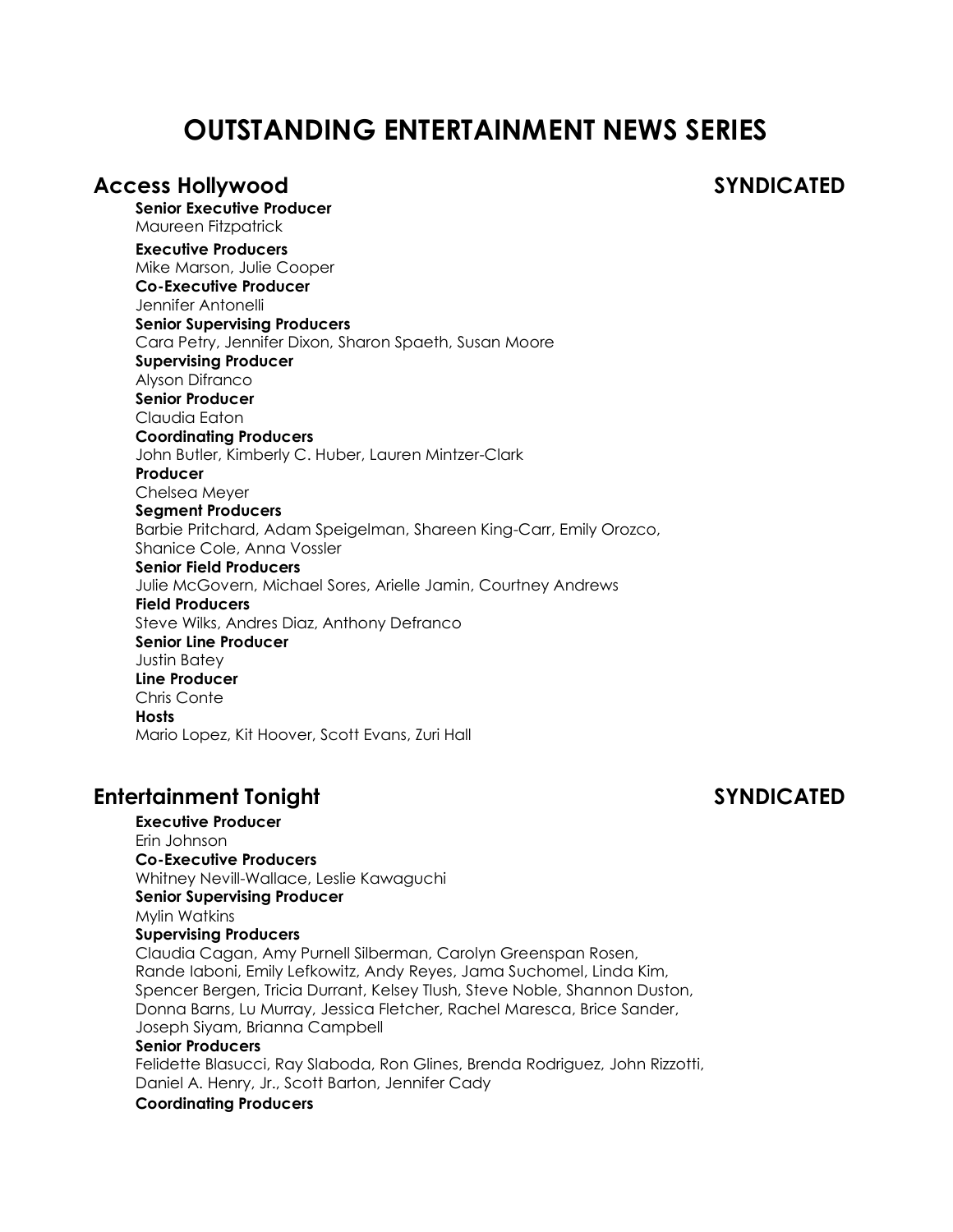# OUTSTANDING ENTERTAINMENT NEWS SERIES

## Access Hollywood SYNDICATED

**Senior Executive Producer**
Maureen Fitzpatrick

**Executive Producers**
Mike Marson, Julie Cooper

**Co-Executive Producer**
Jennifer Antonelli

**Senior Supervising Producers**
Cara Petry, Jennifer Dixon, Sharon Spaeth, Susan Moore

**Supervising Producer**
Alyson Difranco

**Senior Producer**
Claudia Eaton

**Coordinating Producers**
John Butler, Kimberly C. Huber, Lauren Mintzer-Clark

**Producer**
Chelsea Meyer

**Segment Producers**
Barbie Pritchard, Adam Speigelman, Shareen King-Carr, Emily Orozco, Shanice Cole, Anna Vossler

**Senior Field Producers**
Julie McGovern, Michael Sores, Arielle Jamin, Courtney Andrews

**Field Producers**
Steve Wilks, Andres Diaz, Anthony Defranco

**Senior Line Producer**
Justin Batey

**Line Producer**
Chris Conte

**Hosts**
Mario Lopez, Kit Hoover, Scott Evans, Zuri Hall

## Entertainment Tonight SYNDICATED

**Executive Producer**
Erin Johnson

**Co-Executive Producers**
Whitney Nevill-Wallace, Leslie Kawaguchi

**Senior Supervising Producer**
Mylin Watkins

**Supervising Producers**
Claudia Cagan, Amy Purnell Silberman, Carolyn Greenspan Rosen, Rande Iaboni, Emily Lefkowitz, Andy Reyes, Jama Suchomel, Linda Kim, Spencer Bergen, Tricia Durrant, Kelsey Tlush, Steve Noble, Shannon Duston, Donna Barns, Lu Murray, Jessica Fletcher, Rachel Maresca, Brice Sander, Joseph Siyam, Brianna Campbell

**Senior Producers**
Felidette Blasucci, Ray Slaboda, Ron Glines, Brenda Rodriguez, John Rizzotti, Daniel A. Henry, Jr., Scott Barton, Jennifer Cady

**Coordinating Producers**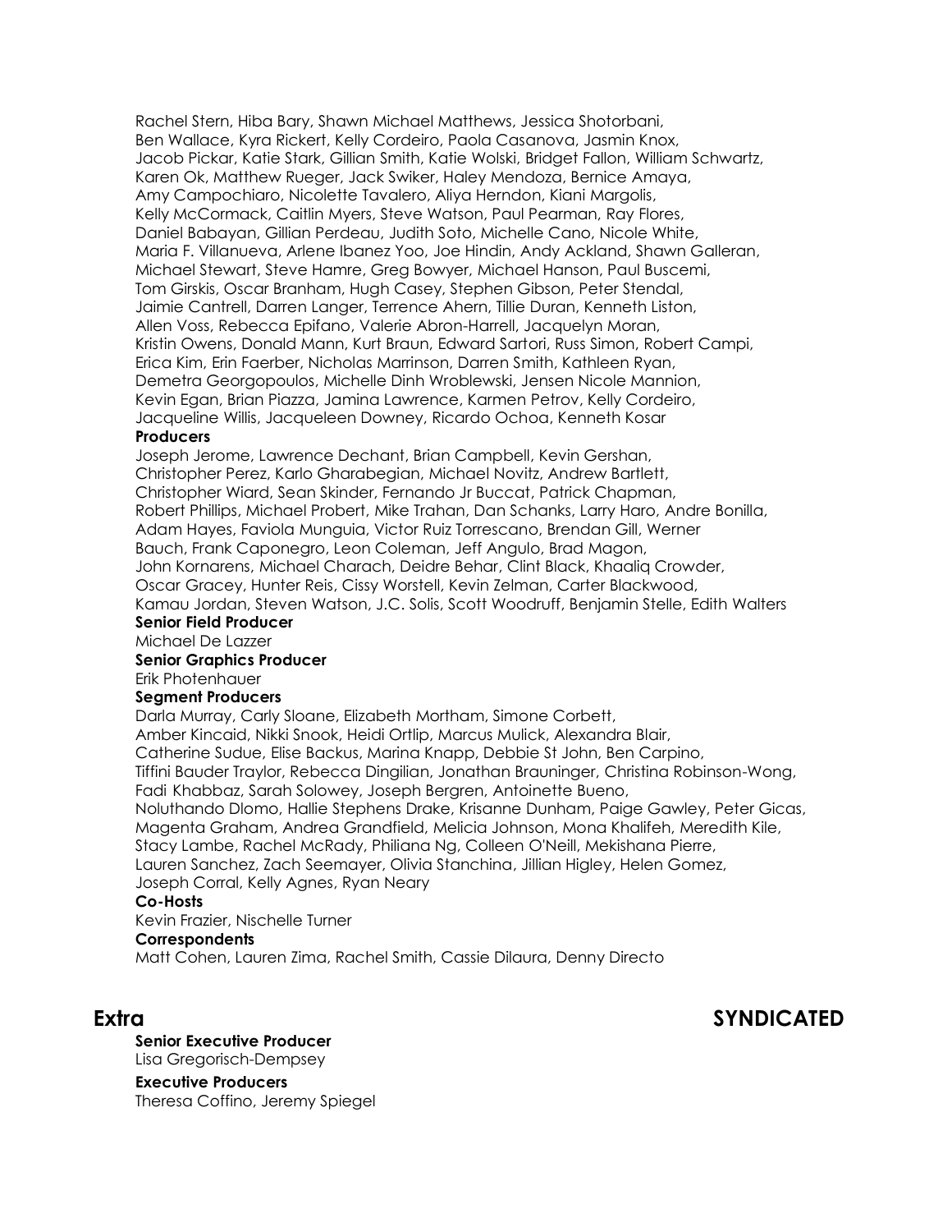Rachel Stern, Hiba Bary, Shawn Michael Matthews, Jessica Shotorbani, Ben Wallace, Kyra Rickert, Kelly Cordeiro, Paola Casanova, Jasmin Knox, Jacob Pickar, Katie Stark, Gillian Smith, Katie Wolski, Bridget Fallon, William Schwartz, Karen Ok, Matthew Rueger, Jack Swiker, Haley Mendoza, Bernice Amaya, Amy Campochiaro, Nicolette Tavalero, Aliya Herndon, Kiani Margolis, Kelly McCormack, Caitlin Myers, Steve Watson, Paul Pearman, Ray Flores, Daniel Babayan, Gillian Perdeau, Judith Soto, Michelle Cano, Nicole White, Maria F. Villanueva, Arlene Ibanez Yoo, Joe Hindin, Andy Ackland, Shawn Galleran, Michael Stewart, Steve Hamre, Greg Bowyer, Michael Hanson, Paul Buscemi, Tom Girskis, Oscar Branham, Hugh Casey, Stephen Gibson, Peter Stendal, Jaimie Cantrell, Darren Langer, Terrence Ahern, Tillie Duran, Kenneth Liston, Allen Voss, Rebecca Epifano, Valerie Abron-Harrell, Jacquelyn Moran, Kristin Owens, Donald Mann, Kurt Braun, Edward Sartori, Russ Simon, Robert Campi, Erica Kim, Erin Faerber, Nicholas Marrinson, Darren Smith, Kathleen Ryan, Demetra Georgopoulos, Michelle Dinh Wroblewski, Jensen Nicole Mannion, Kevin Egan, Brian Piazza, Jamina Lawrence, Karmen Petrov, Kelly Cordeiro, Jacqueline Willis, Jacqueleen Downey, Ricardo Ochoa, Kenneth Kosar

**Producers**
Joseph Jerome, Lawrence Dechant, Brian Campbell, Kevin Gershan, Christopher Perez, Karlo Gharabegian, Michael Novitz, Andrew Bartlett, Christopher Wiard, Sean Skinder, Fernando Jr Buccat, Patrick Chapman, Robert Phillips, Michael Probert, Mike Trahan, Dan Schanks, Larry Haro, Andre Bonilla, Adam Hayes, Faviola Munguia, Victor Ruiz Torrescano, Brendan Gill, Werner Bauch, Frank Caponegro, Leon Coleman, Jeff Angulo, Brad Magon, John Kornarens, Michael Charach, Deidre Behar, Clint Black, Khaaliq Crowder, Oscar Gracey, Hunter Reis, Cissy Worstell, Kevin Zelman, Carter Blackwood, Kamau Jordan, Steven Watson, J.C. Solis, Scott Woodruff, Benjamin Stelle, Edith Walters

**Senior Field Producer**
Michael De Lazzer

**Senior Graphics Producer**
Erik Photenhauer

**Segment Producers**
Darla Murray, Carly Sloane, Elizabeth Mortham, Simone Corbett, Amber Kincaid, Nikki Snook, Heidi Ortlip, Marcus Mulick, Alexandra Blair, Catherine Sudue, Elise Backus, Marina Knapp, Debbie St John, Ben Carpino, Tiffini Bauder Traylor, Rebecca Dingilian, Jonathan Brauninger, Christina Robinson-Wong, Fadi Khabbaz, Sarah Solowey, Joseph Bergren, Antoinette Bueno, Noluthando Dlomo, Hallie Stephens Drake, Krisanne Dunham, Paige Gawley, Peter Gicas, Magenta Graham, Andrea Grandfield, Melicia Johnson, Mona Khalifeh, Meredith Kile, Stacy Lambe, Rachel McRady, Philiana Ng, Colleen O'Neill, Mekishana Pierre, Lauren Sanchez, Zach Seemayer, Olivia Stanchina, Jillian Higley, Helen Gomez, Joseph Corral, Kelly Agnes, Ryan Neary

**Co-Hosts**
Kevin Frazier, Nischelle Turner

**Correspondents**
Matt Cohen, Lauren Zima, Rachel Smith, Cassie Dilaura, Denny Directo

## Extra — SYNDICATED

**Senior Executive Producer**
Lisa Gregorisch-Dempsey

**Executive Producers**
Theresa Coffino, Jeremy Spiegel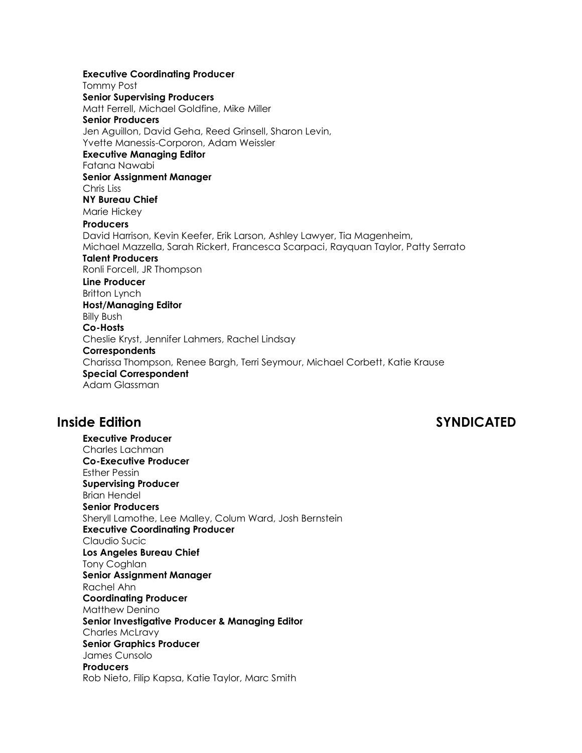**Executive Coordinating Producer**
Tommy Post
**Senior Supervising Producers**
Matt Ferrell, Michael Goldfine, Mike Miller
**Senior Producers**
Jen Aguillon, David Geha, Reed Grinsell, Sharon Levin,
Yvette Manessis-Corporon, Adam Weissler
**Executive Managing Editor**
Fatana Nawabi
**Senior Assignment Manager**
Chris Liss
**NY Bureau Chief**
Marie Hickey
**Producers**
David Harrison, Kevin Keefer, Erik Larson, Ashley Lawyer, Tia Magenheim,
Michael Mazzella, Sarah Rickert, Francesca Scarpaci, Rayquan Taylor, Patty Serrato
**Talent Producers**
Ronli Forcell, JR Thompson
**Line Producer**
Britton Lynch
**Host/Managing Editor**
Billy Bush
**Co-Hosts**
Cheslie Kryst, Jennifer Lahmers, Rachel Lindsay
**Correspondents**
Charissa Thompson, Renee Bargh, Terri Seymour, Michael Corbett, Katie Krause
**Special Correspondent**
Adam Glassman

## Inside Edition — SYNDICATED

**Executive Producer**
Charles Lachman
**Co-Executive Producer**
Esther Pessin
**Supervising Producer**
Brian Hendel
**Senior Producers**
Sheryll Lamothe, Lee Malley, Colum Ward, Josh Bernstein
**Executive Coordinating Producer**
Claudio Sucic
**Los Angeles Bureau Chief**
Tony Coghlan
**Senior Assignment Manager**
Rachel Ahn
**Coordinating Producer**
Matthew Denino
**Senior Investigative Producer & Managing Editor**
Charles McLravy
**Senior Graphics Producer**
James Cunsolo
**Producers**
Rob Nieto, Filip Kapsa, Katie Taylor, Marc Smith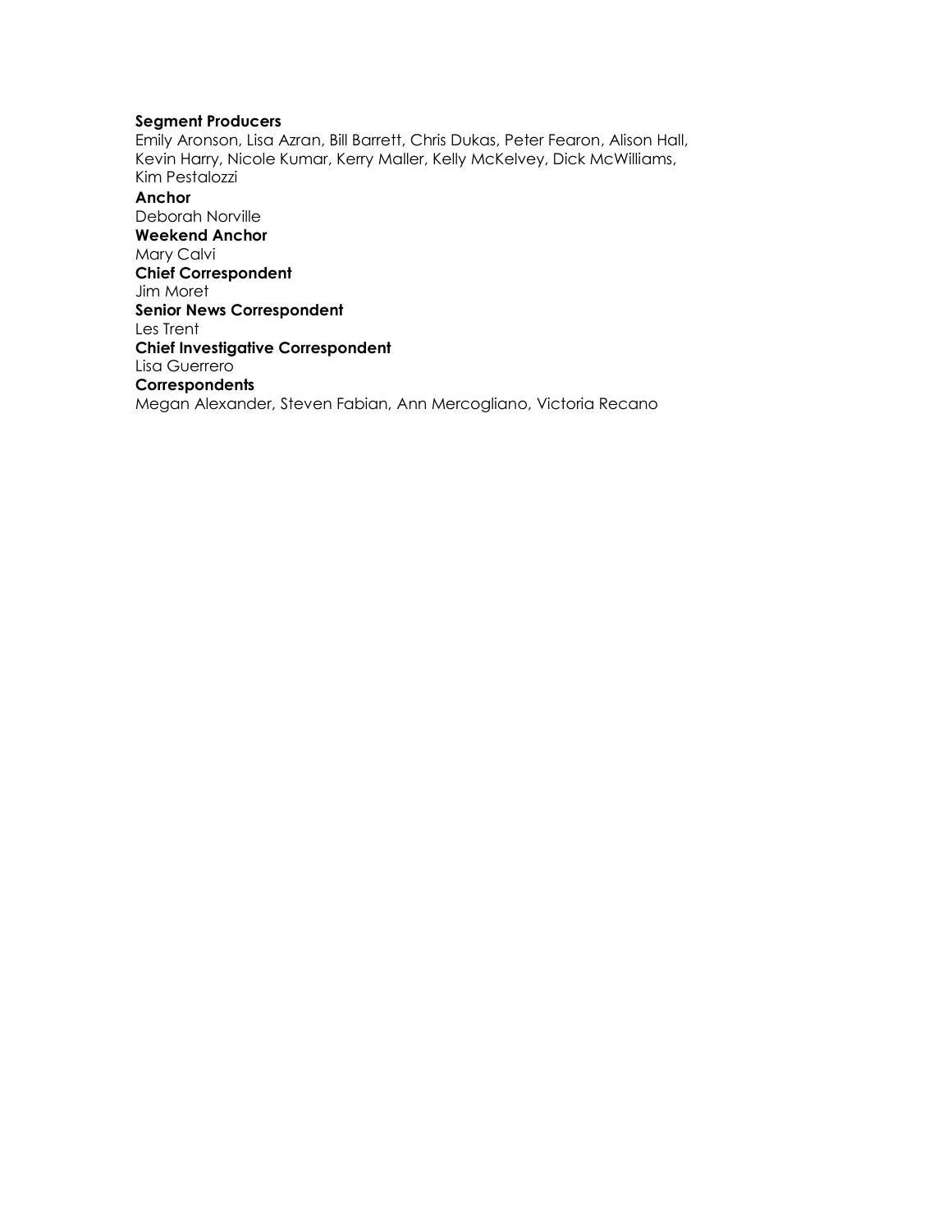**Segment Producers**
Emily Aronson, Lisa Azran, Bill Barrett, Chris Dukas, Peter Fearon, Alison Hall, Kevin Harry, Nicole Kumar, Kerry Maller, Kelly McKelvey, Dick McWilliams, Kim Pestalozzi

**Anchor**
Deborah Norville

**Weekend Anchor**
Mary Calvi

**Chief Correspondent**
Jim Moret

**Senior News Correspondent**
Les Trent

**Chief Investigative Correspondent**
Lisa Guerrero

**Correspondents**
Megan Alexander, Steven Fabian, Ann Mercogliano, Victoria Recano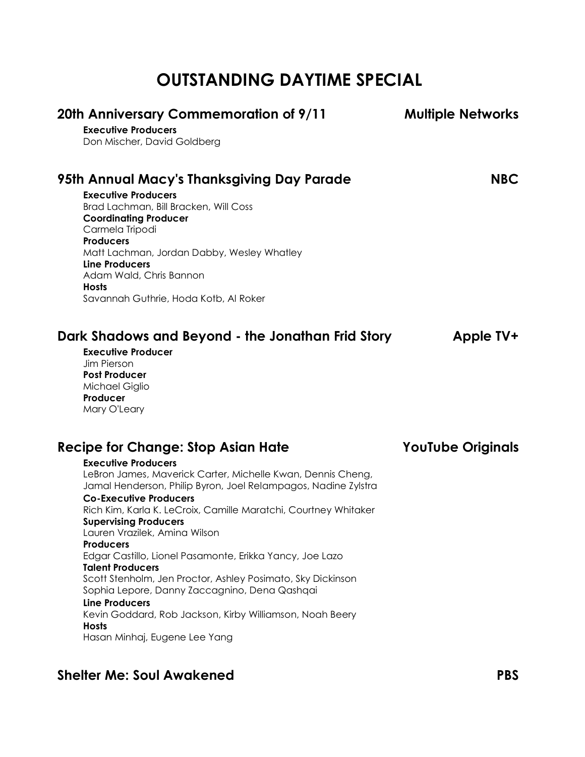# OUTSTANDING DAYTIME SPECIAL

## 20th Anniversary Commemoration of 9/11 — Multiple Networks

**Executive Producers**
Don Mischer, David Goldberg

## 95th Annual Macy's Thanksgiving Day Parade — NBC

**Executive Producers**
Brad Lachman, Bill Bracken, Will Coss
**Coordinating Producer**
Carmela Tripodi
**Producers**
Matt Lachman, Jordan Dabby, Wesley Whatley
**Line Producers**
Adam Wald, Chris Bannon
**Hosts**
Savannah Guthrie, Hoda Kotb, Al Roker

## Dark Shadows and Beyond - the Jonathan Frid Story — Apple TV+

**Executive Producer**
Jim Pierson
**Post Producer**
Michael Giglio
**Producer**
Mary O'Leary

## Recipe for Change: Stop Asian Hate — YouTube Originals

**Executive Producers**
LeBron James, Maverick Carter, Michelle Kwan, Dennis Cheng, Jamal Henderson, Philip Byron, Joel Relampagos, Nadine Zylstra
**Co-Executive Producers**
Rich Kim, Karla K. LeCroix, Camille Maratchi, Courtney Whitaker
**Supervising Producers**
Lauren Vrazilek, Amina Wilson
**Producers**
Edgar Castillo, Lionel Pasamonte, Erikka Yancy, Joe Lazo
**Talent Producers**
Scott Stenholm, Jen Proctor, Ashley Posimato, Sky Dickinson
Sophia Lepore, Danny Zaccagnino, Dena Qashqai
**Line Producers**
Kevin Goddard, Rob Jackson, Kirby Williamson, Noah Beery
**Hosts**
Hasan Minhaj, Eugene Lee Yang

## Shelter Me: Soul Awakened — PBS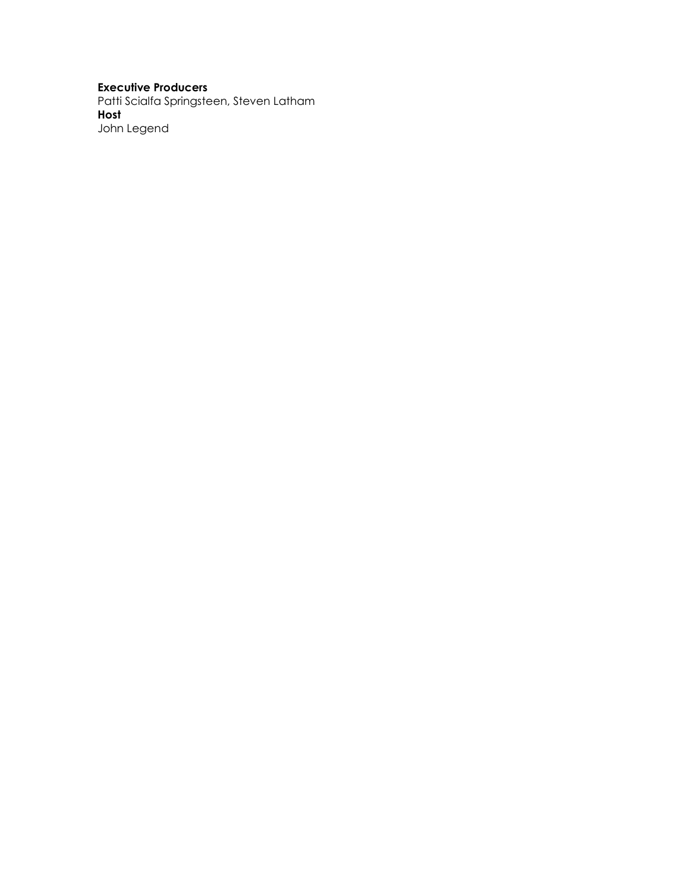**Executive Producers**
Patti Scialfa Springsteen, Steven Latham
**Host**
John Legend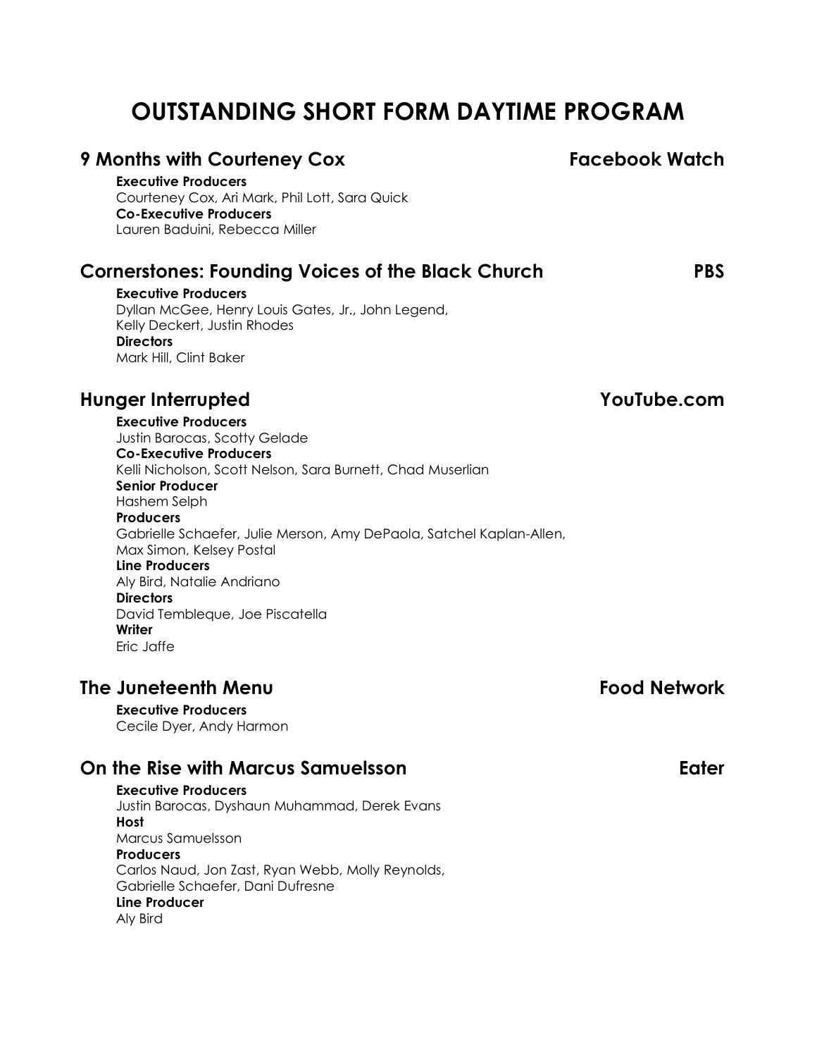# OUTSTANDING SHORT FORM DAYTIME PROGRAM

## 9 Months with Courteney Cox — Facebook Watch

**Executive Producers**
Courteney Cox, Ari Mark, Phil Lott, Sara Quick
**Co-Executive Producers**
Lauren Baduini, Rebecca Miller

## Cornerstones: Founding Voices of the Black Church — PBS

**Executive Producers**
Dyllan McGee, Henry Louis Gates, Jr., John Legend,
Kelly Deckert, Justin Rhodes
**Directors**
Mark Hill, Clint Baker

## Hunger Interrupted — YouTube.com

**Executive Producers**
Justin Barocas, Scotty Gelade
**Co-Executive Producers**
Kelli Nicholson, Scott Nelson, Sara Burnett, Chad Muserlian
**Senior Producer**
Hashem Selph
**Producers**
Gabrielle Schaefer, Julie Merson, Amy DePaola, Satchel Kaplan-Allen,
Max Simon, Kelsey Postal
**Line Producers**
Aly Bird, Natalie Andriano
**Directors**
David Tembleque, Joe Piscatella
**Writer**
Eric Jaffe

## The Juneteenth Menu — Food Network

**Executive Producers**
Cecile Dyer, Andy Harmon

## On the Rise with Marcus Samuelsson — Eater

**Executive Producers**
Justin Barocas, Dyshaun Muhammad, Derek Evans
**Host**
Marcus Samuelsson
**Producers**
Carlos Naud, Jon Zast, Ryan Webb, Molly Reynolds,
Gabrielle Schaefer, Dani Dufresne
**Line Producer**
Aly Bird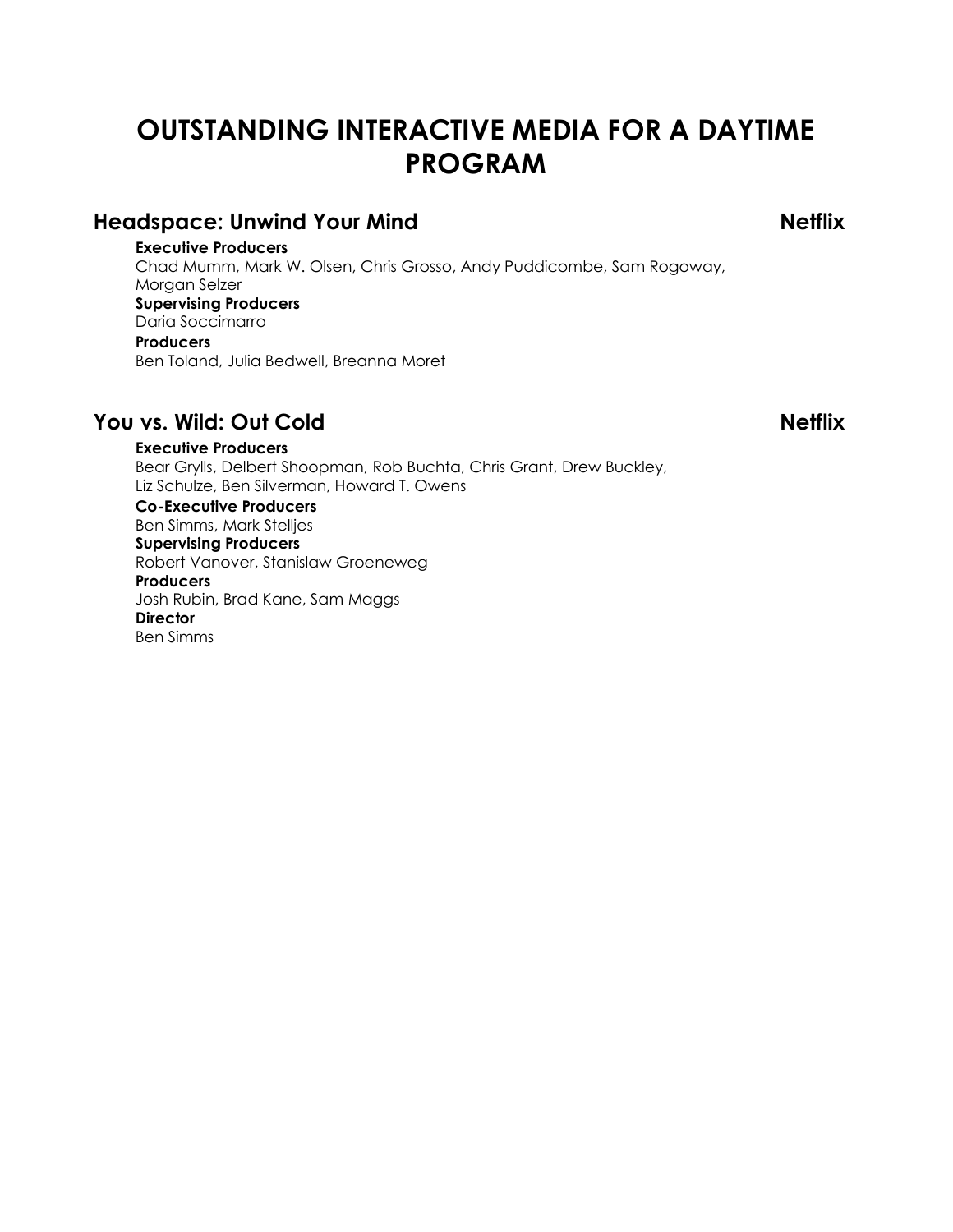# OUTSTANDING INTERACTIVE MEDIA FOR A DAYTIME PROGRAM

## Headspace: Unwind Your Mind — Netflix

**Executive Producers**
Chad Mumm, Mark W. Olsen, Chris Grosso, Andy Puddicombe, Sam Rogoway, Morgan Selzer

**Supervising Producers**
Daria Soccimarro

**Producers**
Ben Toland, Julia Bedwell, Breanna Moret

## You vs. Wild: Out Cold — Netflix

**Executive Producers**
Bear Grylls, Delbert Shoopman, Rob Buchta, Chris Grant, Drew Buckley, Liz Schulze, Ben Silverman, Howard T. Owens

**Co-Executive Producers**
Ben Simms, Mark Stelljes

**Supervising Producers**
Robert Vanover, Stanislaw Groeneweg

**Producers**
Josh Rubin, Brad Kane, Sam Maggs

**Director**
Ben Simms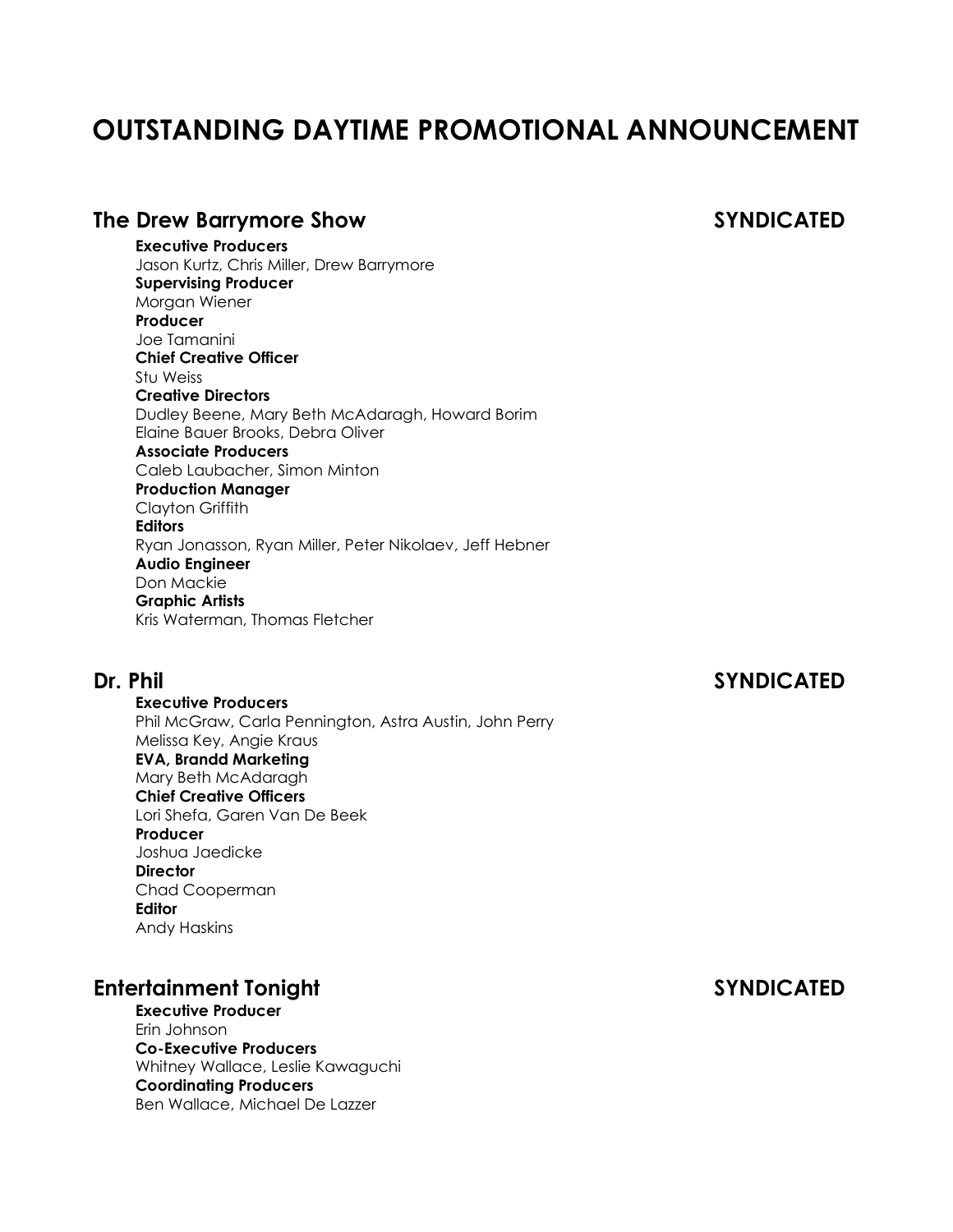# OUTSTANDING DAYTIME PROMOTIONAL ANNOUNCEMENT

## The Drew Barrymore Show SYNDICATED

**Executive Producers**
Jason Kurtz, Chris Miller, Drew Barrymore
**Supervising Producer**
Morgan Wiener
**Producer**
Joe Tamanini
**Chief Creative Officer**
Stu Weiss
**Creative Directors**
Dudley Beene, Mary Beth McAdaragh, Howard Borim
Elaine Bauer Brooks, Debra Oliver
**Associate Producers**
Caleb Laubacher, Simon Minton
**Production Manager**
Clayton Griffith
**Editors**
Ryan Jonasson, Ryan Miller, Peter Nikolaev, Jeff Hebner
**Audio Engineer**
Don Mackie
**Graphic Artists**
Kris Waterman, Thomas Fletcher

## Dr. Phil SYNDICATED

**Executive Producers**
Phil McGraw, Carla Pennington, Astra Austin, John Perry
Melissa Key, Angie Kraus
**EVA, Brandd Marketing**
Mary Beth McAdaragh
**Chief Creative Officers**
Lori Shefa, Garen Van De Beek
**Producer**
Joshua Jaedicke
**Director**
Chad Cooperman
**Editor**
Andy Haskins

## Entertainment Tonight SYNDICATED

**Executive Producer**
Erin Johnson
**Co-Executive Producers**
Whitney Wallace, Leslie Kawaguchi
**Coordinating Producers**
Ben Wallace, Michael De Lazzer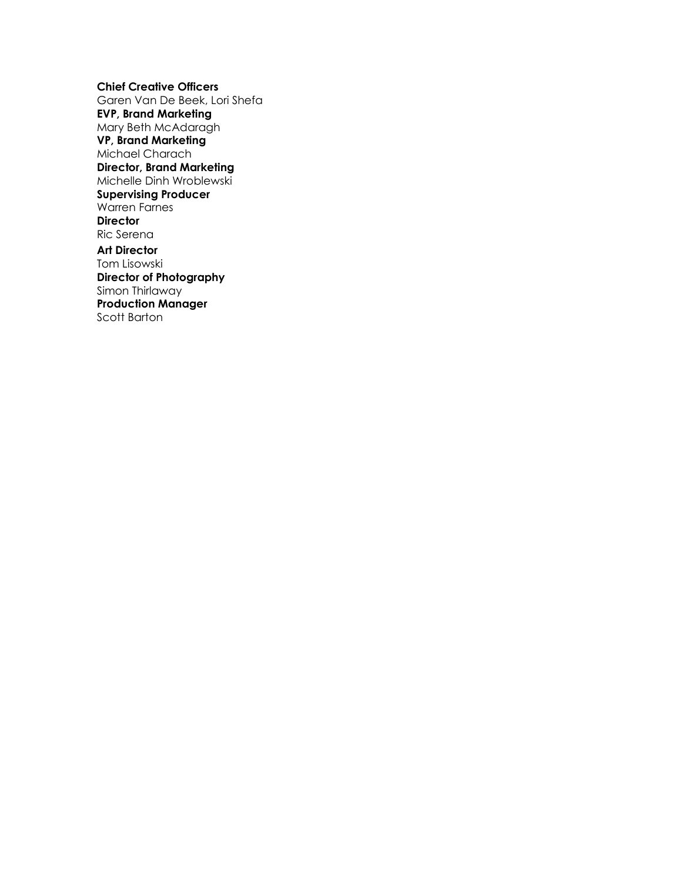**Chief Creative Officers**
Garen Van De Beek, Lori Shefa
**EVP, Brand Marketing**
Mary Beth McAdaragh
**VP, Brand Marketing**
Michael Charach
**Director, Brand Marketing**
Michelle Dinh Wroblewski
**Supervising Producer**
Warren Farnes
**Director**
Ric Serena
**Art Director**
Tom Lisowski
**Director of Photography**
Simon Thirlaway
**Production Manager**
Scott Barton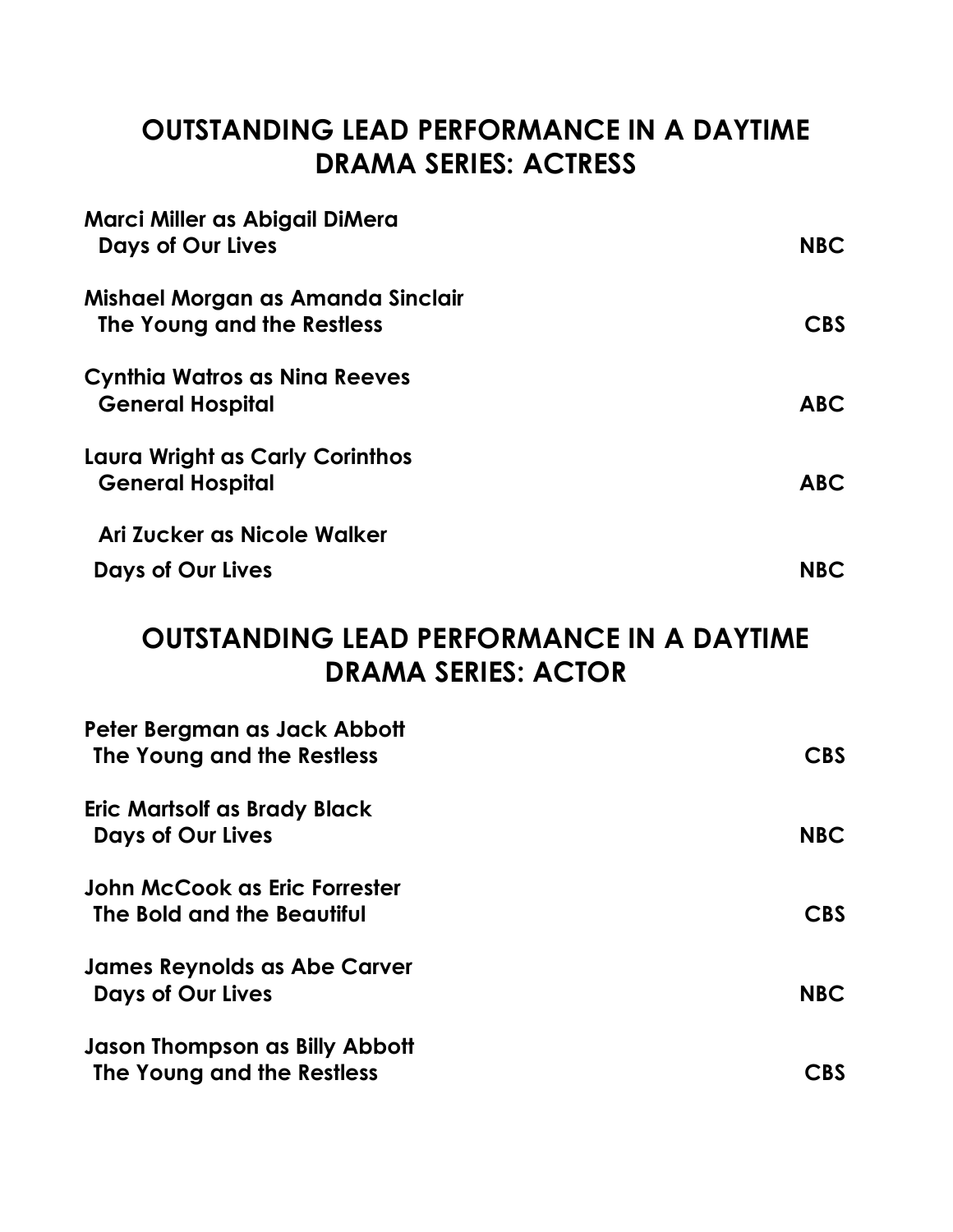## OUTSTANDING LEAD PERFORMANCE IN A DAYTIME DRAMA SERIES: ACTRESS

**Marci Miller as Abigail DiMera**
**Days of Our Lives** — **NBC**

**Mishael Morgan as Amanda Sinclair**
**The Young and the Restless** — **CBS**

**Cynthia Watros as Nina Reeves**
**General Hospital** — **ABC**

**Laura Wright as Carly Corinthos**
**General Hospital** — **ABC**

**Ari Zucker as Nicole Walker**
**Days of Our Lives** — **NBC**

## OUTSTANDING LEAD PERFORMANCE IN A DAYTIME DRAMA SERIES: ACTOR

**Peter Bergman as Jack Abbott**
**The Young and the Restless** — **CBS**

**Eric Martsolf as Brady Black**
**Days of Our Lives** — **NBC**

**John McCook as Eric Forrester**
**The Bold and the Beautiful** — **CBS**

**James Reynolds as Abe Carver**
**Days of Our Lives** — **NBC**

**Jason Thompson as Billy Abbott**
**The Young and the Restless** — **CBS**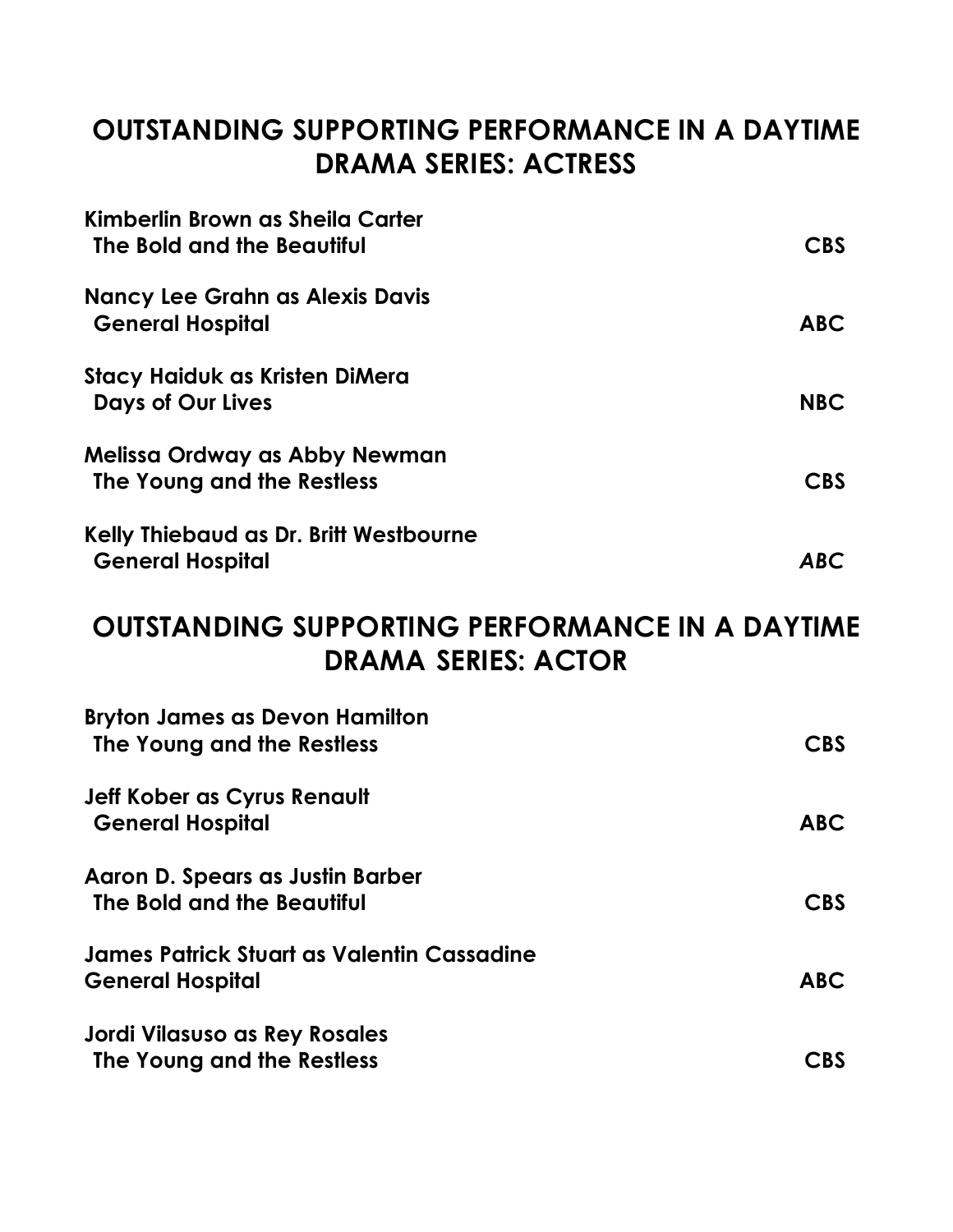## OUTSTANDING SUPPORTING PERFORMANCE IN A DAYTIME DRAMA SERIES: ACTRESS

**Kimberlin Brown as Sheila Carter**
**The Bold and the Beautiful** — **CBS**

**Nancy Lee Grahn as Alexis Davis**
**General Hospital** — **ABC**

**Stacy Haiduk as Kristen DiMera**
**Days of Our Lives** — **NBC**

**Melissa Ordway as Abby Newman**
**The Young and the Restless** — **CBS**

**Kelly Thiebaud as Dr. Britt Westbourne**
**General Hospital** — ***ABC***

## OUTSTANDING SUPPORTING PERFORMANCE IN A DAYTIME DRAMA SERIES: ACTOR

**Bryton James as Devon Hamilton**
**The Young and the Restless** — **CBS**

**Jeff Kober as Cyrus Renault**
**General Hospital** — **ABC**

**Aaron D. Spears as Justin Barber**
**The Bold and the Beautiful** — **CBS**

**James Patrick Stuart as Valentin Cassadine**
**General Hospital** — **ABC**

**Jordi Vilasuso as Rey Rosales**
**The Young and the Restless** — **CBS**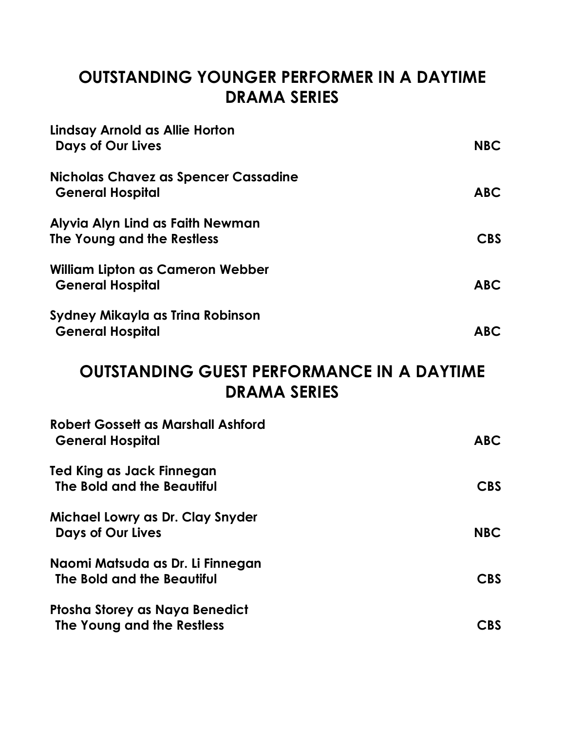## OUTSTANDING YOUNGER PERFORMER IN A DAYTIME DRAMA SERIES

**Lindsay Arnold as Allie Horton**
**Days of Our Lives** — **NBC**

**Nicholas Chavez as Spencer Cassadine**
**General Hospital** — **ABC**

**Alyvia Alyn Lind as Faith Newman**
**The Young and the Restless** — **CBS**

**William Lipton as Cameron Webber**
**General Hospital** — **ABC**

**Sydney Mikayla as Trina Robinson**
**General Hospital** — **ABC**

## OUTSTANDING GUEST PERFORMANCE IN A DAYTIME DRAMA SERIES

**Robert Gossett as Marshall Ashford**
**General Hospital** — **ABC**

**Ted King as Jack Finnegan**
**The Bold and the Beautiful** — **CBS**

**Michael Lowry as Dr. Clay Snyder**
**Days of Our Lives** — **NBC**

**Naomi Matsuda as Dr. Li Finnegan**
**The Bold and the Beautiful** — **CBS**

**Ptosha Storey as Naya Benedict**
**The Young and the Restless** — **CBS**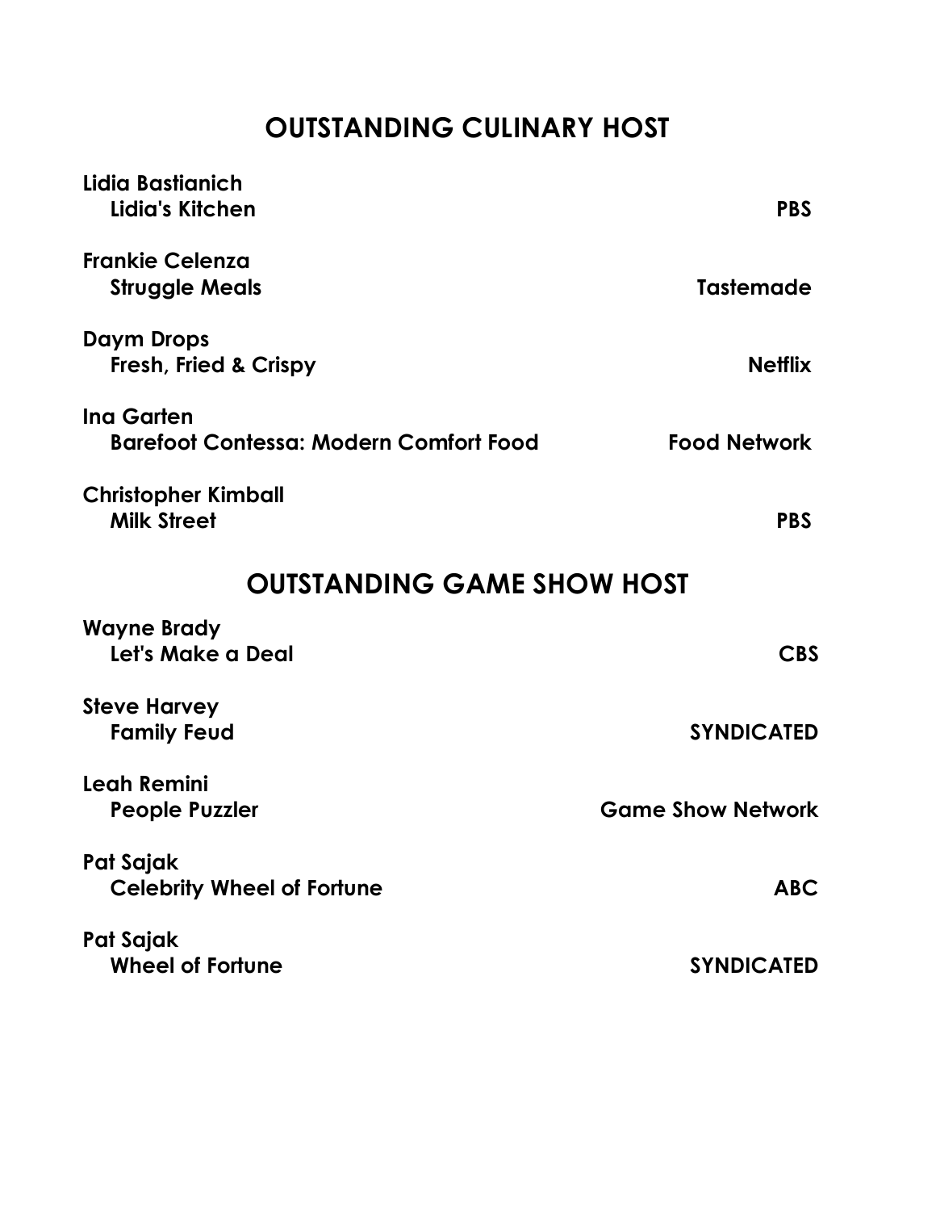## OUTSTANDING CULINARY HOST

**Lidia Bastianich**
**Lidia's Kitchen** — **PBS**

**Frankie Celenza**
**Struggle Meals** — **Tastemade**

**Daym Drops**
**Fresh, Fried & Crispy** — **Netflix**

**Ina Garten**
**Barefoot Contessa: Modern Comfort Food** — **Food Network**

**Christopher Kimball**
**Milk Street** — **PBS**

## OUTSTANDING GAME SHOW HOST

**Wayne Brady**
**Let's Make a Deal** — **CBS**

**Steve Harvey**
**Family Feud** — **SYNDICATED**

**Leah Remini**
**People Puzzler** — **Game Show Network**

**Pat Sajak**
**Celebrity Wheel of Fortune** — **ABC**

**Pat Sajak**
**Wheel of Fortune** — **SYNDICATED**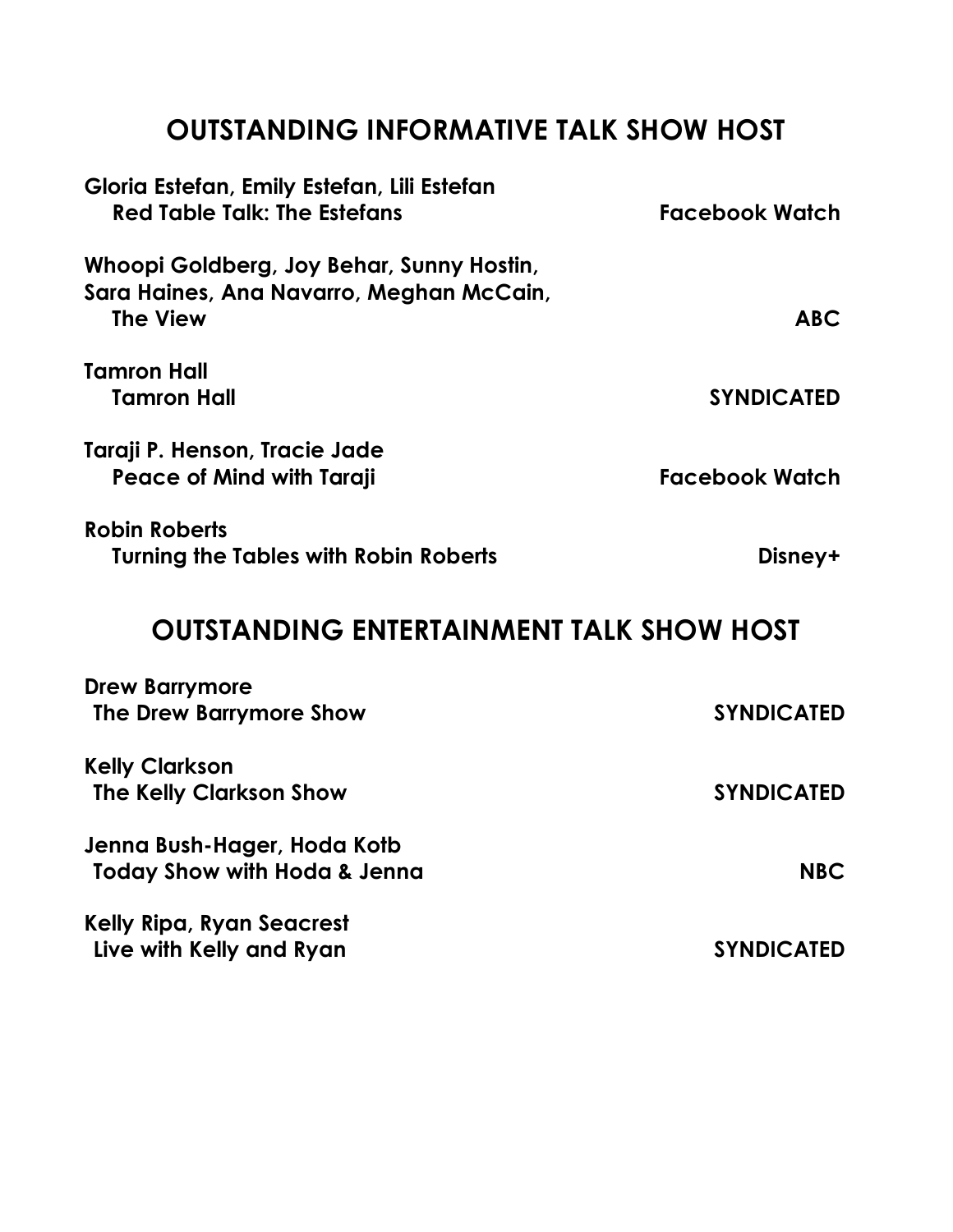## OUTSTANDING INFORMATIVE TALK SHOW HOST

**Gloria Estefan, Emily Estefan, Lili Estefan**
**Red Table Talk: The Estefans** — **Facebook Watch**

**Whoopi Goldberg, Joy Behar, Sunny Hostin, Sara Haines, Ana Navarro, Meghan McCain,**
**The View** — **ABC**

**Tamron Hall**
**Tamron Hall** — **SYNDICATED**

**Taraji P. Henson, Tracie Jade**
**Peace of Mind with Taraji** — **Facebook Watch**

**Robin Roberts**
**Turning the Tables with Robin Roberts** — **Disney+**

## OUTSTANDING ENTERTAINMENT TALK SHOW HOST

**Drew Barrymore**
**The Drew Barrymore Show** — **SYNDICATED**

**Kelly Clarkson**
**The Kelly Clarkson Show** — **SYNDICATED**

**Jenna Bush-Hager, Hoda Kotb**
**Today Show with Hoda & Jenna** — **NBC**

**Kelly Ripa, Ryan Seacrest**
**Live with Kelly and Ryan** — **SYNDICATED**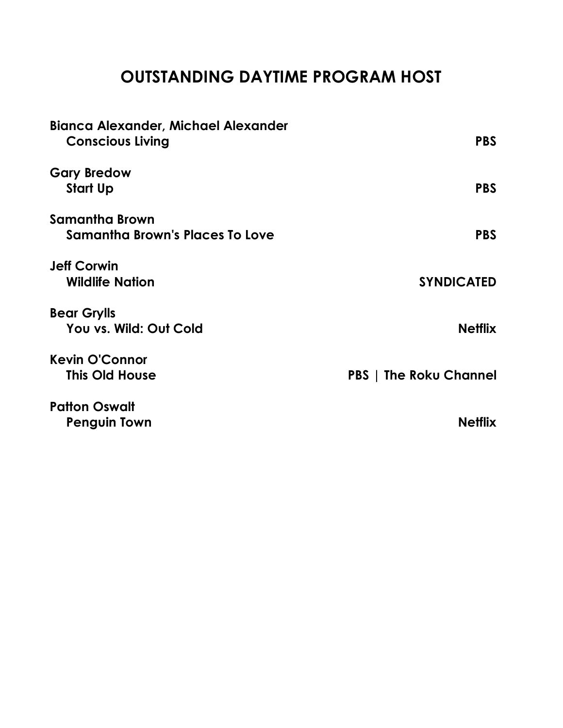# OUTSTANDING DAYTIME PROGRAM HOST

**Bianca Alexander, Michael Alexander**
**Conscious Living** — **PBS**

**Gary Bredow**
**Start Up** — **PBS**

**Samantha Brown**
**Samantha Brown's Places To Love** — **PBS**

**Jeff Corwin**
**Wildlife Nation** — **SYNDICATED**

**Bear Grylls**
**You vs. Wild: Out Cold** — **Netflix**

**Kevin O'Connor**
**This Old House** — **PBS | The Roku Channel**

**Patton Oswalt**
**Penguin Town** — **Netflix**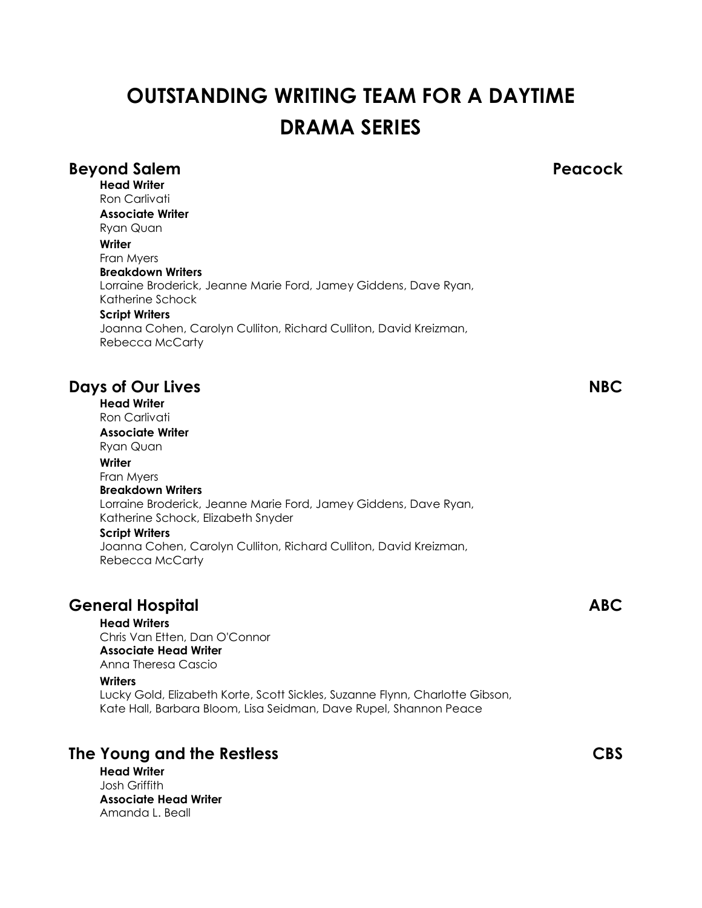# OUTSTANDING WRITING TEAM FOR A DAYTIME DRAMA SERIES

## Beyond Salem — Peacock

**Head Writer**
Ron Carlivati

**Associate Writer**
Ryan Quan

**Writer**
Fran Myers

**Breakdown Writers**
Lorraine Broderick, Jeanne Marie Ford, Jamey Giddens, Dave Ryan, Katherine Schock

**Script Writers**
Joanna Cohen, Carolyn Culliton, Richard Culliton, David Kreizman, Rebecca McCarty

## Days of Our Lives — NBC

**Head Writer**
Ron Carlivati

**Associate Writer**
Ryan Quan

**Writer**
Fran Myers

**Breakdown Writers**
Lorraine Broderick, Jeanne Marie Ford, Jamey Giddens, Dave Ryan, Katherine Schock, Elizabeth Snyder

**Script Writers**
Joanna Cohen, Carolyn Culliton, Richard Culliton, David Kreizman, Rebecca McCarty

## General Hospital — ABC

**Head Writers**
Chris Van Etten, Dan O'Connor

**Associate Head Writer**
Anna Theresa Cascio

**Writers**
Lucky Gold, Elizabeth Korte, Scott Sickles, Suzanne Flynn, Charlotte Gibson, Kate Hall, Barbara Bloom, Lisa Seidman, Dave Rupel, Shannon Peace

## The Young and the Restless — CBS

**Head Writer**
Josh Griffith

**Associate Head Writer**
Amanda L. Beall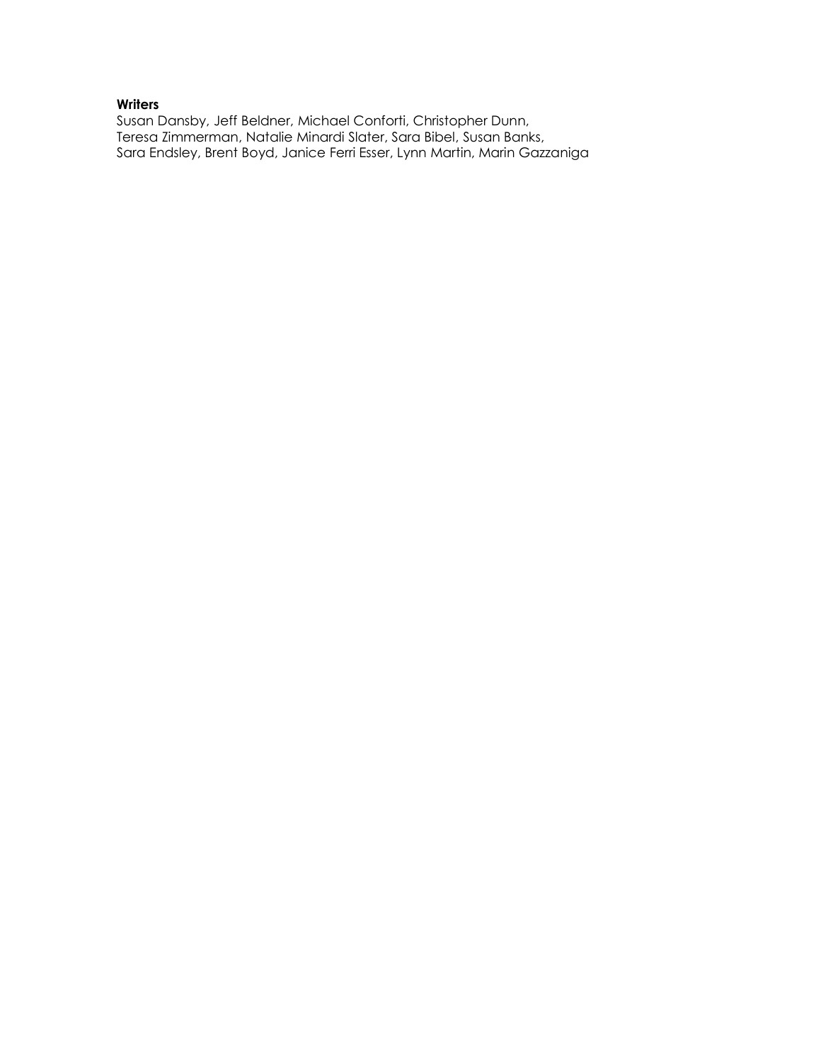**Writers**

Susan Dansby, Jeff Beldner, Michael Conforti, Christopher Dunn,
Teresa Zimmerman, Natalie Minardi Slater, Sara Bibel, Susan Banks,
Sara Endsley, Brent Boyd, Janice Ferri Esser, Lynn Martin, Marin Gazzaniga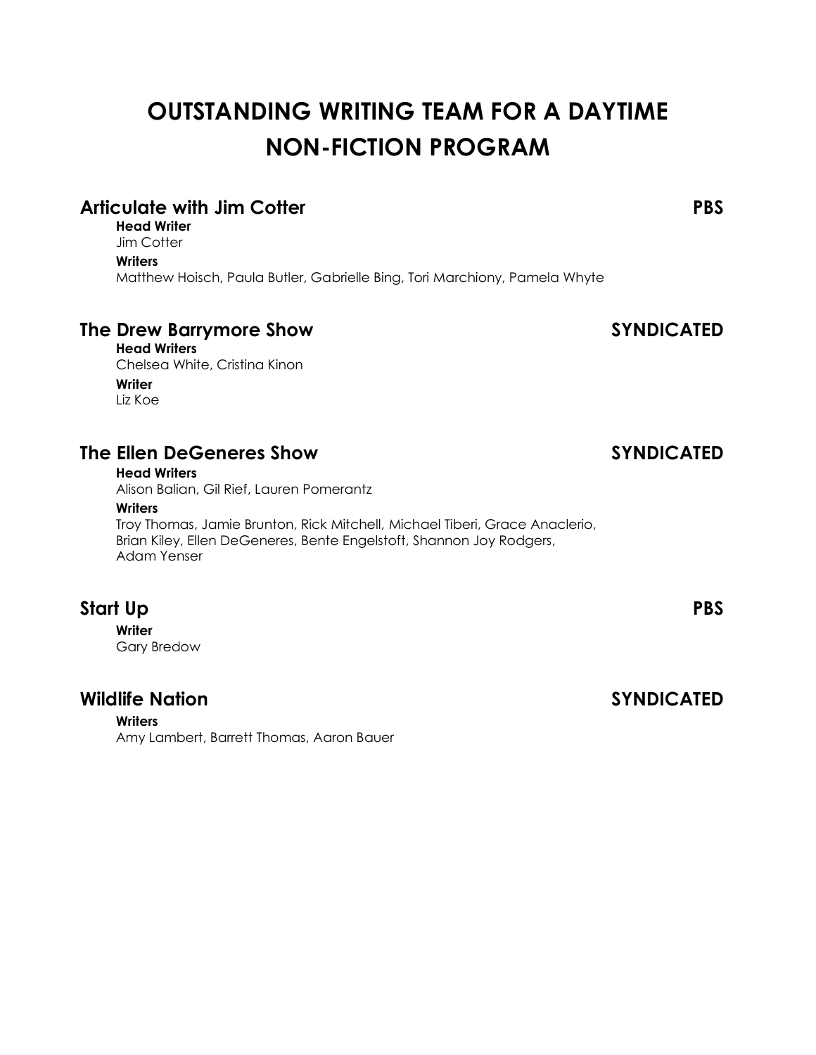# OUTSTANDING WRITING TEAM FOR A DAYTIME NON-FICTION PROGRAM

## Articulate with Jim Cotter — PBS

**Head Writer**
Jim Cotter

**Writers**
Matthew Hoisch, Paula Butler, Gabrielle Bing, Tori Marchiony, Pamela Whyte

## The Drew Barrymore Show — SYNDICATED

**Head Writers**
Chelsea White, Cristina Kinon

**Writer**
Liz Koe

## The Ellen DeGeneres Show — SYNDICATED

**Head Writers**
Alison Balian, Gil Rief, Lauren Pomerantz

**Writers**
Troy Thomas, Jamie Brunton, Rick Mitchell, Michael Tiberi, Grace Anaclerio, Brian Kiley, Ellen DeGeneres, Bente Engelstoft, Shannon Joy Rodgers, Adam Yenser

## Start Up — PBS

**Writer**
Gary Bredow

## Wildlife Nation — SYNDICATED

**Writers**
Amy Lambert, Barrett Thomas, Aaron Bauer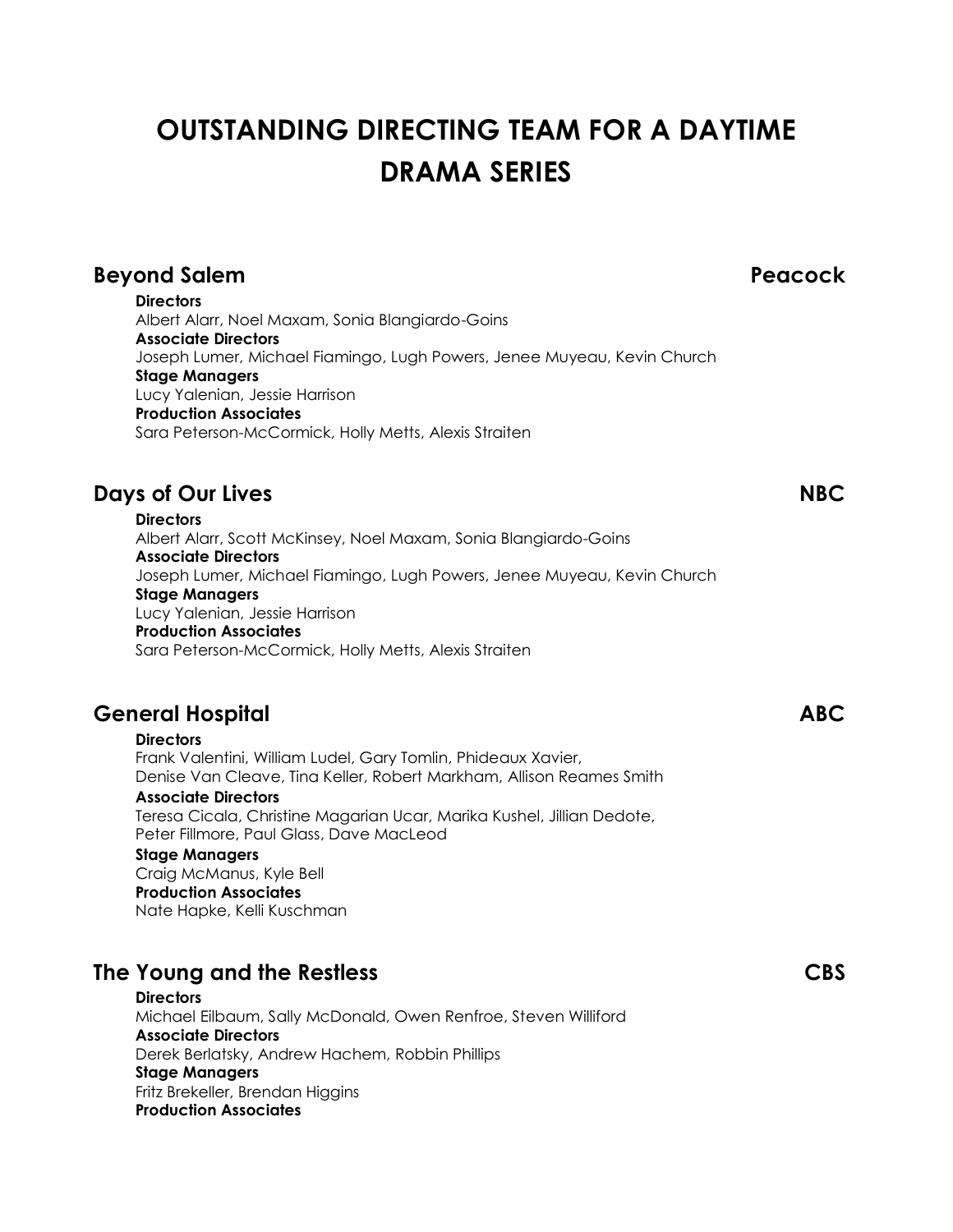# OUTSTANDING DIRECTING TEAM FOR A DAYTIME DRAMA SERIES

## Beyond Salem — Peacock

**Directors**
Albert Alarr, Noel Maxam, Sonia Blangiardo-Goins
**Associate Directors**
Joseph Lumer, Michael Fiamingo, Lugh Powers, Jenee Muyeau, Kevin Church
**Stage Managers**
Lucy Yalenian, Jessie Harrison
**Production Associates**
Sara Peterson-McCormick, Holly Metts, Alexis Straiten

## Days of Our Lives — NBC

**Directors**
Albert Alarr, Scott McKinsey, Noel Maxam, Sonia Blangiardo-Goins
**Associate Directors**
Joseph Lumer, Michael Fiamingo, Lugh Powers, Jenee Muyeau, Kevin Church
**Stage Managers**
Lucy Yalenian, Jessie Harrison
**Production Associates**
Sara Peterson-McCormick, Holly Metts, Alexis Straiten

## General Hospital — ABC

**Directors**
Frank Valentini, William Ludel, Gary Tomlin, Phideaux Xavier,
Denise Van Cleave, Tina Keller, Robert Markham, Allison Reames Smith
**Associate Directors**
Teresa Cicala, Christine Magarian Ucar, Marika Kushel, Jillian Dedote,
Peter Fillmore, Paul Glass, Dave MacLeod
**Stage Managers**
Craig McManus, Kyle Bell
**Production Associates**
Nate Hapke, Kelli Kuschman

## The Young and the Restless — CBS

**Directors**
Michael Eilbaum, Sally McDonald, Owen Renfroe, Steven Williford
**Associate Directors**
Derek Berlatsky, Andrew Hachem, Robbin Phillips
**Stage Managers**
Fritz Brekeller, Brendan Higgins
**Production Associates**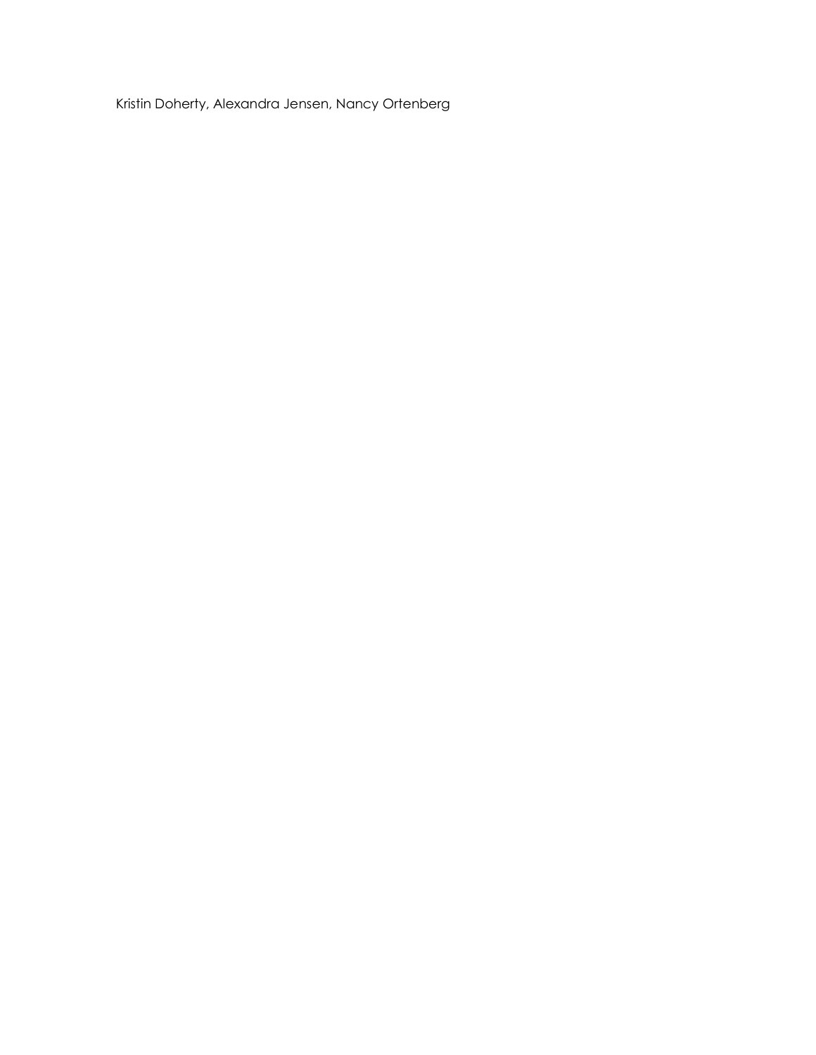Kristin Doherty, Alexandra Jensen, Nancy Ortenberg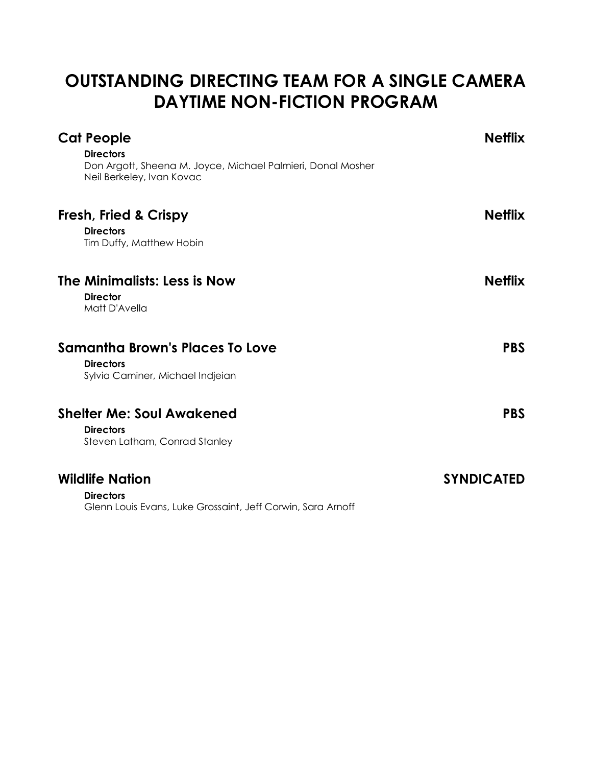# OUTSTANDING DIRECTING TEAM FOR A SINGLE CAMERA DAYTIME NON-FICTION PROGRAM

### Cat People — Netflix

**Directors**
Don Argott, Sheena M. Joyce, Michael Palmieri, Donal Mosher
Neil Berkeley, Ivan Kovac

### Fresh, Fried & Crispy — Netflix

**Directors**
Tim Duffy, Matthew Hobin

### The Minimalists: Less is Now — Netflix

**Director**
Matt D'Avella

### Samantha Brown's Places To Love — PBS

**Directors**
Sylvia Caminer, Michael Indjeian

### Shelter Me: Soul Awakened — PBS

**Directors**
Steven Latham, Conrad Stanley

### Wildlife Nation — SYNDICATED

**Directors**
Glenn Louis Evans, Luke Grossaint, Jeff Corwin, Sara Arnoff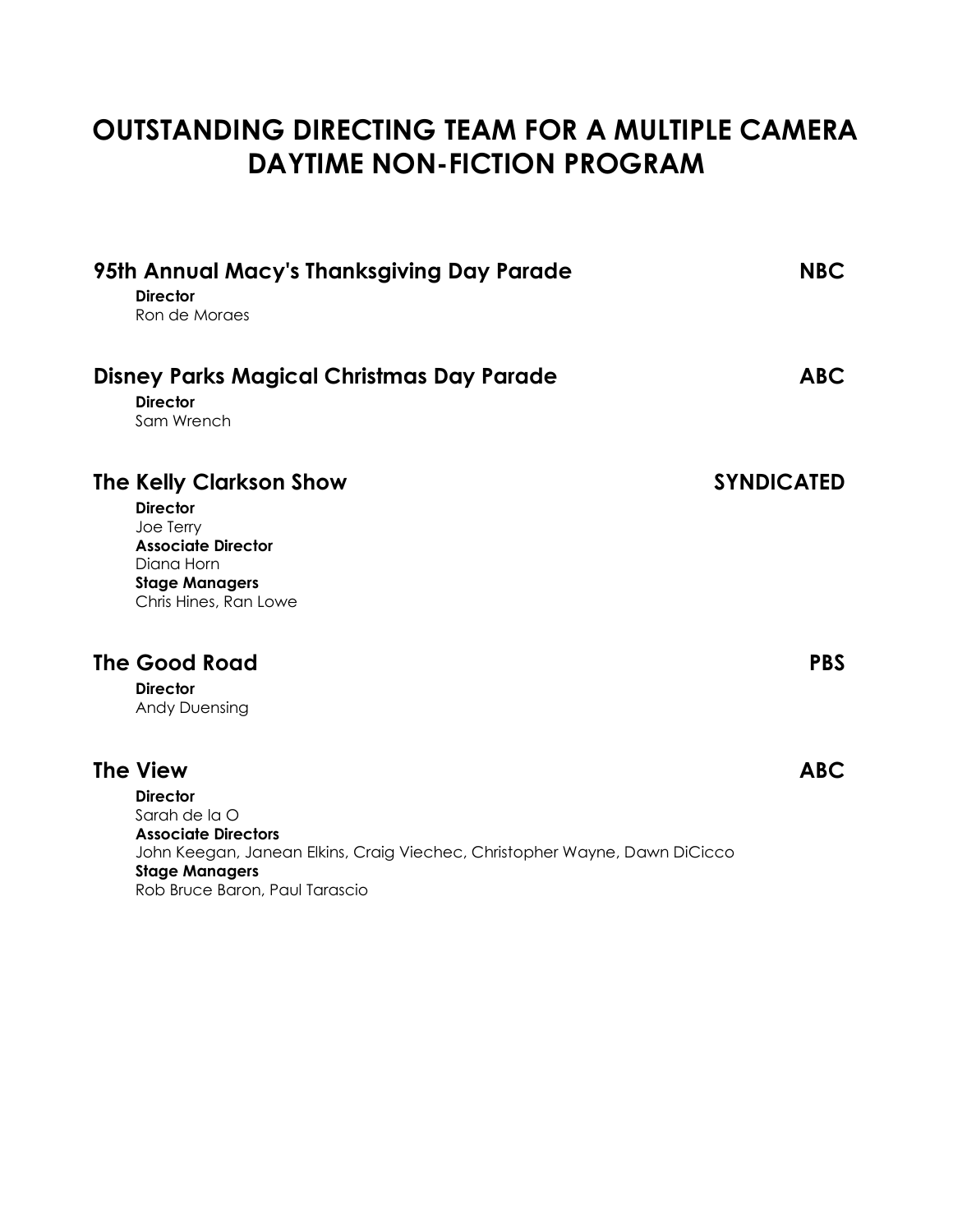# OUTSTANDING DIRECTING TEAM FOR A MULTIPLE CAMERA DAYTIME NON-FICTION PROGRAM

## 95th Annual Macy's Thanksgiving Day Parade — NBC

**Director**
Ron de Moraes

## Disney Parks Magical Christmas Day Parade — ABC

**Director**
Sam Wrench

## The Kelly Clarkson Show — SYNDICATED

**Director**
Joe Terry
**Associate Director**
Diana Horn
**Stage Managers**
Chris Hines, Ran Lowe

## The Good Road — PBS

**Director**
Andy Duensing

## The View — ABC

**Director**
Sarah de la O
**Associate Directors**
John Keegan, Janean Elkins, Craig Viechec, Christopher Wayne, Dawn DiCicco
**Stage Managers**
Rob Bruce Baron, Paul Tarascio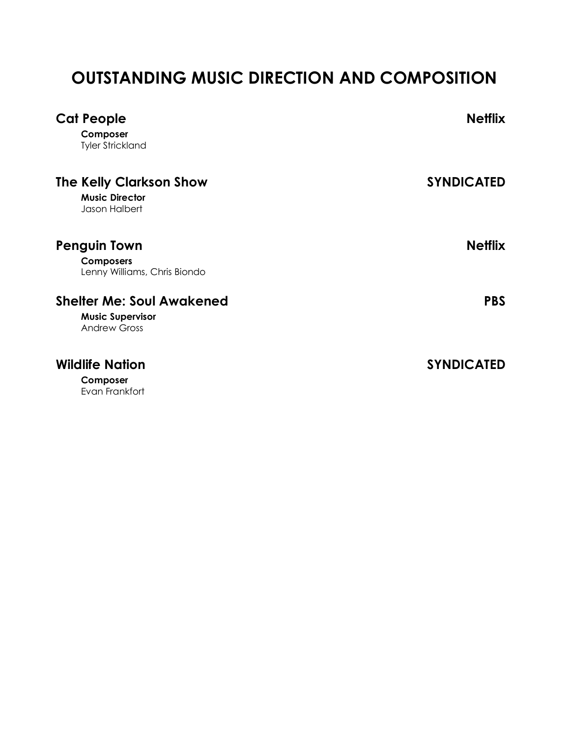# OUTSTANDING MUSIC DIRECTION AND COMPOSITION

**Cat People** — **Netflix**

**Composer**
Tyler Strickland

**The Kelly Clarkson Show** — **SYNDICATED**

**Music Director**
Jason Halbert

**Penguin Town** — **Netflix**

**Composers**
Lenny Williams, Chris Biondo

**Shelter Me: Soul Awakened** — **PBS**

**Music Supervisor**
Andrew Gross

**Wildlife Nation** — **SYNDICATED**

**Composer**
Evan Frankfort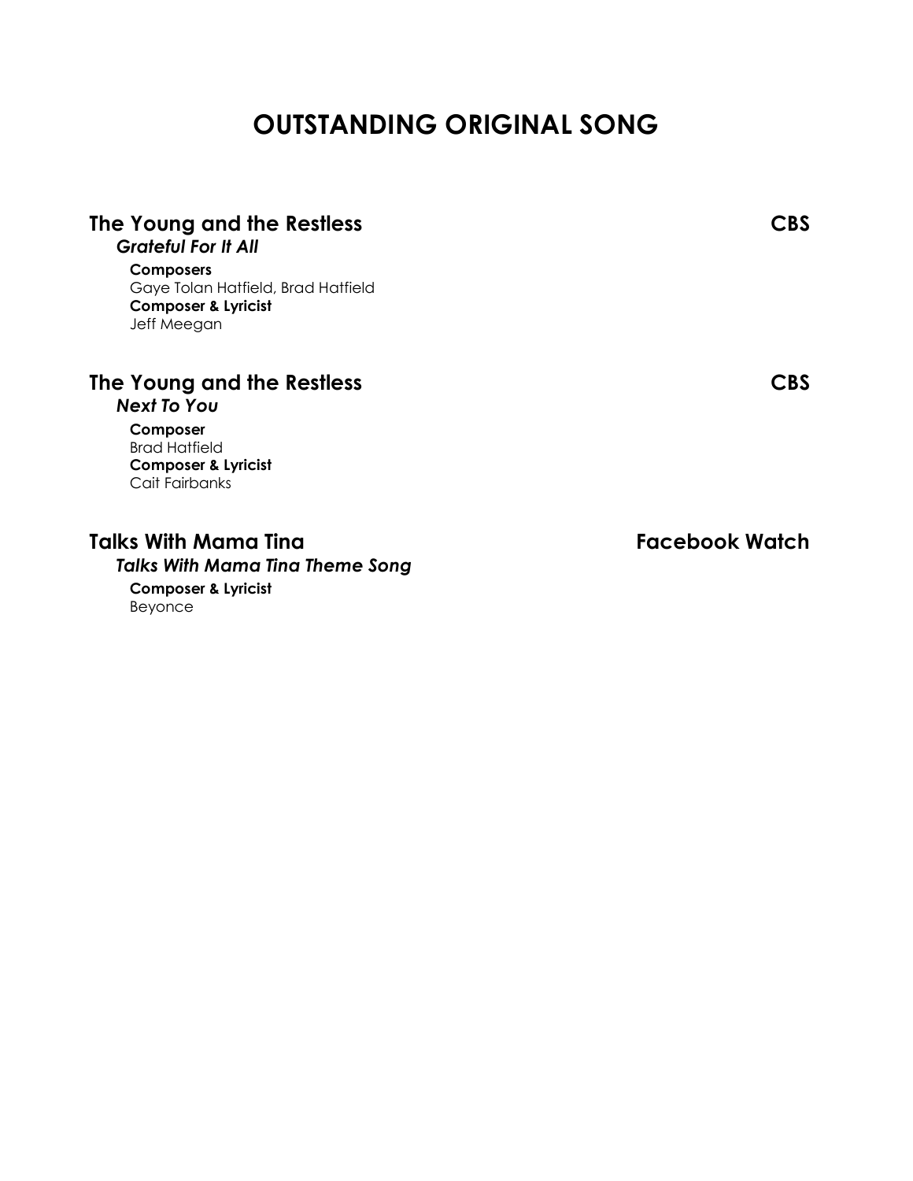# OUTSTANDING ORIGINAL SONG

### The Young and the Restless — CBS

***Grateful For It All***

**Composers**
Gaye Tolan Hatfield, Brad Hatfield
**Composer & Lyricist**
Jeff Meegan

### The Young and the Restless — CBS

***Next To You***

**Composer**
Brad Hatfield
**Composer & Lyricist**
Cait Fairbanks

### Talks With Mama Tina — Facebook Watch

***Talks With Mama Tina Theme Song***

**Composer & Lyricist**
Beyonce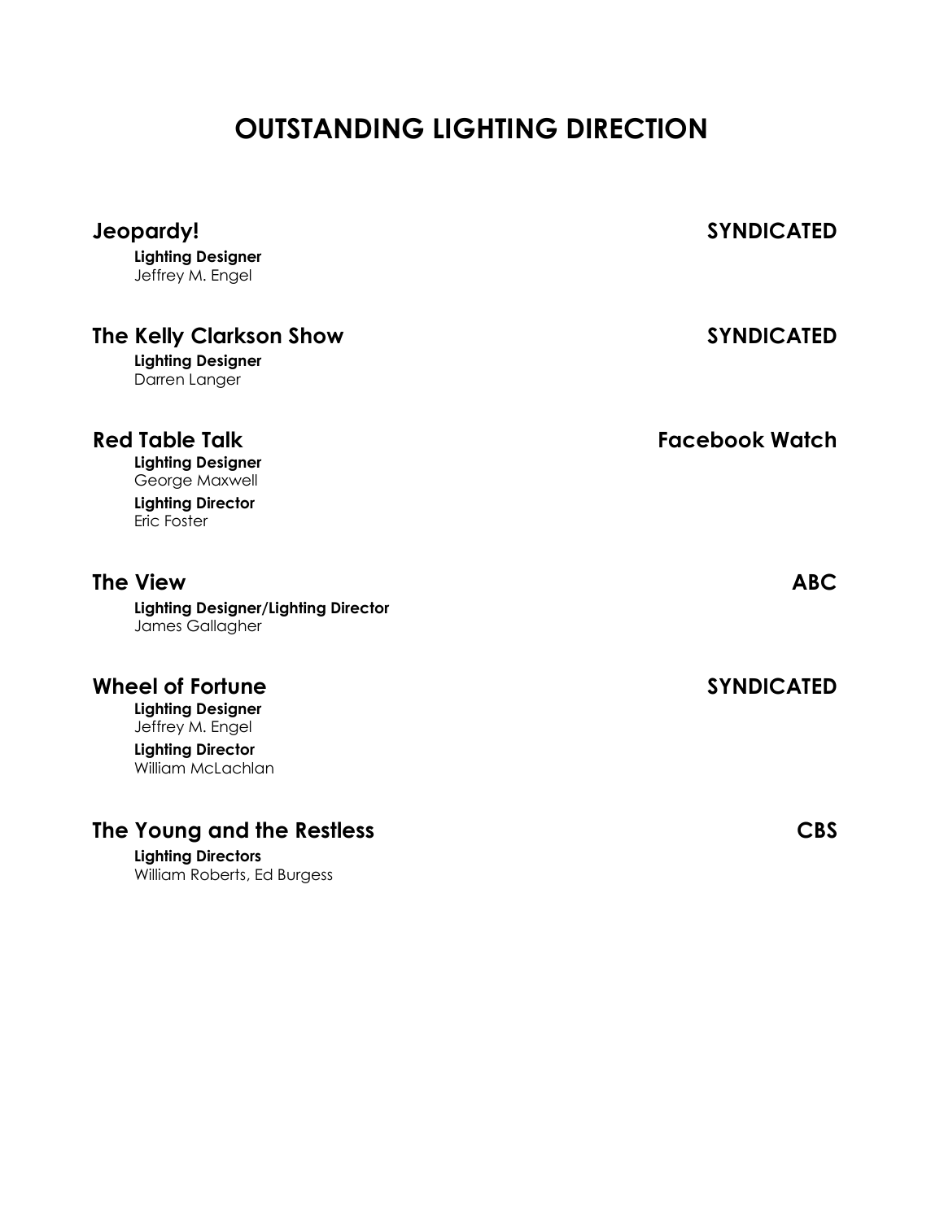# OUTSTANDING LIGHTING DIRECTION

**Jeopardy!** — **SYNDICATED**

**Lighting Designer**
Jeffrey M. Engel

**The Kelly Clarkson Show** — **SYNDICATED**

**Lighting Designer**
Darren Langer

**Red Table Talk** — **Facebook Watch**

**Lighting Designer**
George Maxwell

**Lighting Director**
Eric Foster

**The View** — **ABC**

**Lighting Designer/Lighting Director**
James Gallagher

**Wheel of Fortune** — **SYNDICATED**

**Lighting Designer**
Jeffrey M. Engel

**Lighting Director**
William McLachlan

**The Young and the Restless** — **CBS**

**Lighting Directors**
William Roberts, Ed Burgess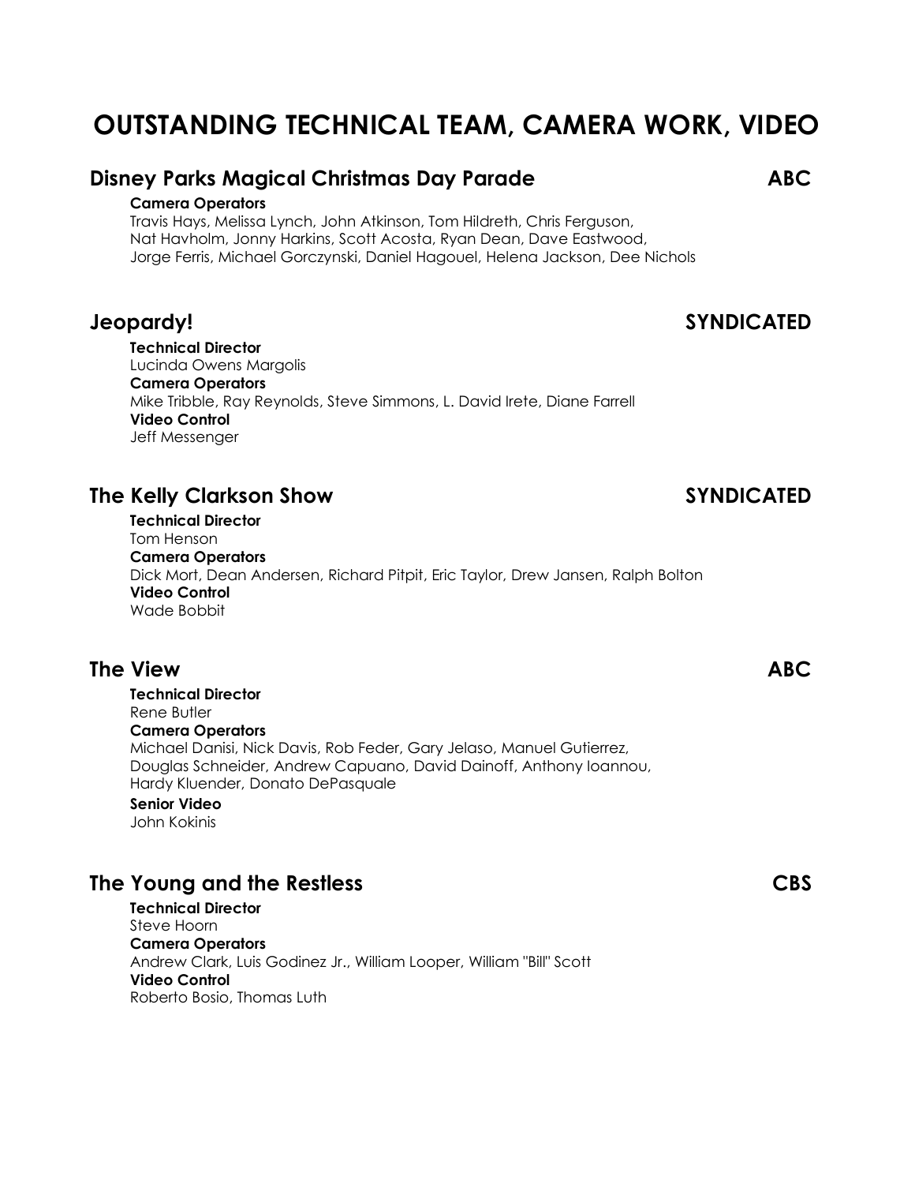# OUTSTANDING TECHNICAL TEAM, CAMERA WORK, VIDEO

## Disney Parks Magical Christmas Day Parade — ABC

**Camera Operators**
Travis Hays, Melissa Lynch, John Atkinson, Tom Hildreth, Chris Ferguson, Nat Havholm, Jonny Harkins, Scott Acosta, Ryan Dean, Dave Eastwood, Jorge Ferris, Michael Gorczynski, Daniel Hagouel, Helena Jackson, Dee Nichols

## Jeopardy! — SYNDICATED

**Technical Director**
Lucinda Owens Margolis
**Camera Operators**
Mike Tribble, Ray Reynolds, Steve Simmons, L. David Irete, Diane Farrell
**Video Control**
Jeff Messenger

## The Kelly Clarkson Show — SYNDICATED

**Technical Director**
Tom Henson
**Camera Operators**
Dick Mort, Dean Andersen, Richard Pitpit, Eric Taylor, Drew Jansen, Ralph Bolton
**Video Control**
Wade Bobbit

## The View — ABC

**Technical Director**
Rene Butler
**Camera Operators**
Michael Danisi, Nick Davis, Rob Feder, Gary Jelaso, Manuel Gutierrez, Douglas Schneider, Andrew Capuano, David Dainoff, Anthony Ioannou, Hardy Kluender, Donato DePasquale
**Senior Video**
John Kokinis

## The Young and the Restless — CBS

**Technical Director**
Steve Hoorn
**Camera Operators**
Andrew Clark, Luis Godinez Jr., William Looper, William "Bill" Scott
**Video Control**
Roberto Bosio, Thomas Luth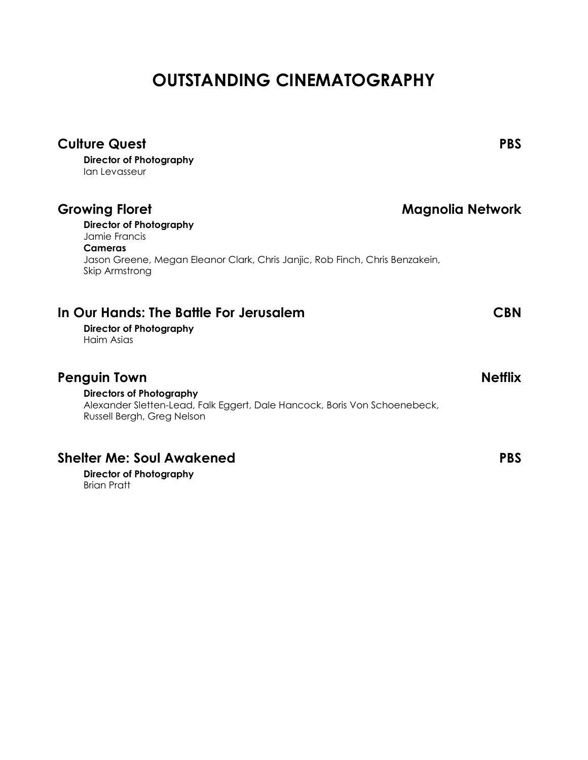# OUTSTANDING CINEMATOGRAPHY

## Culture Quest — PBS

**Director of Photography**
Ian Levasseur

## Growing Floret — Magnolia Network

**Director of Photography**
Jamie Francis
**Cameras**
Jason Greene, Megan Eleanor Clark, Chris Janjic, Rob Finch, Chris Benzakein, Skip Armstrong

## In Our Hands: The Battle For Jerusalem — CBN

**Director of Photography**
Haim Asias

## Penguin Town — Netflix

**Directors of Photography**
Alexander Sletten-Lead, Falk Eggert, Dale Hancock, Boris Von Schoenebeck, Russell Bergh, Greg Nelson

## Shelter Me: Soul Awakened — PBS

**Director of Photography**
Brian Pratt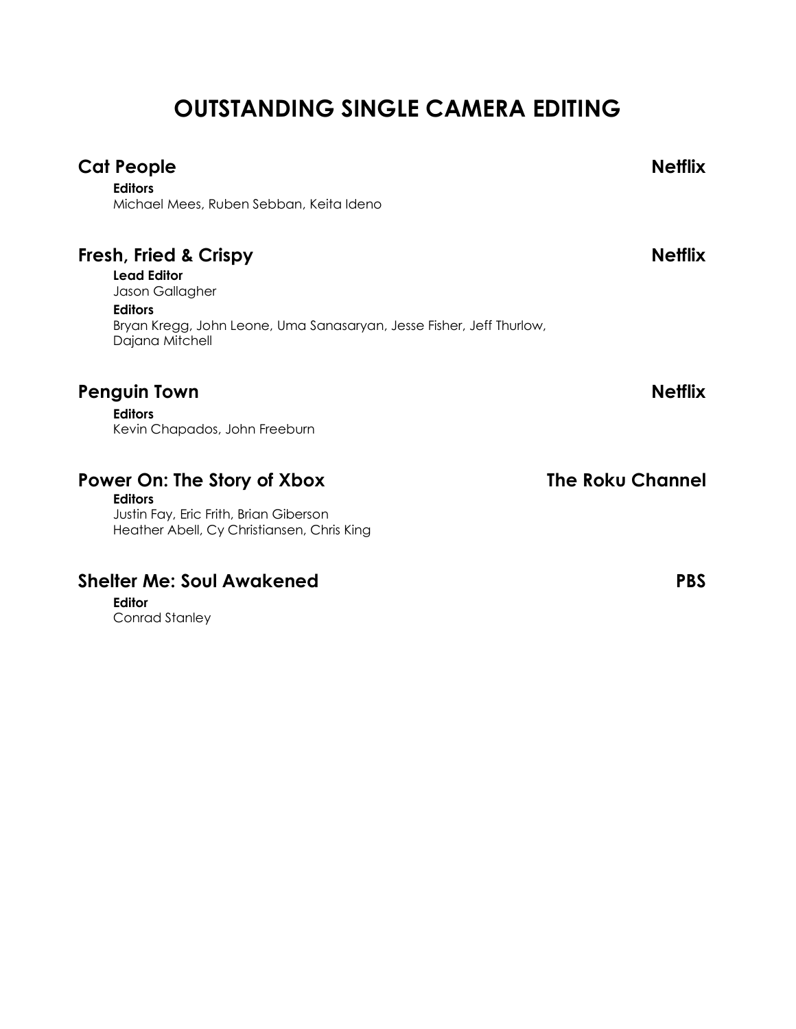# OUTSTANDING SINGLE CAMERA EDITING

## Cat People — Netflix

**Editors**
Michael Mees, Ruben Sebban, Keita Ideno

## Fresh, Fried & Crispy — Netflix

**Lead Editor**
Jason Gallagher

**Editors**
Bryan Kregg, John Leone, Uma Sanasaryan, Jesse Fisher, Jeff Thurlow, Dajana Mitchell

## Penguin Town — Netflix

**Editors**
Kevin Chapados, John Freeburn

## Power On: The Story of Xbox — The Roku Channel

**Editors**
Justin Fay, Eric Frith, Brian Giberson
Heather Abell, Cy Christiansen, Chris King

## Shelter Me: Soul Awakened — PBS

**Editor**
Conrad Stanley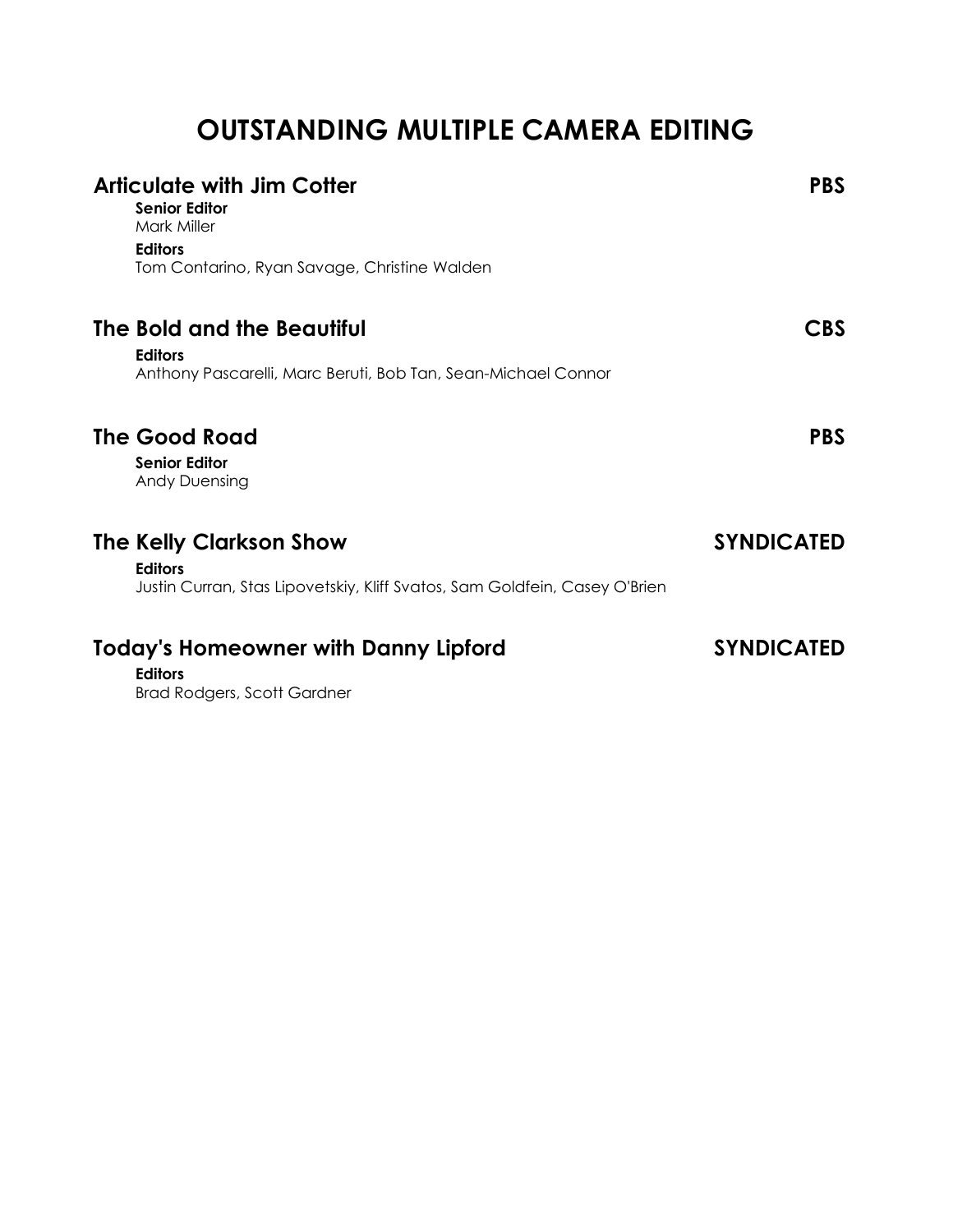# OUTSTANDING MULTIPLE CAMERA EDITING

## Articulate with Jim Cotter — PBS

**Senior Editor**
Mark Miller

**Editors**
Tom Contarino, Ryan Savage, Christine Walden

## The Bold and the Beautiful — CBS

**Editors**
Anthony Pascarelli, Marc Beruti, Bob Tan, Sean-Michael Connor

## The Good Road — PBS

**Senior Editor**
Andy Duensing

## The Kelly Clarkson Show — SYNDICATED

**Editors**
Justin Curran, Stas Lipovetskiy, Kliff Svatos, Sam Goldfein, Casey O'Brien

## Today's Homeowner with Danny Lipford — SYNDICATED

**Editors**
Brad Rodgers, Scott Gardner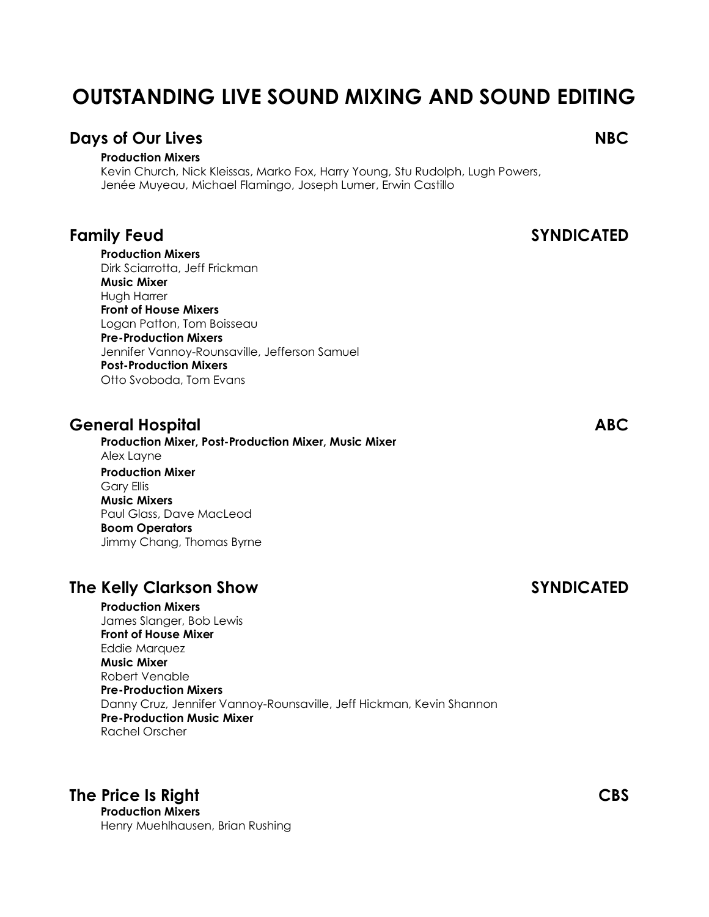# OUTSTANDING LIVE SOUND MIXING AND SOUND EDITING

## Days of Our Lives — NBC

**Production Mixers**
Kevin Church, Nick Kleissas, Marko Fox, Harry Young, Stu Rudolph, Lugh Powers, Jenée Muyeau, Michael Flamingo, Joseph Lumer, Erwin Castillo

## Family Feud — SYNDICATED

**Production Mixers**
Dirk Sciarrotta, Jeff Frickman
**Music Mixer**
Hugh Harrer
**Front of House Mixers**
Logan Patton, Tom Boisseau
**Pre-Production Mixers**
Jennifer Vannoy-Rounsaville, Jefferson Samuel
**Post-Production Mixers**
Otto Svoboda, Tom Evans

## General Hospital — ABC

**Production Mixer, Post-Production Mixer, Music Mixer**
Alex Layne
**Production Mixer**
Gary Ellis
**Music Mixers**
Paul Glass, Dave MacLeod
**Boom Operators**
Jimmy Chang, Thomas Byrne

## The Kelly Clarkson Show — SYNDICATED

**Production Mixers**
James Slanger, Bob Lewis
**Front of House Mixer**
Eddie Marquez
**Music Mixer**
Robert Venable
**Pre-Production Mixers**
Danny Cruz, Jennifer Vannoy-Rounsaville, Jeff Hickman, Kevin Shannon
**Pre-Production Music Mixer**
Rachel Orscher

## The Price Is Right — CBS

**Production Mixers**
Henry Muehlhausen, Brian Rushing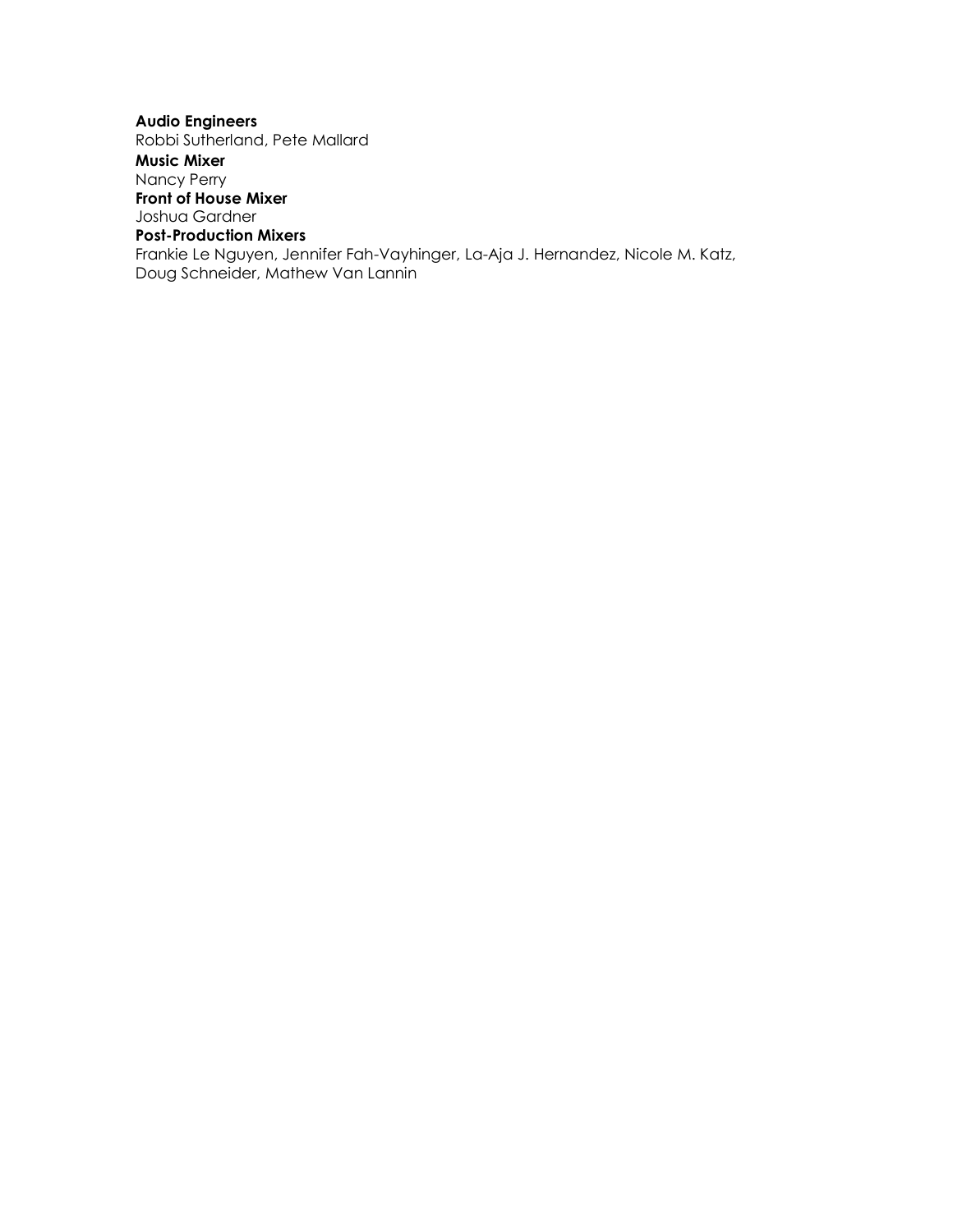**Audio Engineers**
Robbi Sutherland, Pete Mallard
**Music Mixer**
Nancy Perry
**Front of House Mixer**
Joshua Gardner
**Post-Production Mixers**
Frankie Le Nguyen, Jennifer Fah-Vayhinger, La-Aja J. Hernandez, Nicole M. Katz, Doug Schneider, Mathew Van Lannin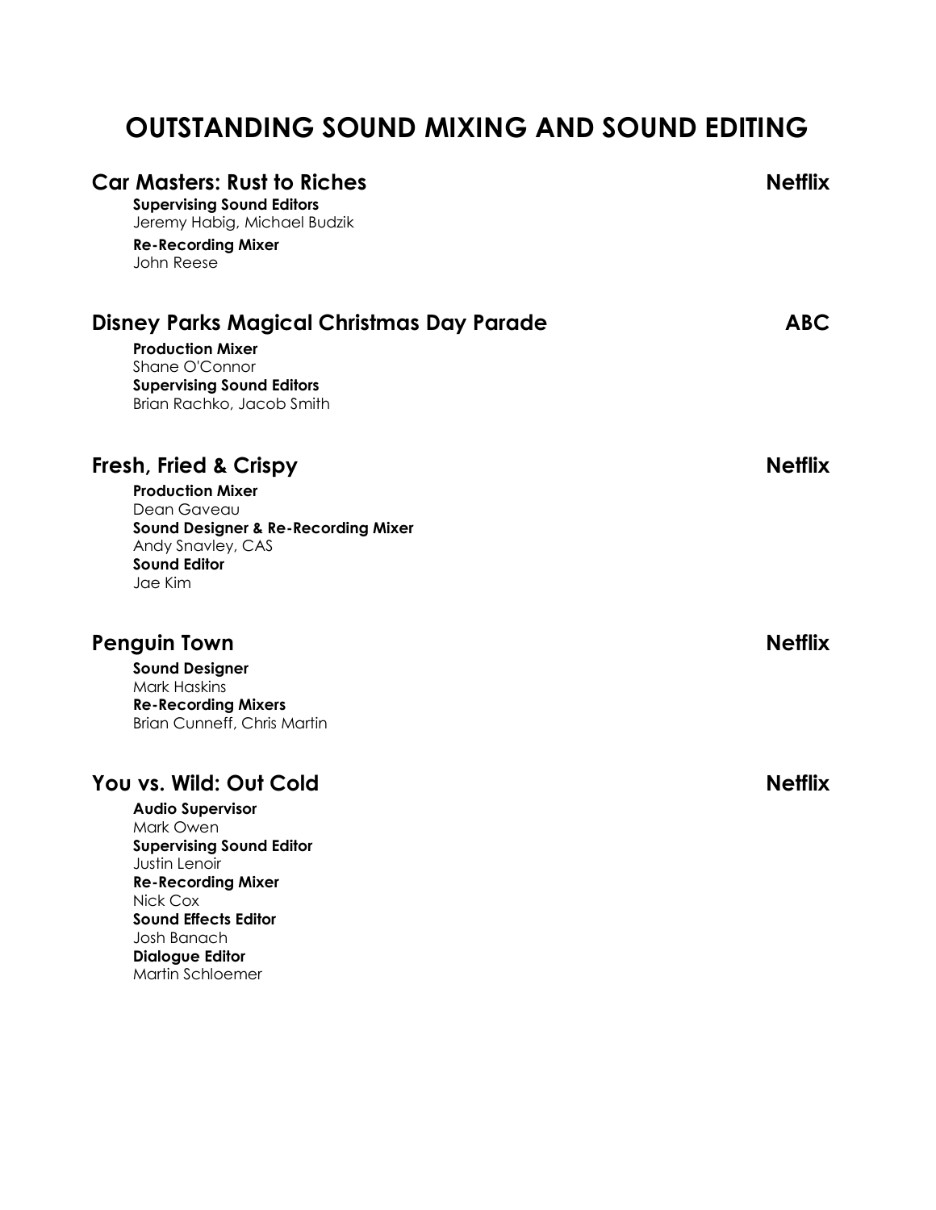# OUTSTANDING SOUND MIXING AND SOUND EDITING

## Car Masters: Rust to Riches — Netflix

**Supervising Sound Editors**
Jeremy Habig, Michael Budzik

**Re-Recording Mixer**
John Reese

## Disney Parks Magical Christmas Day Parade — ABC

**Production Mixer**
Shane O'Connor

**Supervising Sound Editors**
Brian Rachko, Jacob Smith

## Fresh, Fried & Crispy — Netflix

**Production Mixer**
Dean Gaveau

**Sound Designer & Re-Recording Mixer**
Andy Snavley, CAS

**Sound Editor**
Jae Kim

## Penguin Town — Netflix

**Sound Designer**
Mark Haskins

**Re-Recording Mixers**
Brian Cunneff, Chris Martin

## You vs. Wild: Out Cold — Netflix

**Audio Supervisor**
Mark Owen

**Supervising Sound Editor**
Justin Lenoir

**Re-Recording Mixer**
Nick Cox

**Sound Effects Editor**
Josh Banach

**Dialogue Editor**
Martin Schloemer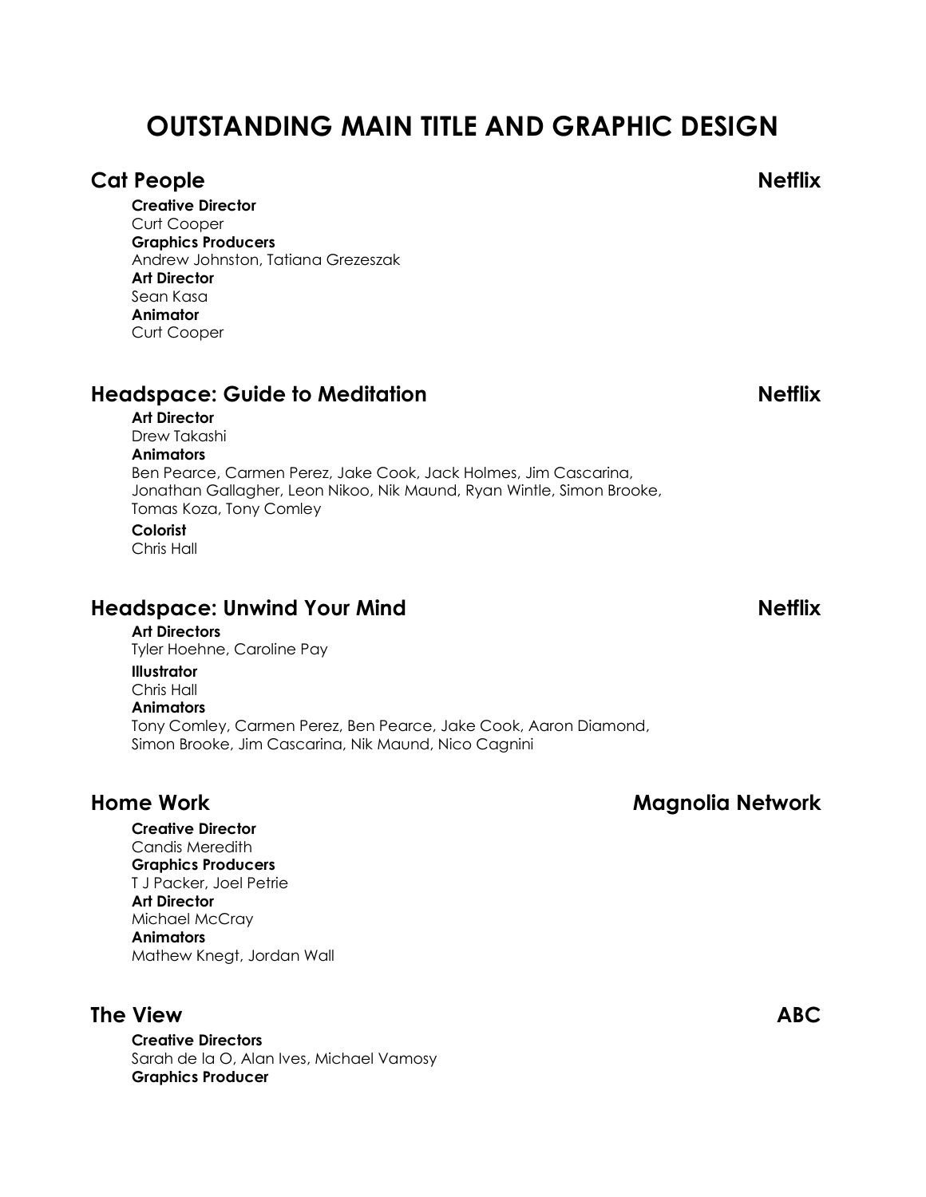# OUTSTANDING MAIN TITLE AND GRAPHIC DESIGN

## Cat People — Netflix

**Creative Director**
Curt Cooper
**Graphics Producers**
Andrew Johnston, Tatiana Grezeszak
**Art Director**
Sean Kasa
**Animator**
Curt Cooper

## Headspace: Guide to Meditation — Netflix

**Art Director**
Drew Takashi
**Animators**
Ben Pearce, Carmen Perez, Jake Cook, Jack Holmes, Jim Cascarina, Jonathan Gallagher, Leon Nikoo, Nik Maund, Ryan Wintle, Simon Brooke, Tomas Koza, Tony Comley
**Colorist**
Chris Hall

## Headspace: Unwind Your Mind — Netflix

**Art Directors**
Tyler Hoehne, Caroline Pay
**Illustrator**
Chris Hall
**Animators**
Tony Comley, Carmen Perez, Ben Pearce, Jake Cook, Aaron Diamond, Simon Brooke, Jim Cascarina, Nik Maund, Nico Cagnini

## Home Work — Magnolia Network

**Creative Director**
Candis Meredith
**Graphics Producers**
T J Packer, Joel Petrie
**Art Director**
Michael McCray
**Animators**
Mathew Knegt, Jordan Wall

## The View — ABC

**Creative Directors**
Sarah de la O, Alan Ives, Michael Vamosy
**Graphics Producer**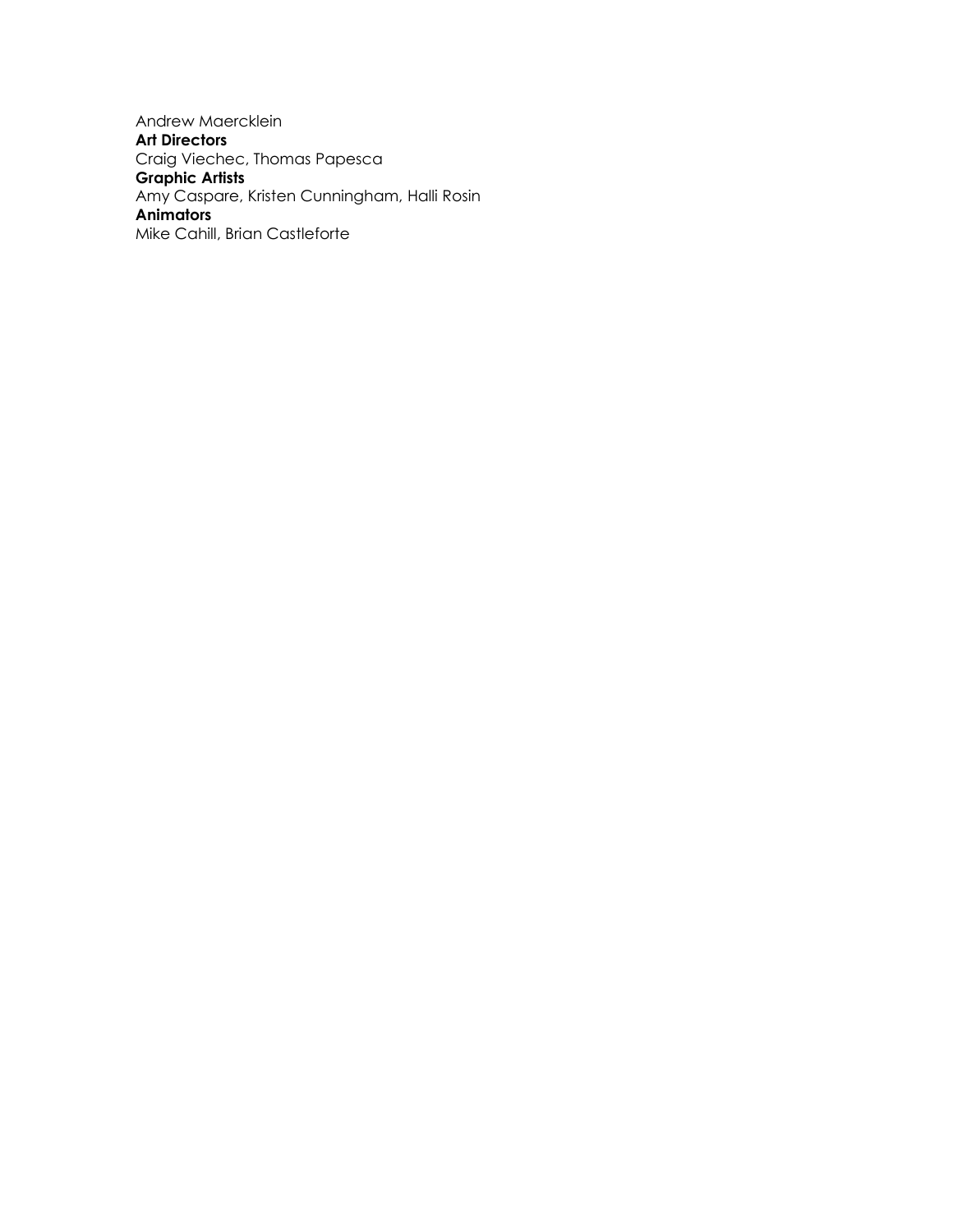Andrew Maercklein
**Art Directors**
Craig Viechec, Thomas Papesca
**Graphic Artists**
Amy Caspare, Kristen Cunningham, Halli Rosin
**Animators**
Mike Cahill, Brian Castleforte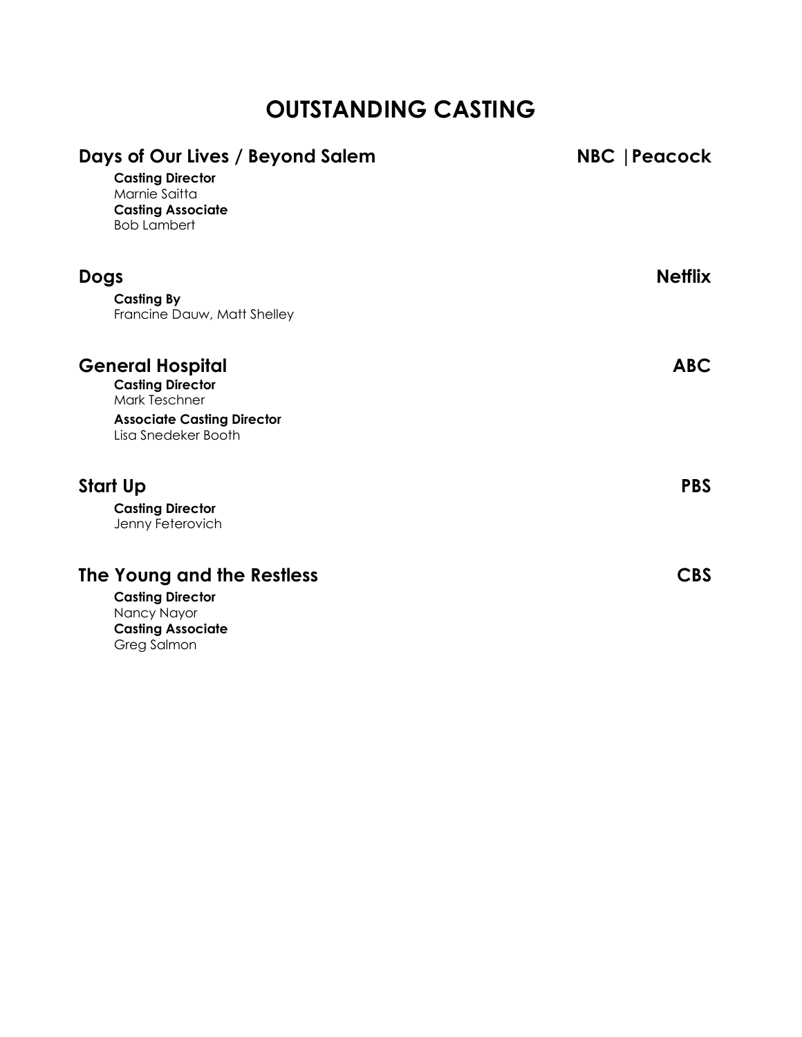# OUTSTANDING CASTING

## Days of Our Lives / Beyond Salem — NBC | Peacock

**Casting Director**
Marnie Saitta
**Casting Associate**
Bob Lambert

## Dogs — Netflix

**Casting By**
Francine Dauw, Matt Shelley

## General Hospital — ABC

**Casting Director**
Mark Teschner
**Associate Casting Director**
Lisa Snedeker Booth

## Start Up — PBS

**Casting Director**
Jenny Feterovich

## The Young and the Restless — CBS

**Casting Director**
Nancy Nayor
**Casting Associate**
Greg Salmon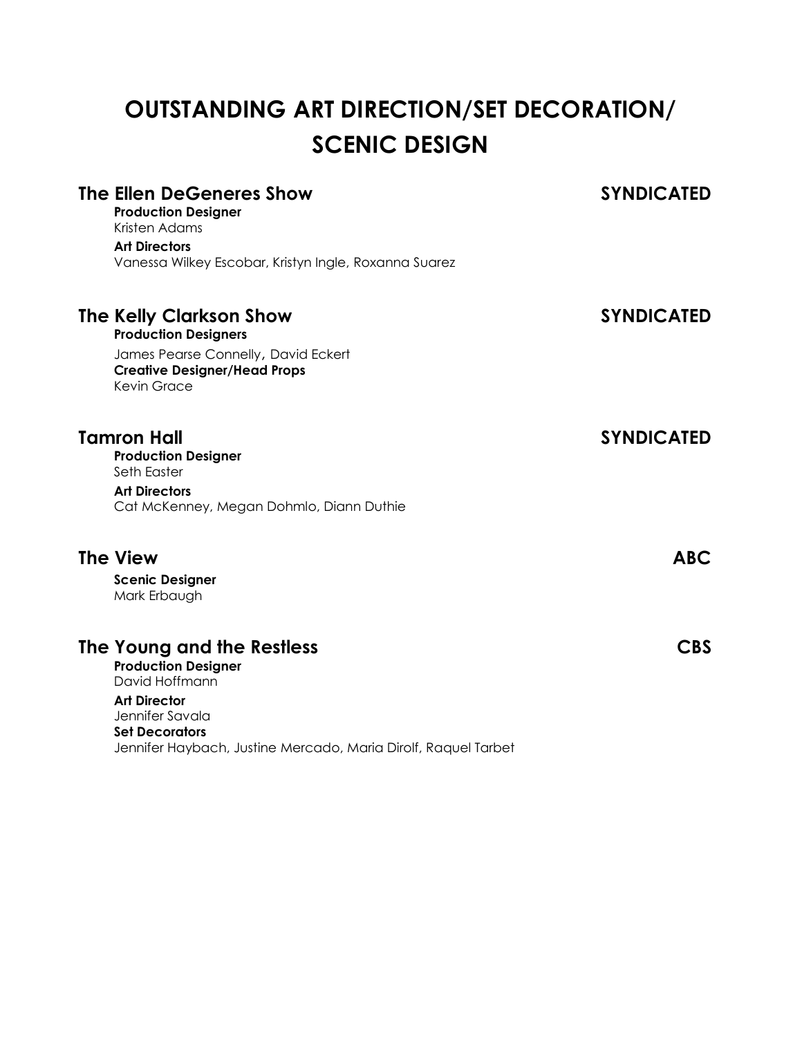# OUTSTANDING ART DIRECTION/SET DECORATION/ SCENIC DESIGN

## The Ellen DeGeneres Show — SYNDICATED

**Production Designer**
Kristen Adams

**Art Directors**
Vanessa Wilkey Escobar, Kristyn Ingle, Roxanna Suarez

## The Kelly Clarkson Show — SYNDICATED

**Production Designers**
James Pearse Connelly, David Eckert

**Creative Designer/Head Props**
Kevin Grace

## Tamron Hall — SYNDICATED

**Production Designer**
Seth Easter

**Art Directors**
Cat McKenney, Megan Dohmlo, Diann Duthie

## The View — ABC

**Scenic Designer**
Mark Erbaugh

## The Young and the Restless — CBS

**Production Designer**
David Hoffmann

**Art Director**
Jennifer Savala

**Set Decorators**
Jennifer Haybach, Justine Mercado, Maria Dirolf, Raquel Tarbet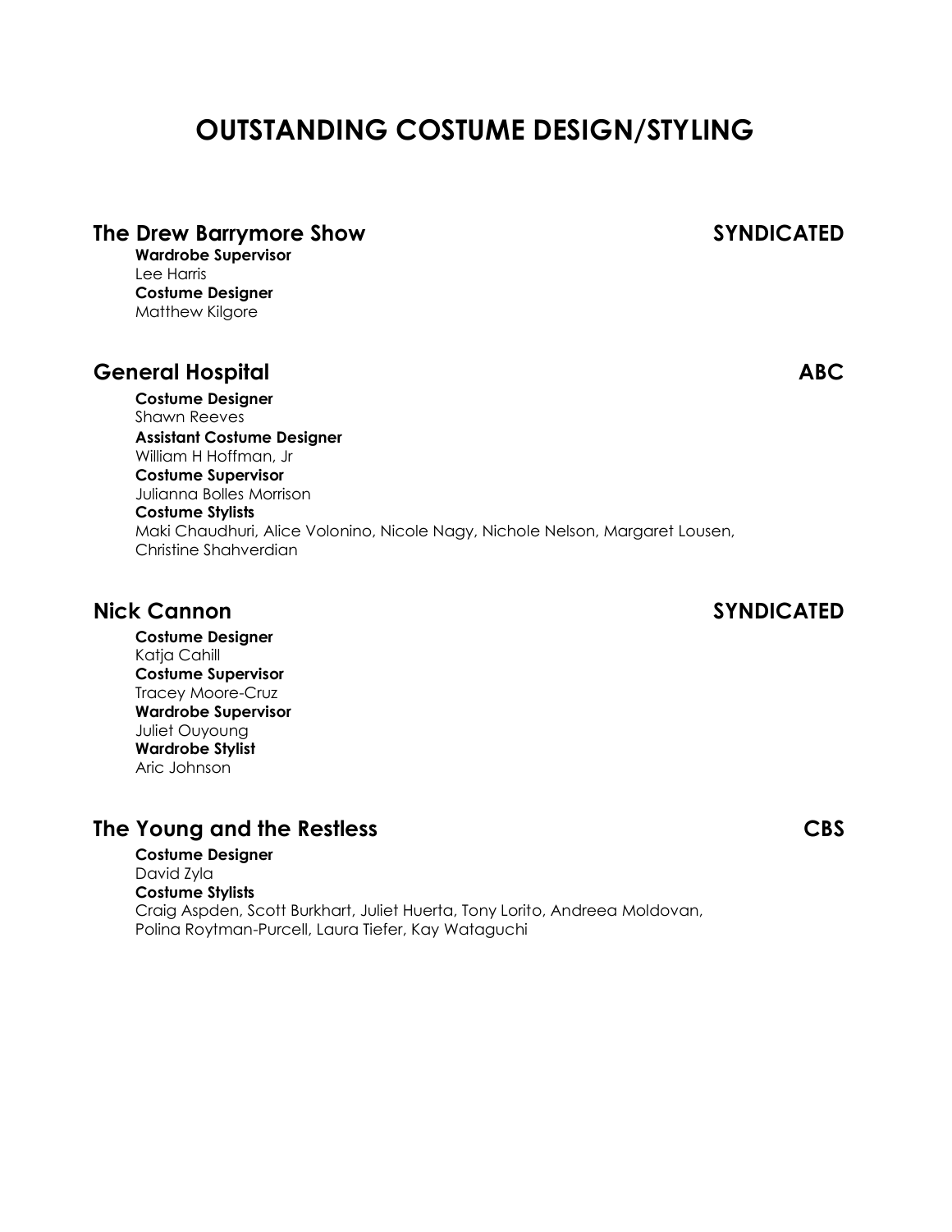# OUTSTANDING COSTUME DESIGN/STYLING

## The Drew Barrymore Show — SYNDICATED

**Wardrobe Supervisor**
Lee Harris
**Costume Designer**
Matthew Kilgore

## General Hospital — ABC

**Costume Designer**
Shawn Reeves
**Assistant Costume Designer**
William H Hoffman, Jr
**Costume Supervisor**
Julianna Bolles Morrison
**Costume Stylists**
Maki Chaudhuri, Alice Volonino, Nicole Nagy, Nichole Nelson, Margaret Lousen, Christine Shahverdian

## Nick Cannon — SYNDICATED

**Costume Designer**
Katja Cahill
**Costume Supervisor**
Tracey Moore-Cruz
**Wardrobe Supervisor**
Juliet Ouyoung
**Wardrobe Stylist**
Aric Johnson

## The Young and the Restless — CBS

**Costume Designer**
David Zyla
**Costume Stylists**
Craig Aspden, Scott Burkhart, Juliet Huerta, Tony Lorito, Andreea Moldovan, Polina Roytman-Purcell, Laura Tiefer, Kay Wataguchi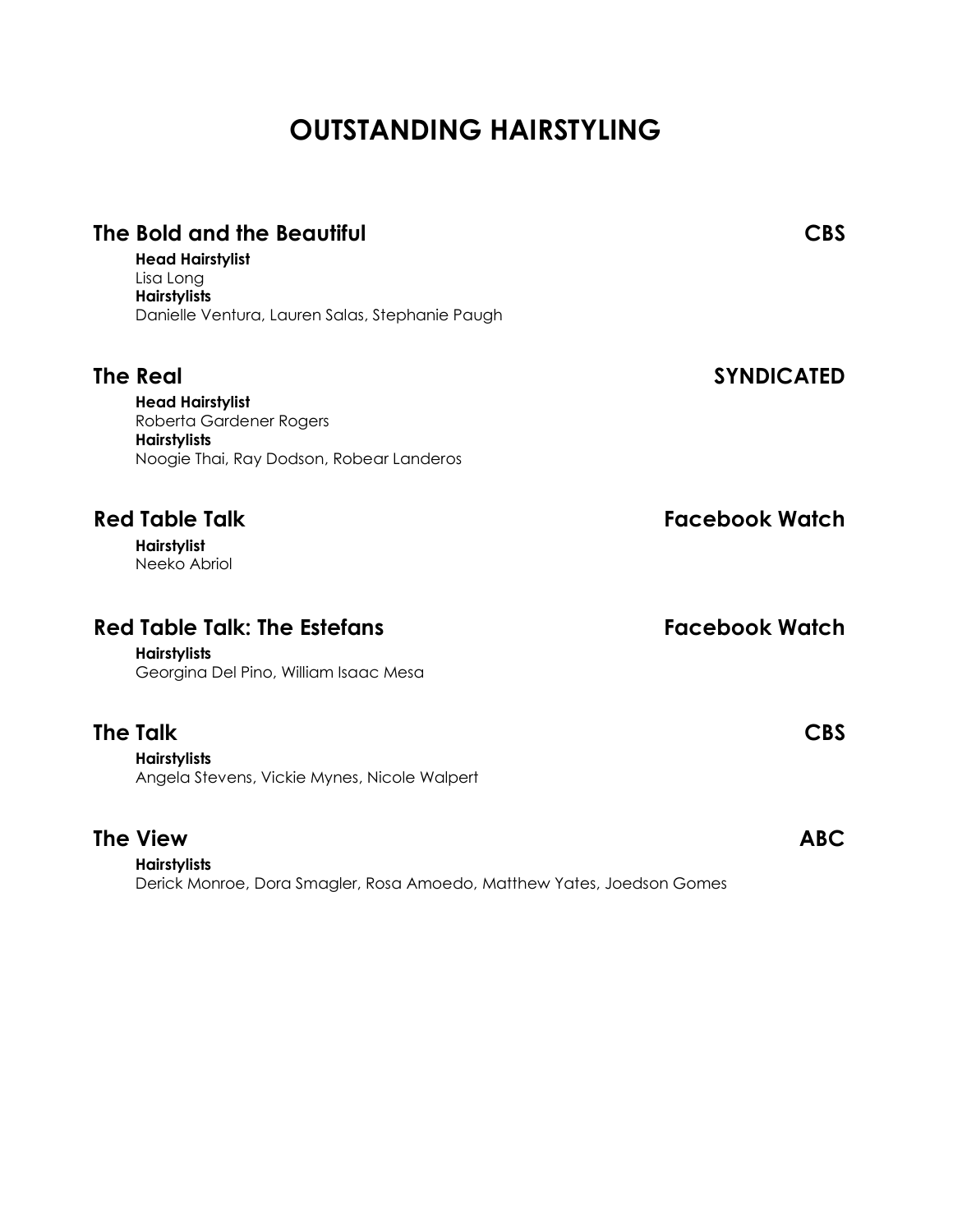# OUTSTANDING HAIRSTYLING

## The Bold and the Beautiful — CBS

**Head Hairstylist**
Lisa Long
**Hairstylists**
Danielle Ventura, Lauren Salas, Stephanie Paugh

## The Real — SYNDICATED

**Head Hairstylist**
Roberta Gardener Rogers
**Hairstylists**
Noogie Thai, Ray Dodson, Robear Landeros

## Red Table Talk — Facebook Watch

**Hairstylist**
Neeko Abriol

## Red Table Talk: The Estefans — Facebook Watch

**Hairstylists**
Georgina Del Pino, William Isaac Mesa

## The Talk — CBS

**Hairstylists**
Angela Stevens, Vickie Mynes, Nicole Walpert

## The View — ABC

**Hairstylists**
Derick Monroe, Dora Smagler, Rosa Amoedo, Matthew Yates, Joedson Gomes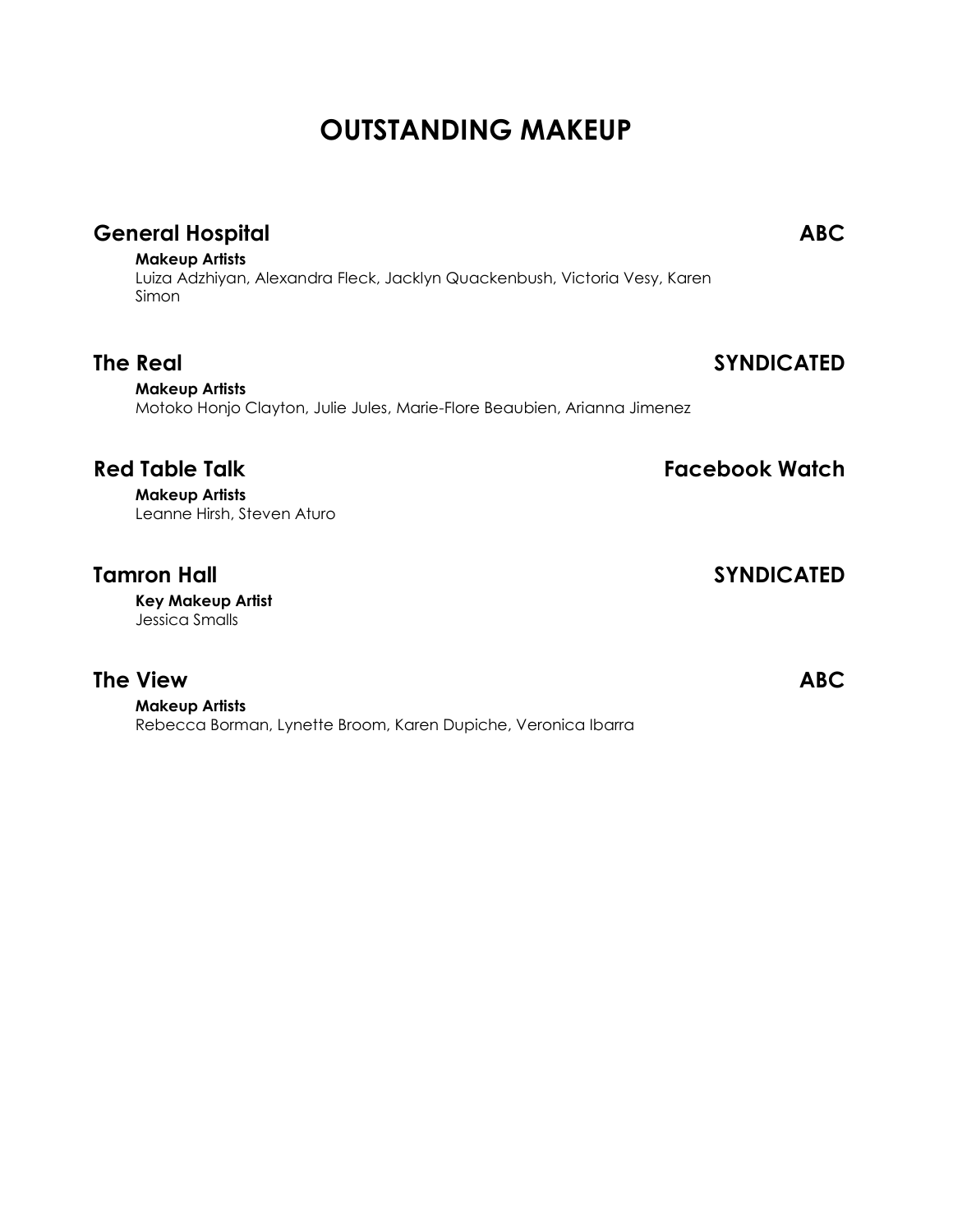# OUTSTANDING MAKEUP

## General Hospital — ABC

**Makeup Artists**
Luiza Adzhiyan, Alexandra Fleck, Jacklyn Quackenbush, Victoria Vesy, Karen Simon

## The Real — SYNDICATED

**Makeup Artists**
Motoko Honjo Clayton, Julie Jules, Marie-Flore Beaubien, Arianna Jimenez

## Red Table Talk — Facebook Watch

**Makeup Artists**
Leanne Hirsh, Steven Aturo

## Tamron Hall — SYNDICATED

**Key Makeup Artist**
Jessica Smalls

## The View — ABC

**Makeup Artists**
Rebecca Borman, Lynette Broom, Karen Dupiche, Veronica Ibarra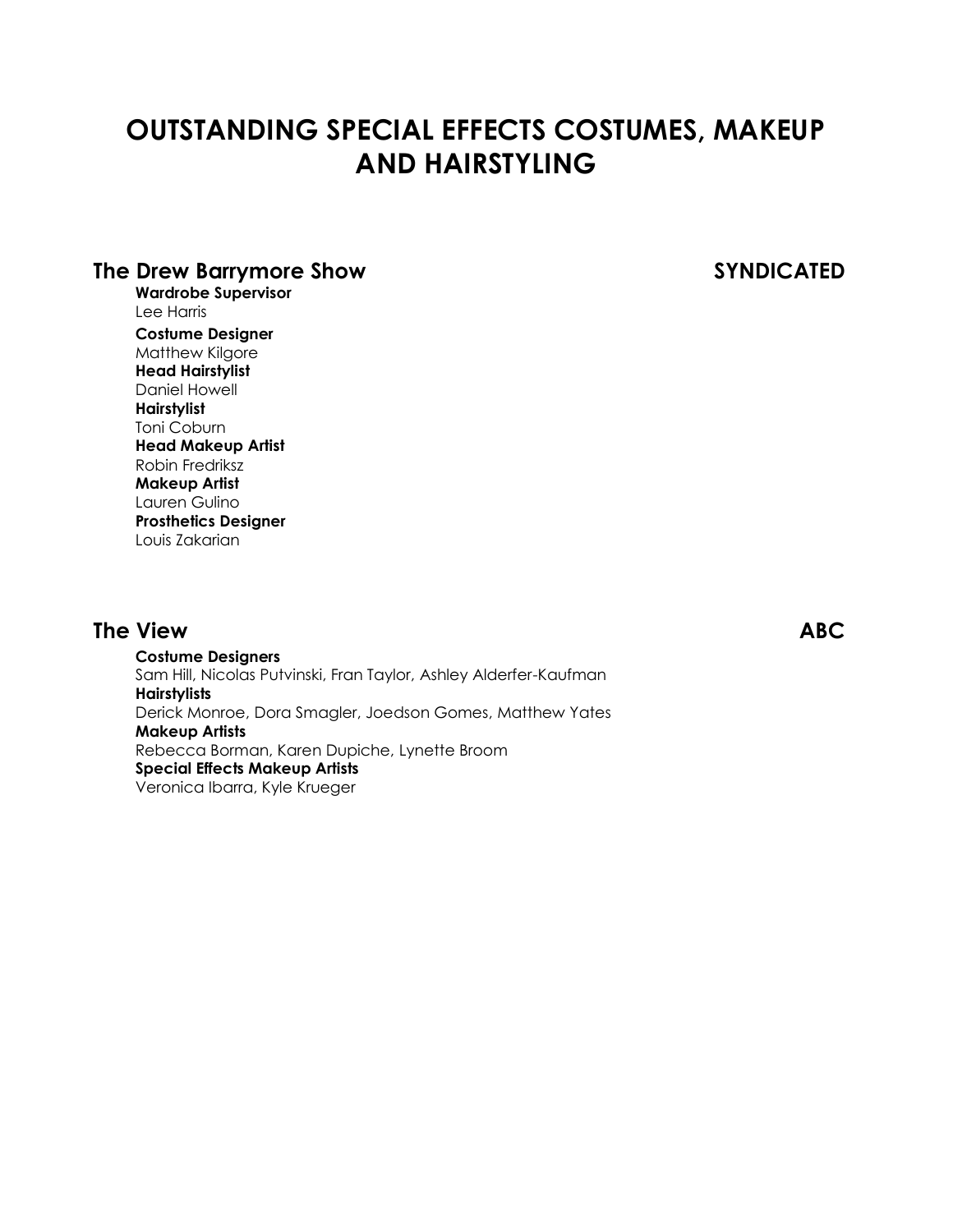# OUTSTANDING SPECIAL EFFECTS COSTUMES, MAKEUP AND HAIRSTYLING

## The Drew Barrymore Show SYNDICATED

**Wardrobe Supervisor**
Lee Harris

**Costume Designer**
Matthew Kilgore

**Head Hairstylist**
Daniel Howell

**Hairstylist**
Toni Coburn

**Head Makeup Artist**
Robin Fredriksz

**Makeup Artist**
Lauren Gulino

**Prosthetics Designer**
Louis Zakarian

## The View ABC

**Costume Designers**
Sam Hill, Nicolas Putvinski, Fran Taylor, Ashley Alderfer-Kaufman

**Hairstylists**
Derick Monroe, Dora Smagler, Joedson Gomes, Matthew Yates

**Makeup Artists**
Rebecca Borman, Karen Dupiche, Lynette Broom

**Special Effects Makeup Artists**
Veronica Ibarra, Kyle Krueger